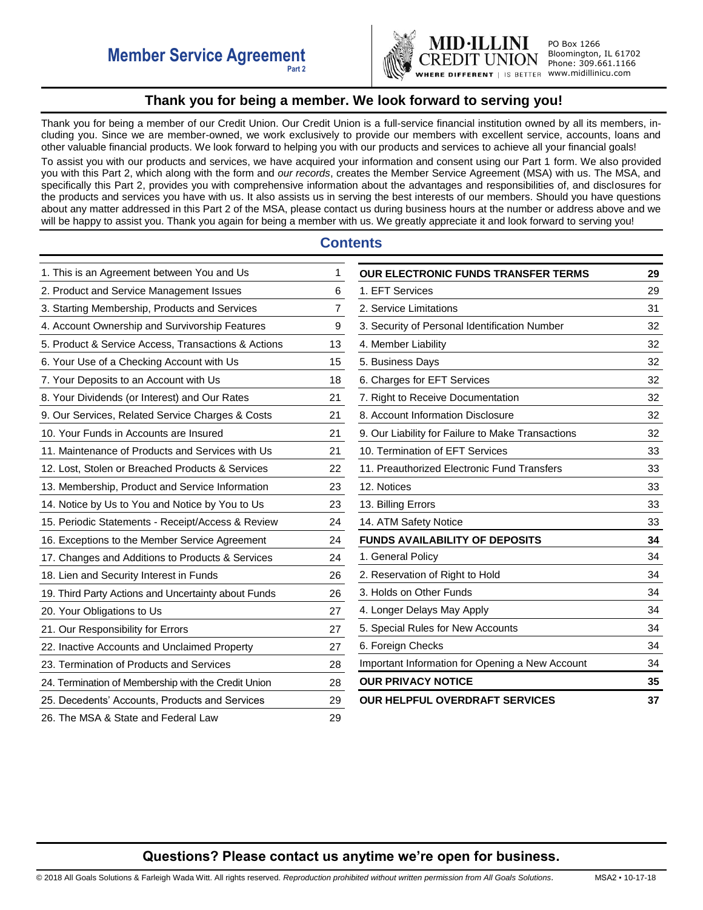# Member Service Agreement
Part 2

MID·ILLINI CREDIT UNION
WHERE DIFFERENT | IS BETTER

PO Box 1266
Bloomington, IL 61702
Phone: 309.661.1166
www.midillinicu.com

## Thank you for being a member. We look forward to serving you!

Thank you for being a member of our Credit Union. Our Credit Union is a full-service financial institution owned by all its members, including you. Since we are member-owned, we work exclusively to provide our members with excellent service, accounts, loans and other valuable financial products. We look forward to helping you with our products and services to achieve all your financial goals!

To assist you with our products and services, we have acquired your information and consent using our Part 1 form. We also provided you with this Part 2, which along with the form and *our records*, creates the Member Service Agreement (MSA) with us. The MSA, and specifically this Part 2, provides you with comprehensive information about the advantages and responsibilities of, and disclosures for the products and services you have with us. It also assists us in serving the best interests of our members. Should you have questions about any matter addressed in this Part 2 of the MSA, please contact us during business hours at the number or address above and we will be happy to assist you. Thank you again for being a member with us. We greatly appreciate it and look forward to serving you!

## Contents

| Section | Page |
|---|---|
| 1. This is an Agreement between You and Us | 1 |
| 2. Product and Service Management Issues | 6 |
| 3. Starting Membership, Products and Services | 7 |
| 4. Account Ownership and Survivorship Features | 9 |
| 5. Product & Service Access, Transactions & Actions | 13 |
| 6. Your Use of a Checking Account with Us | 15 |
| 7. Your Deposits to an Account with Us | 18 |
| 8. Your Dividends (or Interest) and Our Rates | 21 |
| 9. Our Services, Related Service Charges & Costs | 21 |
| 10. Your Funds in Accounts are Insured | 21 |
| 11. Maintenance of Products and Services with Us | 21 |
| 12. Lost, Stolen or Breached Products & Services | 22 |
| 13. Membership, Product and Service Information | 23 |
| 14. Notice by Us to You and Notice by You to Us | 23 |
| 15. Periodic Statements - Receipt/Access & Review | 24 |
| 16. Exceptions to the Member Service Agreement | 24 |
| 17. Changes and Additions to Products & Services | 24 |
| 18. Lien and Security Interest in Funds | 26 |
| 19. Third Party Actions and Uncertainty about Funds | 26 |
| 20. Your Obligations to Us | 27 |
| 21. Our Responsibility for Errors | 27 |
| 22. Inactive Accounts and Unclaimed Property | 27 |
| 23. Termination of Products and Services | 28 |
| 24. Termination of Membership with the Credit Union | 28 |
| 25. Decedents' Accounts, Products and Services | 29 |
| 26. The MSA & State and Federal Law | 29 |
| **OUR ELECTRONIC FUNDS TRANSFER TERMS** | **29** |
| 1. EFT Services | 29 |
| 2. Service Limitations | 31 |
| 3. Security of Personal Identification Number | 32 |
| 4. Member Liability | 32 |
| 5. Business Days | 32 |
| 6. Charges for EFT Services | 32 |
| 7. Right to Receive Documentation | 32 |
| 8. Account Information Disclosure | 32 |
| 9. Our Liability for Failure to Make Transactions | 32 |
| 10. Termination of EFT Services | 33 |
| 11. Preauthorized Electronic Fund Transfers | 33 |
| 12. Notices | 33 |
| 13. Billing Errors | 33 |
| 14. ATM Safety Notice | 33 |
| **FUNDS AVAILABILITY OF DEPOSITS** | **34** |
| 1. General Policy | 34 |
| 2. Reservation of Right to Hold | 34 |
| 3. Holds on Other Funds | 34 |
| 4. Longer Delays May Apply | 34 |
| 5. Special Rules for New Accounts | 34 |
| 6. Foreign Checks | 34 |
| Important Information for Opening a New Account | 34 |
| **OUR PRIVACY NOTICE** | **35** |
| **OUR HELPFUL OVERDRAFT SERVICES** | **37** |

## Questions? Please contact us anytime we're open for business.

© 2018 All Goals Solutions & Farleigh Wada Witt. All rights reserved. *Reproduction prohibited without written permission from All Goals Solutions.* MSA2 • 10-17-18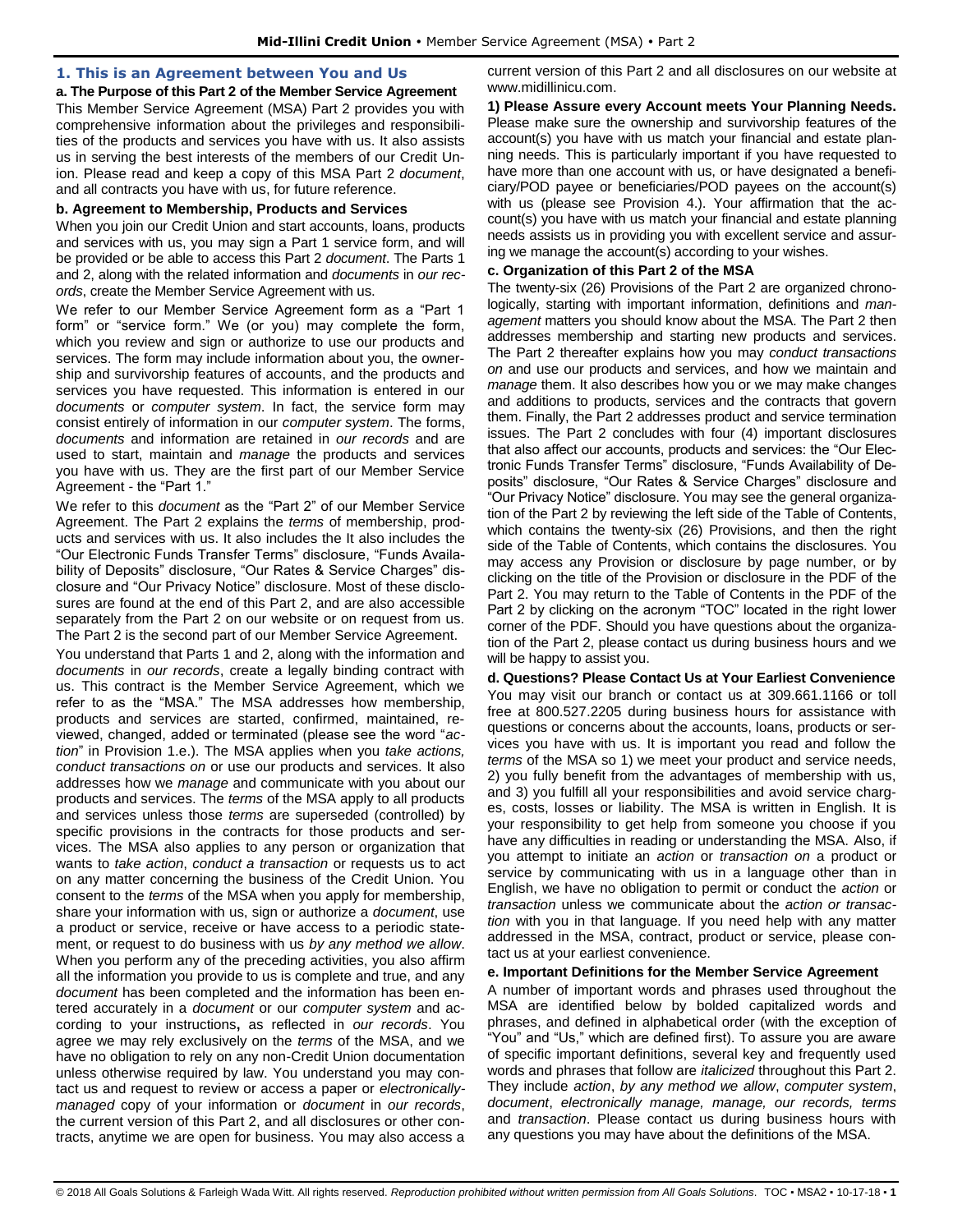## 1. This is an Agreement between You and Us

### a. The Purpose of this Part 2 of the Member Service Agreement

This Member Service Agreement (MSA) Part 2 provides you with comprehensive information about the privileges and responsibilities of the products and services you have with us. It also assists us in serving the best interests of the members of our Credit Union. Please read and keep a copy of this MSA Part 2 *document*, and all contracts you have with us, for future reference.

### b. Agreement to Membership, Products and Services

When you join our Credit Union and start accounts, loans, products and services with us, you may sign a Part 1 service form, and will be provided or be able to access this Part 2 *document*. The Parts 1 and 2, along with the related information and *documents* in *our records*, create the Member Service Agreement with us.

We refer to our Member Service Agreement form as a "Part 1 form" or "service form." We (or you) may complete the form, which you review and sign or authorize to use our products and services. The form may include information about you, the ownership and survivorship features of accounts, and the products and services you have requested. This information is entered in our *documents* or *computer system*. In fact, the service form may consist entirely of information in our *computer system*. The forms, *documents* and information are retained in *our records* and are used to start, maintain and *manage* the products and services you have with us. They are the first part of our Member Service Agreement - the "Part 1."

We refer to this *document* as the "Part 2" of our Member Service Agreement. The Part 2 explains the *terms* of membership, products and services with us. It also includes the It also includes the "Our Electronic Funds Transfer Terms" disclosure, "Funds Availability of Deposits" disclosure, "Our Rates & Service Charges" disclosure and "Our Privacy Notice" disclosure. Most of these disclosures are found at the end of this Part 2, and are also accessible separately from the Part 2 on our website or on request from us. The Part 2 is the second part of our Member Service Agreement.

You understand that Parts 1 and 2, along with the information and *documents* in *our records*, create a legally binding contract with us. This contract is the Member Service Agreement, which we refer to as the "MSA." The MSA addresses how membership, products and services are started, confirmed, maintained, reviewed, changed, added or terminated (please see the word "*action*" in Provision 1.e.). The MSA applies when you *take actions, conduct transactions on* or use our products and services. It also addresses how we *manage* and communicate with you about our products and services. The *terms* of the MSA apply to all products and services unless those *terms* are superseded (controlled) by specific provisions in the contracts for those products and services. The MSA also applies to any person or organization that wants to *take action*, *conduct a transaction* or requests us to act on any matter concerning the business of the Credit Union. You consent to the *terms* of the MSA when you apply for membership, share your information with us, sign or authorize a *document*, use a product or service, receive or have access to a periodic statement, or request to do business with us *by any method we allow*. When you perform any of the preceding activities, you also affirm all the information you provide to us is complete and true, and any *document* has been completed and the information has been entered accurately in a *document* or our *computer system* and according to your instructions**,** as reflected in *our records*. You agree we may rely exclusively on the *terms* of the MSA, and we have no obligation to rely on any non-Credit Union documentation unless otherwise required by law. You understand you may contact us and request to review or access a paper or *electronically-managed* copy of your information or *document* in *our records*, the current version of this Part 2, and all disclosures or other contracts, anytime we are open for business. You may also access a current version of this Part 2 and all disclosures on our website at www.midillinicu.com.

**1) Please Assure every Account meets Your Planning Needs.** Please make sure the ownership and survivorship features of the account(s) you have with us match your financial and estate planning needs. This is particularly important if you have requested to have more than one account with us, or have designated a beneficiary/POD payee or beneficiaries/POD payees on the account(s) with us (please see Provision 4.). Your affirmation that the account(s) you have with us match your financial and estate planning needs assists us in providing you with excellent service and assuring we manage the account(s) according to your wishes.

### c. Organization of this Part 2 of the MSA

The twenty-six (26) Provisions of the Part 2 are organized chronologically, starting with important information, definitions and *management* matters you should know about the MSA. The Part 2 then addresses membership and starting new products and services. The Part 2 thereafter explains how you may *conduct transactions on* and use our products and services, and how we maintain and *manage* them. It also describes how you or we may make changes and additions to products, services and the contracts that govern them. Finally, the Part 2 addresses product and service termination issues. The Part 2 concludes with four (4) important disclosures that also affect our accounts, products and services: the "Our Electronic Funds Transfer Terms" disclosure, "Funds Availability of Deposits" disclosure, "Our Rates & Service Charges" disclosure and "Our Privacy Notice" disclosure. You may see the general organization of the Part 2 by reviewing the left side of the Table of Contents, which contains the twenty-six (26) Provisions, and then the right side of the Table of Contents, which contains the disclosures. You may access any Provision or disclosure by page number, or by clicking on the title of the Provision or disclosure in the PDF of the Part 2. You may return to the Table of Contents in the PDF of the Part 2 by clicking on the acronym "TOC" located in the right lower corner of the PDF. Should you have questions about the organization of the Part 2, please contact us during business hours and we will be happy to assist you.

### d. Questions? Please Contact Us at Your Earliest Convenience

You may visit our branch or contact us at 309.661.1166 or toll free at 800.527.2205 during business hours for assistance with questions or concerns about the accounts, loans, products or services you have with us. It is important you read and follow the *terms* of the MSA so 1) we meet your product and service needs, 2) you fully benefit from the advantages of membership with us, and 3) you fulfill all your responsibilities and avoid service charges, costs, losses or liability. The MSA is written in English. It is your responsibility to get help from someone you choose if you have any difficulties in reading or understanding the MSA. Also, if you attempt to initiate an *action* or *transaction on* a product or service by communicating with us in a language other than in English, we have no obligation to permit or conduct the *action* or *transaction* unless we communicate about the *action or transaction* with you in that language. If you need help with any matter addressed in the MSA, contract, product or service, please contact us at your earliest convenience.

### e. Important Definitions for the Member Service Agreement

A number of important words and phrases used throughout the MSA are identified below by bolded capitalized words and phrases, and defined in alphabetical order (with the exception of "You" and "Us," which are defined first). To assure you are aware of specific important definitions, several key and frequently used words and phrases that follow are *italicized* throughout this Part 2. They include *action*, *by any method we allow*, *computer system*, *document*, *electronically manage, manage, our records, terms* and *transaction*. Please contact us during business hours with any questions you may have about the definitions of the MSA.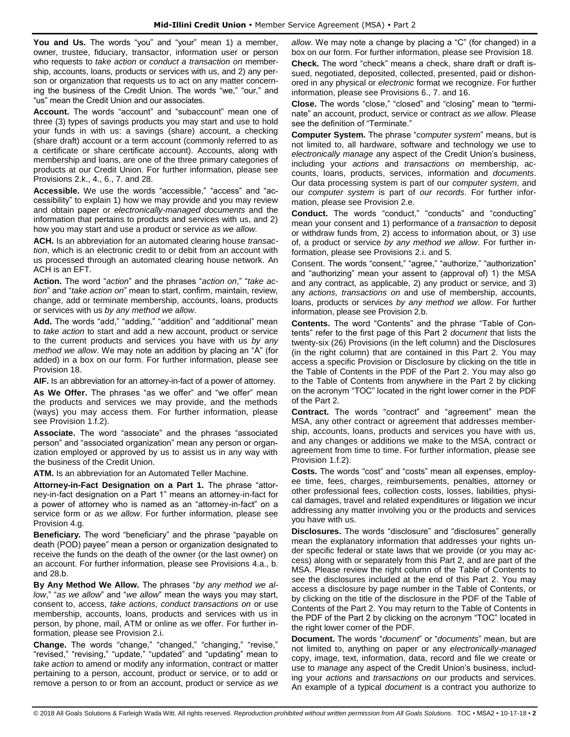**You and Us.** The words "you" and "your" mean 1) a member, owner, trustee, fiduciary, transactor, information user or person who requests to *take action* or *conduct a transaction on* membership, accounts, loans, products or services with us, and 2) any person or organization that requests us to act on any matter concerning the business of the Credit Union. The words "we," "our," and "us" mean the Credit Union and our associates.

**Account.** The words "account" and "subaccount" mean one of three (3) types of savings products you may start and use to hold your funds in with us: a savings (share) account, a checking (share draft) account or a term account (commonly referred to as a certificate or share certificate account). Accounts, along with membership and loans, are one of the three primary categories of products at our Credit Union. For further information, please see Provisions 2.k., 4., 6., 7. and 28.

**Accessible.** We use the words "accessible," "access" and "accessibility" to explain 1) how we may provide and you may review and obtain paper or *electronically-managed documents* and the information that pertains to products and services with us, and 2) how you may start and use a product or service *as we allow*.

**ACH.** Is an abbreviation for an automated clearing house *transaction*, which is an electronic credit to or debit from an account with us processed through an automated clearing house network. An ACH is an EFT.

**Action.** The word "*action*" and the phrases "*action on*," "*take action*" and "*take action on*" mean to start, confirm, maintain, review, change, add or terminate membership, accounts, loans, products or services with us *by any method we allow*.

**Add.** The words "add," "adding," "addition" and "additional" mean to *take action* to start and add a new account, product or service to the current products and services you have with us *by any method we allow*. We may note an addition by placing an "A" (for added) in a box on our form. For further information, please see Provision 18.

**AIF.** Is an abbreviation for an attorney-in-fact of a power of attorney.

**As We Offer.** The phrases "as we offer" and "we offer" mean the products and services we may provide, and the methods (ways) you may access them. For further information, please see Provision 1.f.2).

**Associate.** The word "associate" and the phrases "associated person" and "associated organization" mean any person or organization employed or approved by us to assist us in any way with the business of the Credit Union.

**ATM.** Is an abbreviation for an Automated Teller Machine.

**Attorney-in-Fact Designation on a Part 1.** The phrase "attorney-in-fact designation on a Part 1" means an attorney-in-fact for a power of attorney who is named as an "attorney-in-fact" on a service form or *as we allow*. For further information, please see Provision 4.g.

**Beneficiary.** The word "beneficiary" and the phrase "payable on death (POD) payee" mean a person or organization designated to receive the funds on the death of the owner (or the last owner) on an account. For further information, please see Provisions 4.a., b. and 28.b.

**By Any Method We Allow.** The phrases "*by any method we allow*," "*as we allow*" and "*we allow*" mean the ways you may start, consent to, access, *take actions, conduct transactions on* or use membership, accounts, loans, products and services with us in person, by phone, mail, ATM or online as we offer. For further information, please see Provision 2.i.

**Change.** The words "change," "changed," "changing," "revise," "revised," "revising," "update," "updated" and "updating" mean to *take action* to amend or modify any information, contract or matter pertaining to a person, account, product or service, or to add or remove a person to or from an account, product or service *as we allow*. We may note a change by placing a "C" (for changed) in a box on our form. For further information, please see Provision 18.

**Check.** The word "check" means a check, share draft or draft issued, negotiated, deposited, collected, presented, paid or dishonored in any physical or *electronic* format we recognize. For further information, please see Provisions 6., 7. and 16.

**Close.** The words "close," "closed" and "closing" mean to "terminate" an account, product, service or contract *as we allow*. Please see the definition of "Terminate."

**Computer System.** The phrase "*computer system*" means, but is not limited to, all hardware, software and technology we use to *electronically manage* any aspect of the Credit Union's business, including your *actions* and *transactions on* membership, accounts, loans, products, services, information and *documents*. Our data processing system is part of our *computer system*, and our *computer system* is part of *our records*. For further information, please see Provision 2.e.

**Conduct.** The words "conduct," "conducts" and "conducting" mean your consent and 1) performance of a *transaction* to deposit or withdraw funds from, 2) access to information about, or 3) use of, a product or service *by any method we allow*. For further information, please see Provisions 2.i. and 5.

Consent. The words "consent," "agree," "authorize," "authorization" and "authorizing" mean your assent to (approval of) 1) the MSA and any contract, as applicable, 2) any product or service, and 3) any *actions, transactions on* and use of membership, accounts, loans, products or services *by any method we allow*. For further information, please see Provision 2.b.

**Contents.** The word "Contents" and the phrase "Table of Contents" refer to the first page of this Part 2 *document* that lists the twenty-six (26) Provisions (in the left column) and the Disclosures (in the right column) that are contained in this Part 2. You may access a specific Provision or Disclosure by clicking on the title in the Table of Contents in the PDF of the Part 2. You may also go to the Table of Contents from anywhere in the Part 2 by clicking on the acronym "TOC" located in the right lower corner in the PDF of the Part 2.

**Contract.** The words "contract" and "agreement" mean the MSA, any other contract or agreement that addresses membership, accounts, loans, products and services you have with us, and any changes or additions we make to the MSA, contract or agreement from time to time. For further information, please see Provision 1.f.2).

**Costs.** The words "cost" and "costs" mean all expenses, employee time, fees, charges, reimbursements, penalties, attorney or other professional fees, collection costs, losses, liabilities, physical damages, travel and related expenditures or litigation we incur addressing any matter involving you or the products and services you have with us.

**Disclosures.** The words "disclosure" and "disclosures" generally mean the explanatory information that addresses your rights under specific federal or state laws that we provide (or you may access) along with or separately from this Part 2, and are part of the MSA. Please review the right column of the Table of Contents to see the disclosures included at the end of this Part 2. You may access a disclosure by page number in the Table of Contents, or by clicking on the title of the disclosure in the PDF of the Table of Contents of the Part 2. You may return to the Table of Contents in the PDF of the Part 2 by clicking on the acronym "TOC" located in the right lower corner of the PDF.

**Document.** The words "*document*" or "*documents*" mean, but are not limited to, anything on paper or any *electronically-managed* copy, image, text, information, data, record and file we create or use to *manage* any aspect of the Credit Union's business, including your *actions* and *transactions on* our products and services. An example of a typical *document* is a contract you authorize to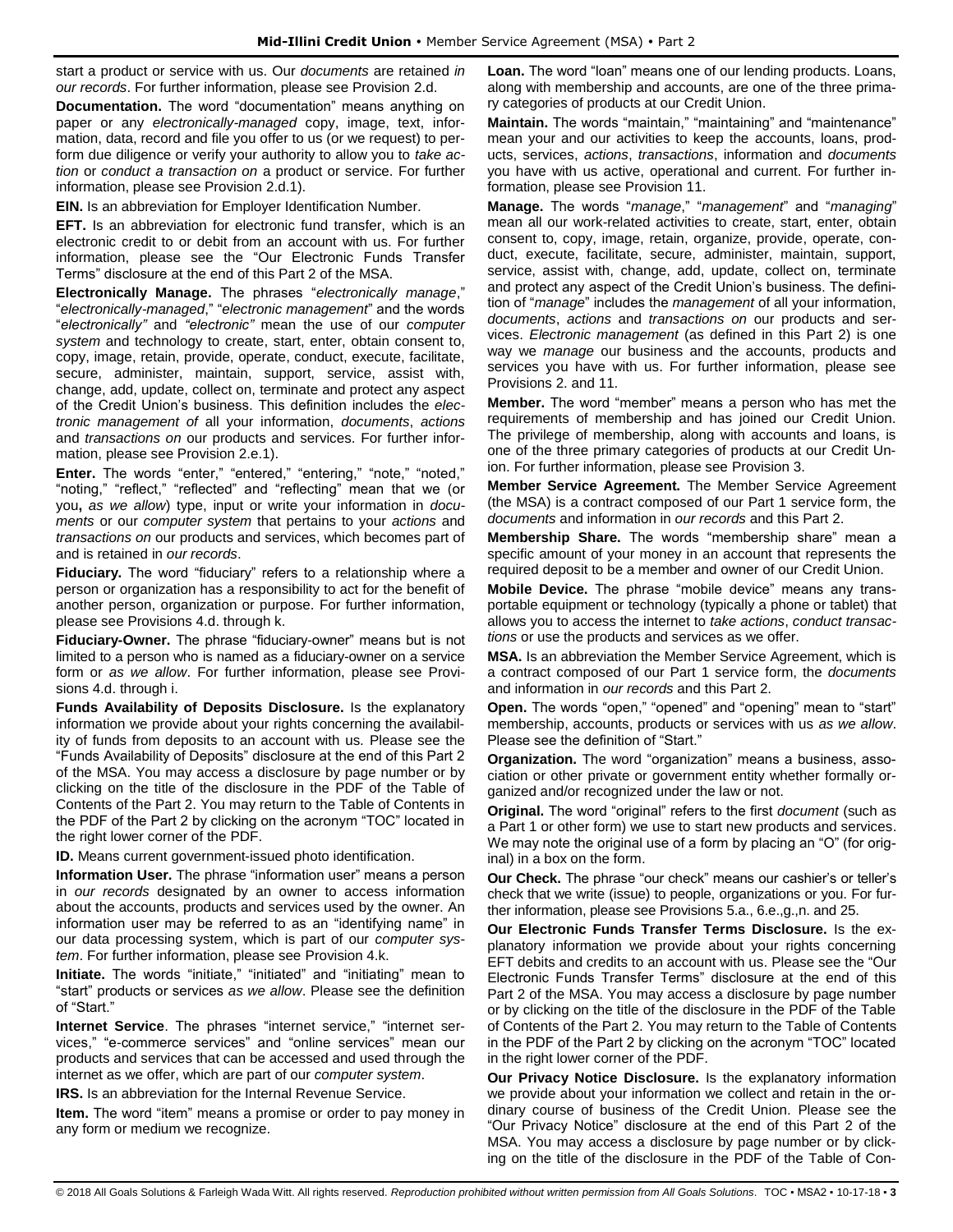start a product or service with us. Our *documents* are retained *in our records*. For further information, please see Provision 2.d.

**Documentation.** The word "documentation" means anything on paper or any *electronically-managed* copy, image, text, information, data, record and file you offer to us (or we request) to perform due diligence or verify your authority to allow you to *take action* or *conduct a transaction on* a product or service. For further information, please see Provision 2.d.1).

**EIN.** Is an abbreviation for Employer Identification Number.

**EFT.** Is an abbreviation for electronic fund transfer, which is an electronic credit to or debit from an account with us. For further information, please see the "Our Electronic Funds Transfer Terms" disclosure at the end of this Part 2 of the MSA.

**Electronically Manage.** The phrases "*electronically manage*," "*electronically-managed*," "*electronic management*" and the words "*electronically"* and *"electronic"* mean the use of our *computer system* and technology to create, start, enter, obtain consent to, copy, image, retain, provide, operate, conduct, execute, facilitate, secure, administer, maintain, support, service, assist with, change, add, update, collect on, terminate and protect any aspect of the Credit Union's business. This definition includes the *electronic management of* all your information, *documents*, *actions* and *transactions on* our products and services. For further information, please see Provision 2.e.1).

**Enter.** The words "enter," "entered," "entering," "note," "noted," "noting," "reflect," "reflected" and "reflecting" mean that we (or you**,** *as we allow*) type, input or write your information in *documents* or our *computer system* that pertains to your *actions* and *transactions on* our products and services, which becomes part of and is retained in *our records*.

**Fiduciary.** The word "fiduciary" refers to a relationship where a person or organization has a responsibility to act for the benefit of another person, organization or purpose. For further information, please see Provisions 4.d. through k.

**Fiduciary-Owner.** The phrase "fiduciary-owner" means but is not limited to a person who is named as a fiduciary-owner on a service form or *as we allow*. For further information, please see Provisions 4.d. through i.

**Funds Availability of Deposits Disclosure.** Is the explanatory information we provide about your rights concerning the availability of funds from deposits to an account with us. Please see the "Funds Availability of Deposits" disclosure at the end of this Part 2 of the MSA. You may access a disclosure by page number or by clicking on the title of the disclosure in the PDF of the Table of Contents of the Part 2. You may return to the Table of Contents in the PDF of the Part 2 by clicking on the acronym "TOC" located in the right lower corner of the PDF.

**ID.** Means current government-issued photo identification.

**Information User.** The phrase "information user" means a person in *our records* designated by an owner to access information about the accounts, products and services used by the owner. An information user may be referred to as an "identifying name" in our data processing system, which is part of our *computer system*. For further information, please see Provision 4.k.

**Initiate.** The words "initiate," "initiated" and "initiating" mean to "start" products or services *as we allow*. Please see the definition of "Start."

**Internet Service**. The phrases "internet service," "internet services," "e-commerce services" and "online services" mean our products and services that can be accessed and used through the internet as we offer, which are part of our *computer system*.

**IRS.** Is an abbreviation for the Internal Revenue Service.

**Item.** The word "item" means a promise or order to pay money in any form or medium we recognize.

**Loan.** The word "loan" means one of our lending products. Loans, along with membership and accounts, are one of the three primary categories of products at our Credit Union.

**Maintain.** The words "maintain," "maintaining" and "maintenance" mean your and our activities to keep the accounts, loans, products, services, *actions*, *transactions*, information and *documents* you have with us active, operational and current. For further information, please see Provision 11.

**Manage.** The words "*manage*," "*management*" and "*managing*" mean all our work-related activities to create, start, enter, obtain consent to, copy, image, retain, organize, provide, operate, conduct, execute, facilitate, secure, administer, maintain, support, service, assist with, change, add, update, collect on, terminate and protect any aspect of the Credit Union's business. The definition of "*manage*" includes the *management* of all your information, *documents*, *actions* and *transactions on* our products and services. *Electronic management* (as defined in this Part 2) is one way we *manage* our business and the accounts, products and services you have with us. For further information, please see Provisions 2. and 11.

**Member.** The word "member" means a person who has met the requirements of membership and has joined our Credit Union. The privilege of membership, along with accounts and loans, is one of the three primary categories of products at our Credit Union. For further information, please see Provision 3.

**Member Service Agreement.** The Member Service Agreement (the MSA) is a contract composed of our Part 1 service form, the *documents* and information in *our records* and this Part 2.

**Membership Share.** The words "membership share" mean a specific amount of your money in an account that represents the required deposit to be a member and owner of our Credit Union.

**Mobile Device.** The phrase "mobile device" means any transportable equipment or technology (typically a phone or tablet) that allows you to access the internet to *take actions*, *conduct transactions* or use the products and services as we offer.

**MSA.** Is an abbreviation the Member Service Agreement, which is a contract composed of our Part 1 service form, the *documents* and information in *our records* and this Part 2.

**Open.** The words "open," "opened" and "opening" mean to "start" membership, accounts, products or services with us *as we allow*. Please see the definition of "Start."

**Organization.** The word "organization" means a business, association or other private or government entity whether formally organized and/or recognized under the law or not.

**Original.** The word "original" refers to the first *document* (such as a Part 1 or other form) we use to start new products and services. We may note the original use of a form by placing an "O" (for original) in a box on the form.

**Our Check.** The phrase "our check" means our cashier's or teller's check that we write (issue) to people, organizations or you. For further information, please see Provisions 5.a., 6.e.,g.,n. and 25.

**Our Electronic Funds Transfer Terms Disclosure.** Is the explanatory information we provide about your rights concerning EFT debits and credits to an account with us. Please see the "Our Electronic Funds Transfer Terms" disclosure at the end of this Part 2 of the MSA. You may access a disclosure by page number or by clicking on the title of the disclosure in the PDF of the Table of Contents of the Part 2. You may return to the Table of Contents in the PDF of the Part 2 by clicking on the acronym "TOC" located in the right lower corner of the PDF.

**Our Privacy Notice Disclosure.** Is the explanatory information we provide about your information we collect and retain in the ordinary course of business of the Credit Union. Please see the "Our Privacy Notice" disclosure at the end of this Part 2 of the MSA. You may access a disclosure by page number or by clicking on the title of the disclosure in the PDF of the Table of Con-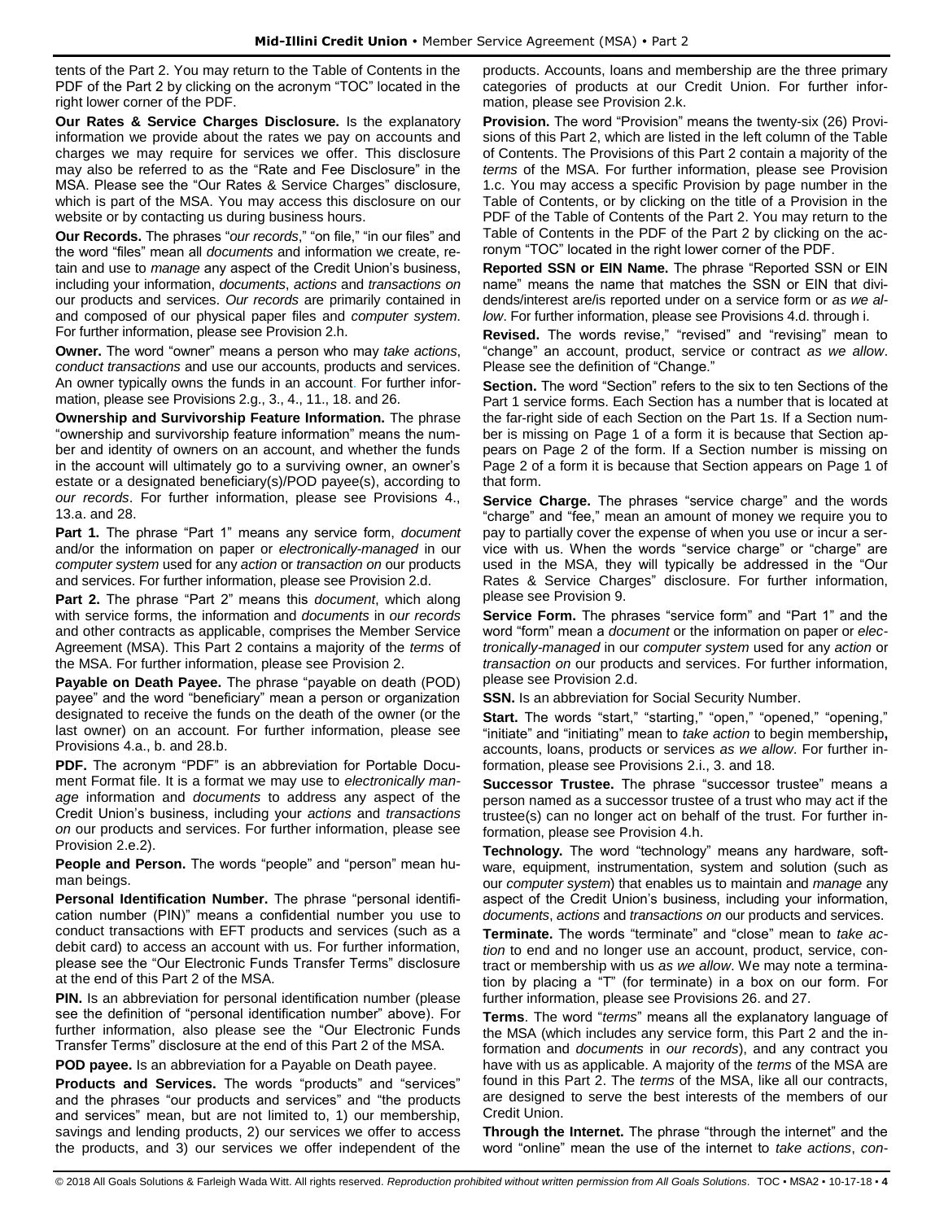tents of the Part 2. You may return to the Table of Contents in the PDF of the Part 2 by clicking on the acronym "TOC" located in the right lower corner of the PDF.

**Our Rates & Service Charges Disclosure.** Is the explanatory information we provide about the rates we pay on accounts and charges we may require for services we offer. This disclosure may also be referred to as the "Rate and Fee Disclosure" in the MSA. Please see the "Our Rates & Service Charges" disclosure, which is part of the MSA. You may access this disclosure on our website or by contacting us during business hours.

**Our Records.** The phrases "*our records*," "on file," "in our files" and the word "files" mean all *documents* and information we create, retain and use to *manage* any aspect of the Credit Union's business, including your information, *documents*, *actions* and *transactions on* our products and services. *Our records* are primarily contained in and composed of our physical paper files and *computer system*. For further information, please see Provision 2.h.

**Owner.** The word "owner" means a person who may *take actions*, *conduct transactions* and use our accounts, products and services. An owner typically owns the funds in an account. For further information, please see Provisions 2.g., 3., 4., 11., 18. and 26.

**Ownership and Survivorship Feature Information.** The phrase "ownership and survivorship feature information" means the number and identity of owners on an account, and whether the funds in the account will ultimately go to a surviving owner, an owner's estate or a designated beneficiary(s)/POD payee(s), according to *our records*. For further information, please see Provisions 4., 13.a. and 28.

**Part 1.** The phrase "Part 1" means any service form, *document* and/or the information on paper or *electronically-managed* in our *computer system* used for any *action* or *transaction on* our products and services. For further information, please see Provision 2.d.

**Part 2.** The phrase "Part 2" means this *document*, which along with service forms, the information and *documents* in *our records* and other contracts as applicable, comprises the Member Service Agreement (MSA). This Part 2 contains a majority of the *terms* of the MSA. For further information, please see Provision 2.

**Payable on Death Payee.** The phrase "payable on death (POD) payee" and the word "beneficiary" mean a person or organization designated to receive the funds on the death of the owner (or the last owner) on an account. For further information, please see Provisions 4.a., b. and 28.b.

**PDF.** The acronym "PDF" is an abbreviation for Portable Document Format file. It is a format we may use to *electronically manage* information and *documents* to address any aspect of the Credit Union's business, including your *actions* and *transactions on* our products and services. For further information, please see Provision 2.e.2).

**People and Person.** The words "people" and "person" mean human beings.

**Personal Identification Number.** The phrase "personal identification number (PIN)" means a confidential number you use to conduct transactions with EFT products and services (such as a debit card) to access an account with us. For further information, please see the "Our Electronic Funds Transfer Terms" disclosure at the end of this Part 2 of the MSA.

**PIN.** Is an abbreviation for personal identification number (please see the definition of "personal identification number" above). For further information, also please see the "Our Electronic Funds Transfer Terms" disclosure at the end of this Part 2 of the MSA.

**POD payee.** Is an abbreviation for a Payable on Death payee.

**Products and Services.** The words "products" and "services" and the phrases "our products and services" and "the products and services" mean, but are not limited to, 1) our membership, savings and lending products, 2) our services we offer to access the products, and 3) our services we offer independent of the products. Accounts, loans and membership are the three primary categories of products at our Credit Union. For further information, please see Provision 2.k.

**Provision.** The word "Provision" means the twenty-six (26) Provisions of this Part 2, which are listed in the left column of the Table of Contents. The Provisions of this Part 2 contain a majority of the *terms* of the MSA. For further information, please see Provision 1.c. You may access a specific Provision by page number in the Table of Contents, or by clicking on the title of a Provision in the PDF of the Table of Contents of the Part 2. You may return to the Table of Contents in the PDF of the Part 2 by clicking on the acronym "TOC" located in the right lower corner of the PDF.

**Reported SSN or EIN Name.** The phrase "Reported SSN or EIN name" means the name that matches the SSN or EIN that dividends/interest are/is reported under on a service form or *as we allow*. For further information, please see Provisions 4.d. through i.

**Revised.** The words revise," "revised" and "revising" mean to "change" an account, product, service or contract *as we allow*. Please see the definition of "Change."

**Section.** The word "Section" refers to the six to ten Sections of the Part 1 service forms. Each Section has a number that is located at the far-right side of each Section on the Part 1s. If a Section number is missing on Page 1 of a form it is because that Section appears on Page 2 of the form. If a Section number is missing on Page 2 of a form it is because that Section appears on Page 1 of that form.

**Service Charge.** The phrases "service charge" and the words "charge" and "fee," mean an amount of money we require you to pay to partially cover the expense of when you use or incur a service with us. When the words "service charge" or "charge" are used in the MSA, they will typically be addressed in the "Our Rates & Service Charges" disclosure. For further information, please see Provision 9.

**Service Form.** The phrases "service form" and "Part 1" and the word "form" mean a *document* or the information on paper or *electronically-managed* in our *computer system* used for any *action* or *transaction on* our products and services. For further information, please see Provision 2.d.

**SSN.** Is an abbreviation for Social Security Number.

**Start.** The words "start," "starting," "open," "opened," "opening," "initiate" and "initiating" mean to *take action* to begin membership**,** accounts, loans, products or services *as we allow*. For further information, please see Provisions 2.i., 3. and 18.

**Successor Trustee.** The phrase "successor trustee" means a person named as a successor trustee of a trust who may act if the trustee(s) can no longer act on behalf of the trust. For further information, please see Provision 4.h.

**Technology.** The word "technology" means any hardware, software, equipment, instrumentation, system and solution (such as our *computer system*) that enables us to maintain and *manage* any aspect of the Credit Union's business, including your information, *documents*, *actions* and *transactions on* our products and services.

**Terminate.** The words "terminate" and "close" mean to *take action* to end and no longer use an account, product, service, contract or membership with us *as we allow*. We may note a termination by placing a "T" (for terminate) in a box on our form. For further information, please see Provisions 26. and 27.

**Terms**. The word "*terms*" means all the explanatory language of the MSA (which includes any service form, this Part 2 and the information and *documents* in *our records*), and any contract you have with us as applicable. A majority of the *terms* of the MSA are found in this Part 2. The *terms* of the MSA, like all our contracts, are designed to serve the best interests of the members of our Credit Union.

**Through the Internet.** The phrase "through the internet" and the word "online" mean the use of the internet to *take actions*, *con-*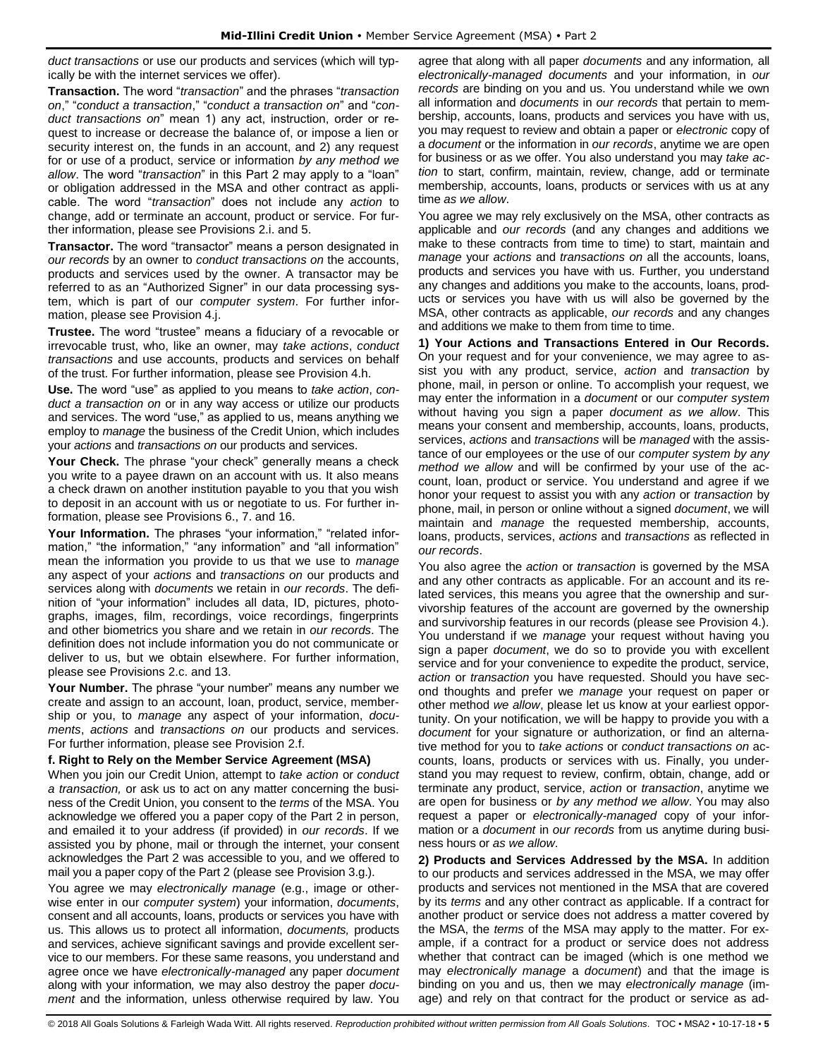*duct transactions* or use our products and services (which will typically be with the internet services we offer).

**Transaction.** The word "*transaction*" and the phrases "*transaction on*," "*conduct a transaction*," "*conduct a transaction on*" and "*conduct transactions on*" mean 1) any act, instruction, order or request to increase or decrease the balance of, or impose a lien or security interest on, the funds in an account, and 2) any request for or use of a product, service or information *by any method we allow*. The word "*transaction*" in this Part 2 may apply to a "loan" or obligation addressed in the MSA and other contract as applicable. The word "*transaction*" does not include any *action* to change, add or terminate an account, product or service. For further information, please see Provisions 2.i. and 5.

**Transactor.** The word "transactor" means a person designated in *our records* by an owner to *conduct transactions on* the accounts, products and services used by the owner. A transactor may be referred to as an "Authorized Signer" in our data processing system, which is part of our *computer system*. For further information, please see Provision 4.j.

**Trustee.** The word "trustee" means a fiduciary of a revocable or irrevocable trust, who, like an owner, may *take actions*, *conduct transactions* and use accounts, products and services on behalf of the trust. For further information, please see Provision 4.h.

**Use.** The word "use" as applied to you means to *take action*, *conduct a transaction on* or in any way access or utilize our products and services. The word "use," as applied to us, means anything we employ to *manage* the business of the Credit Union, which includes your *actions* and *transactions on* our products and services.

**Your Check.** The phrase "your check" generally means a check you write to a payee drawn on an account with us. It also means a check drawn on another institution payable to you that you wish to deposit in an account with us or negotiate to us. For further information, please see Provisions 6., 7. and 16.

**Your Information.** The phrases "your information," "related information," "the information," "any information" and "all information" mean the information you provide to us that we use to *manage* any aspect of your *actions* and *transactions on* our products and services along with *documents* we retain in *our records*. The definition of "your information" includes all data, ID, pictures, photographs, images, film, recordings, voice recordings, fingerprints and other biometrics you share and we retain in *our records*. The definition does not include information you do not communicate or deliver to us, but we obtain elsewhere. For further information, please see Provisions 2.c. and 13.

**Your Number.** The phrase "your number" means any number we create and assign to an account, loan, product, service, membership or you, to *manage* any aspect of your information, *documents*, *actions* and *transactions on* our products and services. For further information, please see Provision 2.f.

**f. Right to Rely on the Member Service Agreement (MSA)**

When you join our Credit Union, attempt to *take action* or *conduct a transaction,* or ask us to act on any matter concerning the business of the Credit Union, you consent to the *terms* of the MSA. You acknowledge we offered you a paper copy of the Part 2 in person, and emailed it to your address (if provided) in *our records*. If we assisted you by phone, mail or through the internet, your consent acknowledges the Part 2 was accessible to you, and we offered to mail you a paper copy of the Part 2 (please see Provision 3.g.).

You agree we may *electronically manage* (e.g., image or otherwise enter in our *computer system*) your information, *documents*, consent and all accounts, loans, products or services you have with us. This allows us to protect all information, *documents,* products and services, achieve significant savings and provide excellent service to our members. For these same reasons, you understand and agree once we have *electronically-managed* any paper *document* along with your information*,* we may also destroy the paper *document* and the information, unless otherwise required by law. You agree that along with all paper *documents* and any information*,* all *electronically-managed documents* and your information, in *our records* are binding on you and us. You understand while we own all information and *documents* in *our records* that pertain to membership, accounts, loans, products and services you have with us, you may request to review and obtain a paper or *electronic* copy of a *document* or the information in *our records*, anytime we are open for business or as we offer. You also understand you may *take action* to start, confirm, maintain, review, change, add or terminate membership, accounts, loans, products or services with us at any time *as we allow*.

You agree we may rely exclusively on the MSA, other contracts as applicable and *our records* (and any changes and additions we make to these contracts from time to time) to start, maintain and *manage* your *actions* and *transactions on* all the accounts, loans, products and services you have with us. Further, you understand any changes and additions you make to the accounts, loans, products or services you have with us will also be governed by the MSA, other contracts as applicable, *our records* and any changes and additions we make to them from time to time.

**1) Your Actions and Transactions Entered in Our Records.** On your request and for your convenience, we may agree to assist you with any product, service, *action* and *transaction* by phone, mail, in person or online. To accomplish your request, we may enter the information in a *document* or our *computer system* without having you sign a paper *document as we allow*. This means your consent and membership, accounts, loans, products, services, *actions* and *transactions* will be *managed* with the assistance of our employees or the use of our *computer system by any method we allow* and will be confirmed by your use of the account, loan, product or service. You understand and agree if we honor your request to assist you with any *action* or *transaction* by phone, mail, in person or online without a signed *document*, we will maintain and *manage* the requested membership, accounts, loans, products, services, *actions* and *transactions* as reflected in *our records*.

You also agree the *action* or *transaction* is governed by the MSA and any other contracts as applicable. For an account and its related services, this means you agree that the ownership and survivorship features of the account are governed by the ownership and survivorship features in our records (please see Provision 4.). You understand if we *manage* your request without having you sign a paper *document*, we do so to provide you with excellent service and for your convenience to expedite the product, service, *action* or *transaction* you have requested. Should you have second thoughts and prefer we *manage* your request on paper or other method *we allow*, please let us know at your earliest opportunity. On your notification, we will be happy to provide you with a *document* for your signature or authorization, or find an alternative method for you to *take actions* or *conduct transactions on* accounts, loans, products or services with us. Finally, you understand you may request to review, confirm, obtain, change, add or terminate any product, service, *action* or *transaction*, anytime we are open for business or *by any method we allow*. You may also request a paper or *electronically-managed* copy of your information or a *document* in *our records* from us anytime during business hours or *as we allow*.

**2) Products and Services Addressed by the MSA.** In addition to our products and services addressed in the MSA, we may offer products and services not mentioned in the MSA that are covered by its *terms* and any other contract as applicable. If a contract for another product or service does not address a matter covered by the MSA, the *terms* of the MSA may apply to the matter. For example, if a contract for a product or service does not address whether that contract can be imaged (which is one method we may *electronically manage* a *document*) and that the image is binding on you and us, then we may *electronically manage* (image) and rely on that contract for the product or service as ad-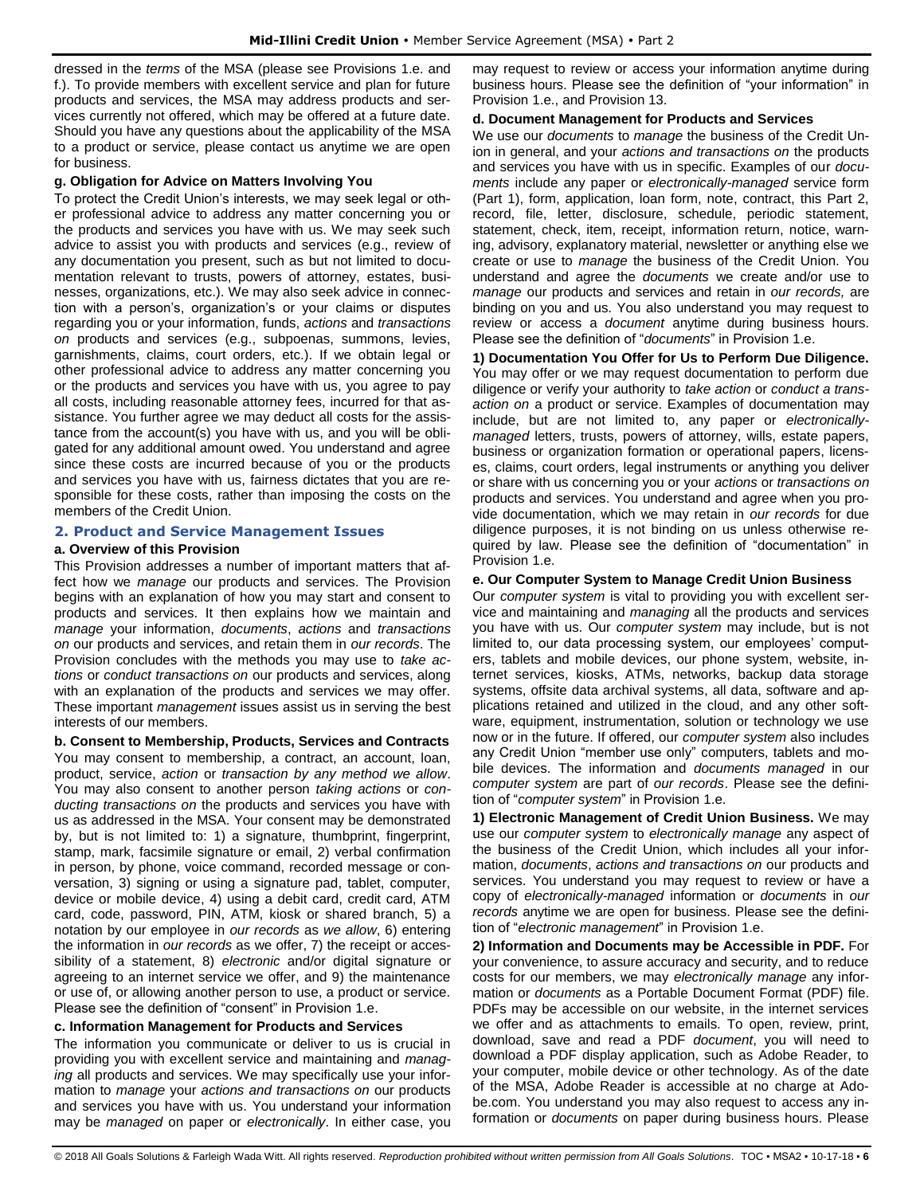dressed in the *terms* of the MSA (please see Provisions 1.e. and f.). To provide members with excellent service and plan for future products and services, the MSA may address products and services currently not offered, which may be offered at a future date. Should you have any questions about the applicability of the MSA to a product or service, please contact us anytime we are open for business.

**g. Obligation for Advice on Matters Involving You**

To protect the Credit Union's interests, we may seek legal or other professional advice to address any matter concerning you or the products and services you have with us. We may seek such advice to assist you with products and services (e.g., review of any documentation you present, such as but not limited to documentation relevant to trusts, powers of attorney, estates, businesses, organizations, etc.). We may also seek advice in connection with a person's, organization's or your claims or disputes regarding you or your information, funds, *actions* and *transactions on* products and services (e.g., subpoenas, summons, levies, garnishments, claims, court orders, etc.). If we obtain legal or other professional advice to address any matter concerning you or the products and services you have with us, you agree to pay all costs, including reasonable attorney fees, incurred for that assistance. You further agree we may deduct all costs for the assistance from the account(s) you have with us, and you will be obligated for any additional amount owed. You understand and agree since these costs are incurred because of you or the products and services you have with us, fairness dictates that you are responsible for these costs, rather than imposing the costs on the members of the Credit Union.

## 2. Product and Service Management Issues

**a. Overview of this Provision**

This Provision addresses a number of important matters that affect how we *manage* our products and services. The Provision begins with an explanation of how you may start and consent to products and services. It then explains how we maintain and *manage* your information, *documents*, *actions* and *transactions on* our products and services, and retain them in *our records*. The Provision concludes with the methods you may use to *take actions* or *conduct transactions on* our products and services, along with an explanation of the products and services we may offer. These important *management* issues assist us in serving the best interests of our members.

**b. Consent to Membership, Products, Services and Contracts**

You may consent to membership, a contract, an account, loan, product, service, *action* or *transaction by any method we allow*. You may also consent to another person *taking actions* or *conducting transactions on* the products and services you have with us as addressed in the MSA. Your consent may be demonstrated by, but is not limited to: 1) a signature, thumbprint, fingerprint, stamp, mark, facsimile signature or email, 2) verbal confirmation in person, by phone, voice command, recorded message or conversation, 3) signing or using a signature pad, tablet, computer, device or mobile device, 4) using a debit card, credit card, ATM card, code, password, PIN, ATM, kiosk or shared branch, 5) a notation by our employee in *our records* as *we allow*, 6) entering the information in *our records* as we offer, 7) the receipt or accessibility of a statement, 8) *electronic* and/or digital signature or agreeing to an internet service we offer, and 9) the maintenance or use of, or allowing another person to use, a product or service. Please see the definition of "consent" in Provision 1.e.

**c. Information Management for Products and Services**

The information you communicate or deliver to us is crucial in providing you with excellent service and maintaining and *managing* all products and services. We may specifically use your information to *manage* your *actions and transactions on* our products and services you have with us. You understand your information may be *managed* on paper or *electronically*. In either case, you may request to review or access your information anytime during business hours. Please see the definition of "your information" in Provision 1.e., and Provision 13.

**d. Document Management for Products and Services**

We use our *documents* to *manage* the business of the Credit Union in general, and your *actions and transactions on* the products and services you have with us in specific. Examples of our *documents* include any paper or *electronically-managed* service form (Part 1), form, application, loan form, note, contract, this Part 2, record, file, letter, disclosure, schedule, periodic statement, statement, check, item, receipt, information return, notice, warning, advisory, explanatory material, newsletter or anything else we create or use to *manage* the business of the Credit Union. You understand and agree the *documents* we create and/or use to *manage* our products and services and retain in *our records,* are binding on you and us. You also understand you may request to review or access a *document* anytime during business hours. Please see the definition of "*documents*" in Provision 1.e.

**1) Documentation You Offer for Us to Perform Due Diligence.** You may offer or we may request documentation to perform due diligence or verify your authority to *take action* or *conduct a transaction on* a product or service. Examples of documentation may include, but are not limited to, any paper or *electronically-managed* letters, trusts, powers of attorney, wills, estate papers, business or organization formation or operational papers, licenses, claims, court orders, legal instruments or anything you deliver or share with us concerning you or your *actions* or *transactions on* products and services. You understand and agree when you provide documentation, which we may retain in *our records* for due diligence purposes, it is not binding on us unless otherwise required by law. Please see the definition of "documentation" in Provision 1.e.

**e. Our Computer System to Manage Credit Union Business**

Our *computer system* is vital to providing you with excellent service and maintaining and *managing* all the products and services you have with us. Our *computer system* may include, but is not limited to, our data processing system, our employees' computers, tablets and mobile devices, our phone system, website, internet services, kiosks, ATMs, networks, backup data storage systems, offsite data archival systems, all data, software and applications retained and utilized in the cloud, and any other software, equipment, instrumentation, solution or technology we use now or in the future. If offered, our *computer system* also includes any Credit Union "member use only" computers, tablets and mobile devices. The information and *documents managed* in our *computer system* are part of *our records*. Please see the definition of "*computer system*" in Provision 1.e.

**1) Electronic Management of Credit Union Business.** We may use our *computer system* to *electronically manage* any aspect of the business of the Credit Union, which includes all your information, *documents*, *actions and transactions on* our products and services. You understand you may request to review or have a copy of *electronically-managed* information or *documents* in *our records* anytime we are open for business. Please see the definition of "*electronic management*" in Provision 1.e.

**2) Information and Documents may be Accessible in PDF.** For your convenience, to assure accuracy and security, and to reduce costs for our members, we may *electronically manage* any information or *documents* as a Portable Document Format (PDF) file. PDFs may be accessible on our website, in the internet services we offer and as attachments to emails. To open, review, print, download, save and read a PDF *document*, you will need to download a PDF display application, such as Adobe Reader, to your computer, mobile device or other technology. As of the date of the MSA, Adobe Reader is accessible at no charge at Adobe.com. You understand you may also request to access any information or *documents* on paper during business hours. Please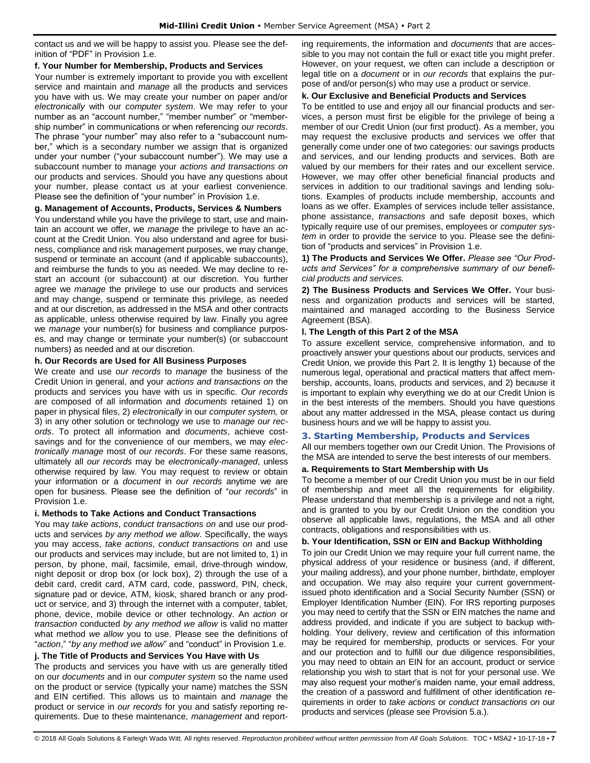contact us and we will be happy to assist you. Please see the definition of "PDF" in Provision 1.e.

**f. Your Number for Membership, Products and Services**

Your number is extremely important to provide you with excellent service and maintain and *manage* all the products and services you have with us. We may create your number on paper and/or *electronically* with our *computer system*. We may refer to your number as an "account number," "member number" or "membership number" in communications or when referencing *our records*. The phrase "your number" may also refer to a "subaccount number," which is a secondary number we assign that is organized under your number ("your subaccount number"). We may use a subaccount number to manage your *actions and transactions on* our products and services. Should you have any questions about your number, please contact us at your earliest convenience. Please see the definition of "your number" in Provision 1.e.

**g. Management of Accounts, Products, Services & Numbers**

You understand while you have the privilege to start, use and maintain an account we offer, we *manage* the privilege to have an account at the Credit Union. You also understand and agree for business, compliance and risk management purposes, we may change, suspend or terminate an account (and if applicable subaccounts), and reimburse the funds to you as needed. We may decline to restart an account (or subaccount) at our discretion. You further agree we *manage* the privilege to use our products and services and may change, suspend or terminate this privilege, as needed and at our discretion, as addressed in the MSA and other contracts as applicable, unless otherwise required by law. Finally you agree we *manage* your number(s) for business and compliance purposes, and may change or terminate your number(s) (or subaccount numbers) as needed and at our discretion.

**h. Our Records are Used for All Business Purposes**

We create and use *our records* to *manage* the business of the Credit Union in general, and your *actions and transactions on* the products and services you have with us in specific. *Our records* are composed of all information and *documents* retained 1) on paper in physical files, 2) *electronically* in our *computer system,* or 3) in any other solution or technology we use to *manage our records*. To protect all information and *documents*, achieve cost-savings and for the convenience of our members, we may *electronically manage* most of *our records*. For these same reasons, ultimately all *our records* may be *electronically-managed*, unless otherwise required by law. You may request to review or obtain your information or a *document* in *our records* anytime we are open for business. Please see the definition of "*our records*" in Provision 1.e.

**i. Methods to Take Actions and Conduct Transactions**

You may *take actions*, *conduct transactions on* and use our products and services *by any method we allow*. Specifically, the ways you may access, *take actions*, *conduct transactions on* and use our products and services may include, but are not limited to, 1) in person, by phone, mail, facsimile, email, drive-through window, night deposit or drop box (or lock box), 2) through the use of a debit card, credit card, ATM card, code, password, PIN, check, signature pad or device, ATM, kiosk, shared branch or any product or service, and 3) through the internet with a computer, tablet, phone, device, mobile device or other technology. An *action* or *transaction* conducted *by any method we allow* is valid no matter what method *we allow* you to use. Please see the definitions of "*action*," "*by any method we allow*" and "conduct" in Provision 1.e.

**j. The Title of Products and Services You Have with Us**

The products and services you have with us are generally titled on our *documents* and in our *computer system* so the name used on the product or service (typically your name) matches the SSN and EIN certified. This allows us to maintain and *manage* the product or service in *our records* for you and satisfy reporting requirements. Due to these maintenance, *management* and reporting requirements, the information and *documents* that are accessible to you may not contain the full or exact title you might prefer. However, on your request, we often can include a description or legal title on a *document* or in *our records* that explains the purpose of and/or person(s) who may use a product or service.

**k. Our Exclusive and Beneficial Products and Services**

To be entitled to use and enjoy all our financial products and services, a person must first be eligible for the privilege of being a member of our Credit Union (our first product). As a member, you may request the exclusive products and services we offer that generally come under one of two categories: our savings products and services, and our lending products and services. Both are valued by our members for their rates and our excellent service. However, we may offer other beneficial financial products and services in addition to our traditional savings and lending solutions. Examples of products include membership, accounts and loans as we offer. Examples of services include teller assistance, phone assistance, *transactions* and safe deposit boxes, which typically require use of our premises, employees or *computer system* in order to provide the service to you. Please see the definition of "products and services" in Provision 1.e.

**1) The Products and Services We Offer.** *Please see "Our Products and Services" for a comprehensive summary of our beneficial products and services.*

**2) The Business Products and Services We Offer.** Your business and organization products and services will be started, maintained and managed according to the Business Service Agreement (BSA).

**l. The Length of this Part 2 of the MSA**

To assure excellent service, comprehensive information, and to proactively answer your questions about our products, services and Credit Union, we provide this Part 2. It is lengthy 1) because of the numerous legal, operational and practical matters that affect membership, accounts, loans, products and services, and 2) because it is important to explain why everything we do at our Credit Union is in the best interests of the members. Should you have questions about any matter addressed in the MSA, please contact us during business hours and we will be happy to assist you.

## 3. Starting Membership, Products and Services

All our members together own our Credit Union. The Provisions of the MSA are intended to serve the best interests of our members.

**a. Requirements to Start Membership with Us**

To become a member of our Credit Union you must be in our field of membership and meet all the requirements for eligibility. Please understand that membership is a privilege and not a right, and is granted to you by our Credit Union on the condition you observe all applicable laws, regulations, the MSA and all other contracts, obligations and responsibilities with us.

**b. Your Identification, SSN or EIN and Backup Withholding**

To join our Credit Union we may require your full current name, the physical address of your residence or business (and, if different, your mailing address), and your phone number, birthdate, employer and occupation. We may also require your current government-issued photo identification and a Social Security Number (SSN) or Employer Identification Number (EIN). For IRS reporting purposes you may need to certify that the SSN or EIN matches the name and address provided, and indicate if you are subject to backup withholding. Your delivery, review and certification of this information may be required for membership, products or services. For your and our protection and to fulfill our due diligence responsibilities, you may need to obtain an EIN for an account, product or service relationship you wish to start that is not for your personal use. We may also request your mother's maiden name, your email address, the creation of a password and fulfillment of other identification requirements in order to *take actions* or *conduct transactions on* our products and services (please see Provision 5.a.).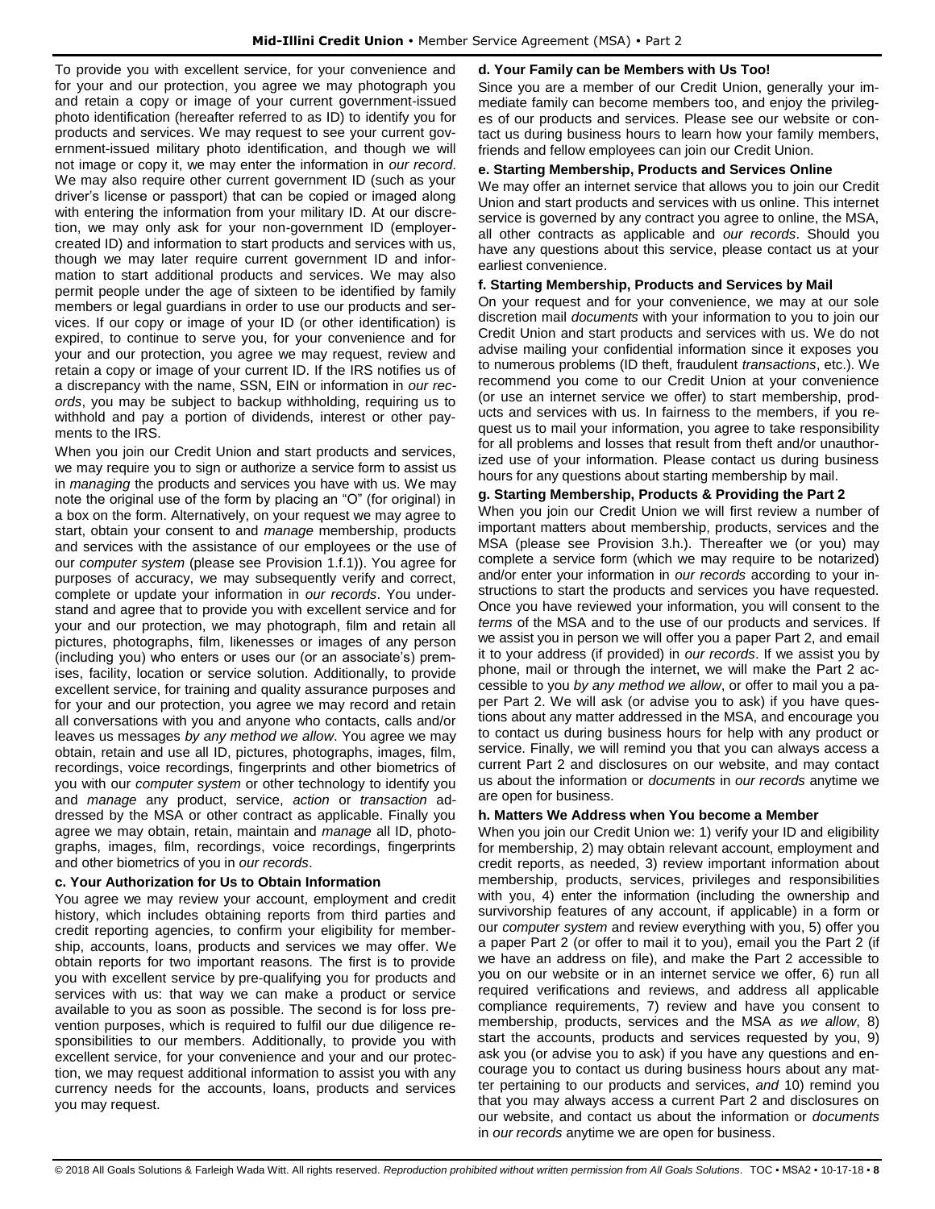To provide you with excellent service, for your convenience and for your and our protection, you agree we may photograph you and retain a copy or image of your current government-issued photo identification (hereafter referred to as ID) to identify you for products and services. We may request to see your current government-issued military photo identification, and though we will not image or copy it, we may enter the information in *our record*. We may also require other current government ID (such as your driver's license or passport) that can be copied or imaged along with entering the information from your military ID. At our discretion, we may only ask for your non-government ID (employer-created ID) and information to start products and services with us, though we may later require current government ID and information to start additional products and services. We may also permit people under the age of sixteen to be identified by family members or legal guardians in order to use our products and services. If our copy or image of your ID (or other identification) is expired, to continue to serve you, for your convenience and for your and our protection, you agree we may request, review and retain a copy or image of your current ID. If the IRS notifies us of a discrepancy with the name, SSN, EIN or information in *our records*, you may be subject to backup withholding, requiring us to withhold and pay a portion of dividends, interest or other payments to the IRS.

When you join our Credit Union and start products and services, we may require you to sign or authorize a service form to assist us in *managing* the products and services you have with us. We may note the original use of the form by placing an "O" (for original) in a box on the form. Alternatively, on your request we may agree to start, obtain your consent to and *manage* membership, products and services with the assistance of our employees or the use of our *computer system* (please see Provision 1.f.1)). You agree for purposes of accuracy, we may subsequently verify and correct, complete or update your information in *our records*. You understand and agree that to provide you with excellent service and for your and our protection, we may photograph, film and retain all pictures, photographs, film, likenesses or images of any person (including you) who enters or uses our (or an associate's) premises, facility, location or service solution. Additionally, to provide excellent service, for training and quality assurance purposes and for your and our protection, you agree we may record and retain all conversations with you and anyone who contacts, calls and/or leaves us messages *by any method we allow*. You agree we may obtain, retain and use all ID, pictures, photographs, images, film, recordings, voice recordings, fingerprints and other biometrics of you with our *computer system* or other technology to identify you and *manage* any product, service, *action* or *transaction* addressed by the MSA or other contract as applicable. Finally you agree we may obtain, retain, maintain and *manage* all ID, photographs, images, film, recordings, voice recordings, fingerprints and other biometrics of you in *our records*.

**c. Your Authorization for Us to Obtain Information**

You agree we may review your account, employment and credit history, which includes obtaining reports from third parties and credit reporting agencies, to confirm your eligibility for membership, accounts, loans, products and services we may offer. We obtain reports for two important reasons. The first is to provide you with excellent service by pre-qualifying you for products and services with us: that way we can make a product or service available to you as soon as possible. The second is for loss prevention purposes, which is required to fulfil our due diligence responsibilities to our members. Additionally, to provide you with excellent service, for your convenience and your and our protection, we may request additional information to assist you with any currency needs for the accounts, loans, products and services you may request.

**d. Your Family can be Members with Us Too!**

Since you are a member of our Credit Union, generally your immediate family can become members too, and enjoy the privileges of our products and services. Please see our website or contact us during business hours to learn how your family members, friends and fellow employees can join our Credit Union.

**e. Starting Membership, Products and Services Online**

We may offer an internet service that allows you to join our Credit Union and start products and services with us online. This internet service is governed by any contract you agree to online, the MSA, all other contracts as applicable and *our records*. Should you have any questions about this service, please contact us at your earliest convenience.

**f. Starting Membership, Products and Services by Mail**

On your request and for your convenience, we may at our sole discretion mail *documents* with your information to you to join our Credit Union and start products and services with us. We do not advise mailing your confidential information since it exposes you to numerous problems (ID theft, fraudulent *transactions*, etc.). We recommend you come to our Credit Union at your convenience (or use an internet service we offer) to start membership, products and services with us. In fairness to the members, if you request us to mail your information, you agree to take responsibility for all problems and losses that result from theft and/or unauthorized use of your information. Please contact us during business hours for any questions about starting membership by mail.

**g. Starting Membership, Products & Providing the Part 2**

When you join our Credit Union we will first review a number of important matters about membership, products, services and the MSA (please see Provision 3.h.). Thereafter we (or you) may complete a service form (which we may require to be notarized) and/or enter your information in *our records* according to your instructions to start the products and services you have requested. Once you have reviewed your information, you will consent to the *terms* of the MSA and to the use of our products and services. If we assist you in person we will offer you a paper Part 2, and email it to your address (if provided) in *our records*. If we assist you by phone, mail or through the internet, we will make the Part 2 accessible to you *by any method we allow*, or offer to mail you a paper Part 2. We will ask (or advise you to ask) if you have questions about any matter addressed in the MSA, and encourage you to contact us during business hours for help with any product or service. Finally, we will remind you that you can always access a current Part 2 and disclosures on our website, and may contact us about the information or *documents* in *our records* anytime we are open for business.

**h. Matters We Address when You become a Member**

When you join our Credit Union we: 1) verify your ID and eligibility for membership, 2) may obtain relevant account, employment and credit reports, as needed, 3) review important information about membership, products, services, privileges and responsibilities with you, 4) enter the information (including the ownership and survivorship features of any account, if applicable) in a form or our *computer system* and review everything with you, 5) offer you a paper Part 2 (or offer to mail it to you), email you the Part 2 (if we have an address on file), and make the Part 2 accessible to you on our website or in an internet service we offer, 6) run all required verifications and reviews, and address all applicable compliance requirements, 7) review and have you consent to membership, products, services and the MSA *as we allow*, 8) start the accounts, products and services requested by you, 9) ask you (or advise you to ask) if you have any questions and encourage you to contact us during business hours about any matter pertaining to our products and services, *and* 10) remind you that you may always access a current Part 2 and disclosures on our website, and contact us about the information or *documents* in *our records* anytime we are open for business.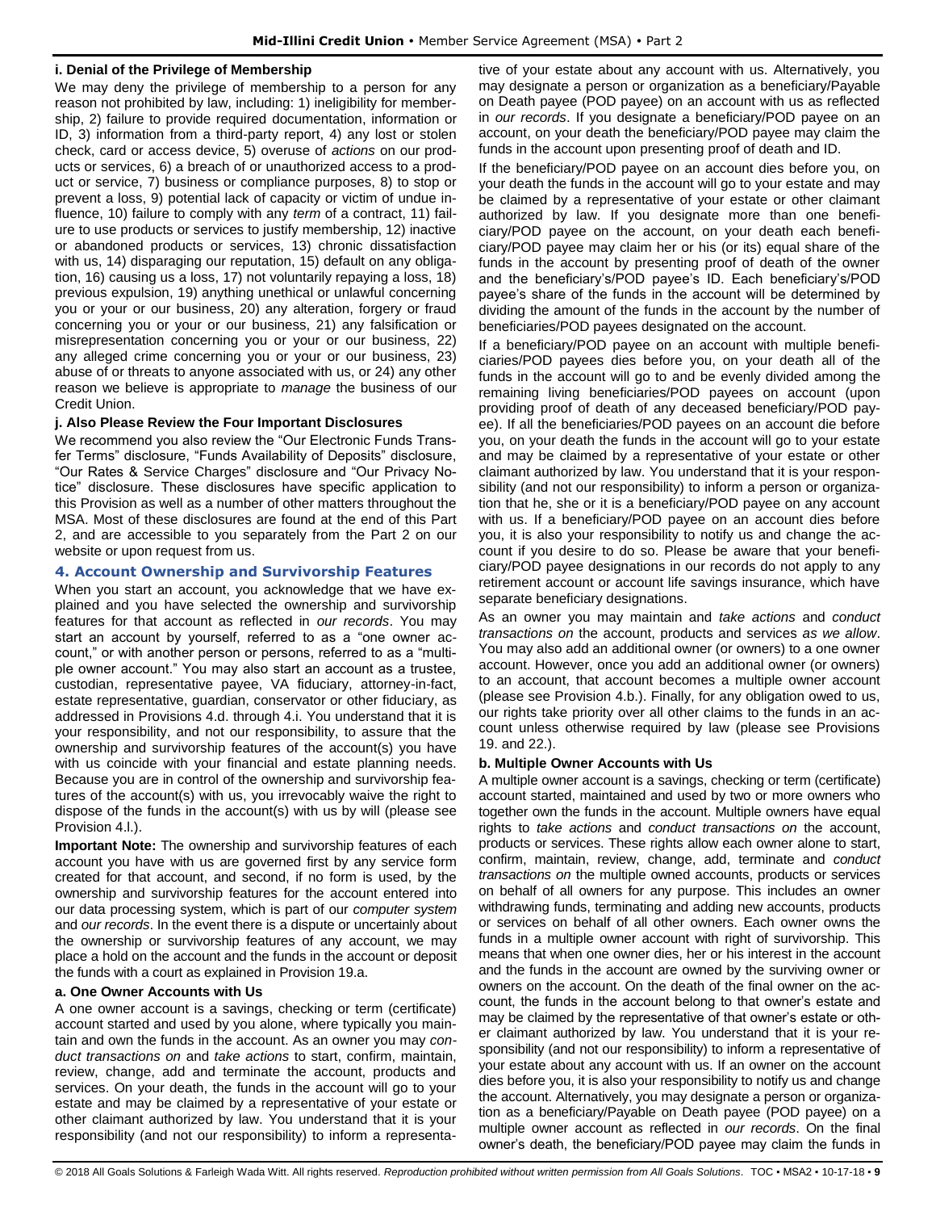**i. Denial of the Privilege of Membership**

We may deny the privilege of membership to a person for any reason not prohibited by law, including: 1) ineligibility for membership, 2) failure to provide required documentation, information or ID, 3) information from a third-party report, 4) any lost or stolen check, card or access device, 5) overuse of *actions* on our products or services, 6) a breach of or unauthorized access to a product or service, 7) business or compliance purposes, 8) to stop or prevent a loss, 9) potential lack of capacity or victim of undue influence, 10) failure to comply with any *term* of a contract, 11) failure to use products or services to justify membership, 12) inactive or abandoned products or services, 13) chronic dissatisfaction with us, 14) disparaging our reputation, 15) default on any obligation, 16) causing us a loss, 17) not voluntarily repaying a loss, 18) previous expulsion, 19) anything unethical or unlawful concerning you or your or our business, 20) any alteration, forgery or fraud concerning you or your or our business, 21) any falsification or misrepresentation concerning you or your or our business, 22) any alleged crime concerning you or your or our business, 23) abuse of or threats to anyone associated with us, or 24) any other reason we believe is appropriate to *manage* the business of our Credit Union.

**j. Also Please Review the Four Important Disclosures**

We recommend you also review the "Our Electronic Funds Transfer Terms" disclosure, "Funds Availability of Deposits" disclosure, "Our Rates & Service Charges" disclosure and "Our Privacy Notice" disclosure. These disclosures have specific application to this Provision as well as a number of other matters throughout the MSA. Most of these disclosures are found at the end of this Part 2, and are accessible to you separately from the Part 2 on our website or upon request from us.

## 4. Account Ownership and Survivorship Features

When you start an account, you acknowledge that we have explained and you have selected the ownership and survivorship features for that account as reflected in *our records*. You may start an account by yourself, referred to as a "one owner account," or with another person or persons, referred to as a "multiple owner account." You may also start an account as a trustee, custodian, representative payee, VA fiduciary, attorney-in-fact, estate representative, guardian, conservator or other fiduciary, as addressed in Provisions 4.d. through 4.i. You understand that it is your responsibility, and not our responsibility, to assure that the ownership and survivorship features of the account(s) you have with us coincide with your financial and estate planning needs. Because you are in control of the ownership and survivorship features of the account(s) with us, you irrevocably waive the right to dispose of the funds in the account(s) with us by will (please see Provision 4.l.).

**Important Note:** The ownership and survivorship features of each account you have with us are governed first by any service form created for that account, and second, if no form is used, by the ownership and survivorship features for the account entered into our data processing system, which is part of our *computer system* and *our records*. In the event there is a dispute or uncertainly about the ownership or survivorship features of any account, we may place a hold on the account and the funds in the account or deposit the funds with a court as explained in Provision 19.a.

**a. One Owner Accounts with Us**

A one owner account is a savings, checking or term (certificate) account started and used by you alone, where typically you maintain and own the funds in the account. As an owner you may *conduct transactions on* and *take actions* to start, confirm, maintain, review, change, add and terminate the account, products and services. On your death, the funds in the account will go to your estate and may be claimed by a representative of your estate or other claimant authorized by law. You understand that it is your responsibility (and not our responsibility) to inform a representative of your estate about any account with us. Alternatively, you may designate a person or organization as a beneficiary/Payable on Death payee (POD payee) on an account with us as reflected in *our records*. If you designate a beneficiary/POD payee on an account, on your death the beneficiary/POD payee may claim the funds in the account upon presenting proof of death and ID.

If the beneficiary/POD payee on an account dies before you, on your death the funds in the account will go to your estate and may be claimed by a representative of your estate or other claimant authorized by law. If you designate more than one beneficiary/POD payee on the account, on your death each beneficiary/POD payee may claim her or his (or its) equal share of the funds in the account by presenting proof of death of the owner and the beneficiary's/POD payee's ID. Each beneficiary's/POD payee's share of the funds in the account will be determined by dividing the amount of the funds in the account by the number of beneficiaries/POD payees designated on the account.

If a beneficiary/POD payee on an account with multiple beneficiaries/POD payees dies before you, on your death all of the funds in the account will go to and be evenly divided among the remaining living beneficiaries/POD payees on account (upon providing proof of death of any deceased beneficiary/POD payee). If all the beneficiaries/POD payees on an account die before you, on your death the funds in the account will go to your estate and may be claimed by a representative of your estate or other claimant authorized by law. You understand that it is your responsibility (and not our responsibility) to inform a person or organization that he, she or it is a beneficiary/POD payee on any account with us. If a beneficiary/POD payee on an account dies before you, it is also your responsibility to notify us and change the account if you desire to do so. Please be aware that your beneficiary/POD payee designations in our records do not apply to any retirement account or account life savings insurance, which have separate beneficiary designations.

As an owner you may maintain and *take actions* and *conduct transactions on* the account, products and services *as we allow*. You may also add an additional owner (or owners) to a one owner account. However, once you add an additional owner (or owners) to an account, that account becomes a multiple owner account (please see Provision 4.b.). Finally, for any obligation owed to us, our rights take priority over all other claims to the funds in an account unless otherwise required by law (please see Provisions 19. and 22.).

**b. Multiple Owner Accounts with Us**

A multiple owner account is a savings, checking or term (certificate) account started, maintained and used by two or more owners who together own the funds in the account. Multiple owners have equal rights to *take actions* and *conduct transactions on* the account, products or services. These rights allow each owner alone to start, confirm, maintain, review, change, add, terminate and *conduct transactions on* the multiple owned accounts, products or services on behalf of all owners for any purpose. This includes an owner withdrawing funds, terminating and adding new accounts, products or services on behalf of all other owners. Each owner owns the funds in a multiple owner account with right of survivorship. This means that when one owner dies, her or his interest in the account and the funds in the account are owned by the surviving owner or owners on the account. On the death of the final owner on the account, the funds in the account belong to that owner's estate and may be claimed by the representative of that owner's estate or other claimant authorized by law. You understand that it is your responsibility (and not our responsibility) to inform a representative of your estate about any account with us. If an owner on the account dies before you, it is also your responsibility to notify us and change the account. Alternatively, you may designate a person or organization as a beneficiary/Payable on Death payee (POD payee) on a multiple owner account as reflected in *our records*. On the final owner's death, the beneficiary/POD payee may claim the funds in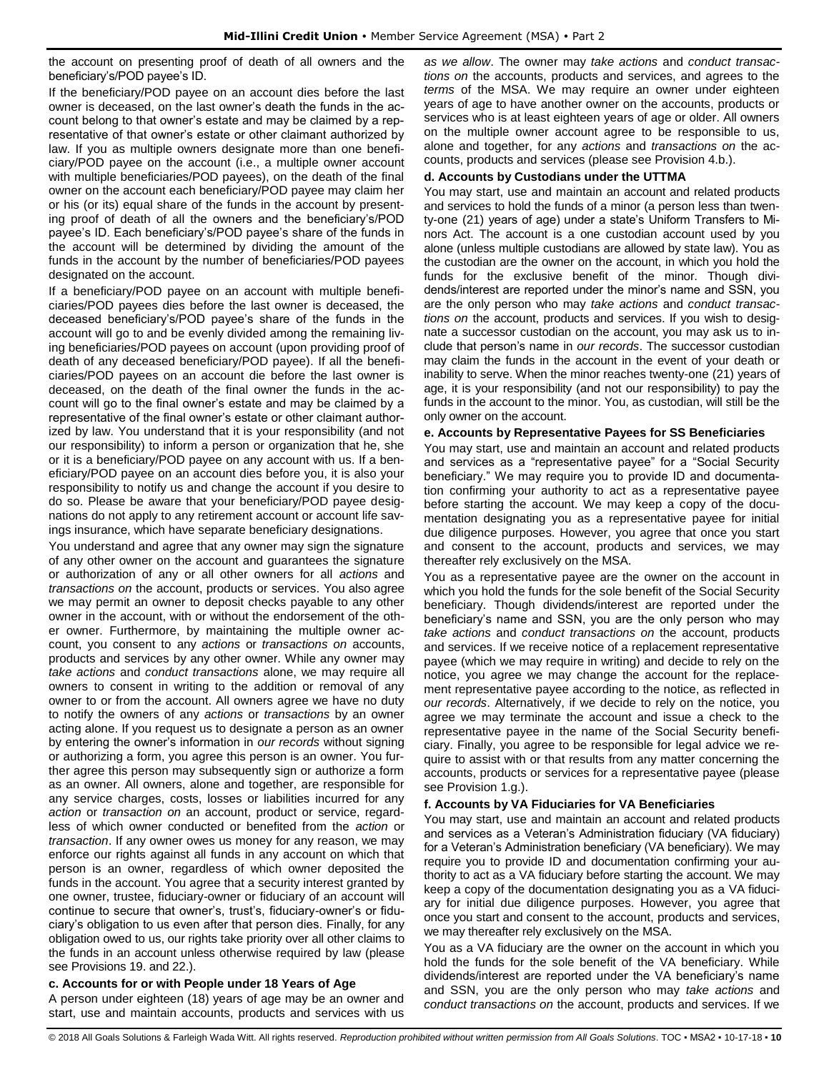the account on presenting proof of death of all owners and the beneficiary's/POD payee's ID.

If the beneficiary/POD payee on an account dies before the last owner is deceased, on the last owner's death the funds in the account belong to that owner's estate and may be claimed by a representative of that owner's estate or other claimant authorized by law. If you as multiple owners designate more than one beneficiary/POD payee on the account (i.e., a multiple owner account with multiple beneficiaries/POD payees), on the death of the final owner on the account each beneficiary/POD payee may claim her or his (or its) equal share of the funds in the account by presenting proof of death of all the owners and the beneficiary's/POD payee's ID. Each beneficiary's/POD payee's share of the funds in the account will be determined by dividing the amount of the funds in the account by the number of beneficiaries/POD payees designated on the account.

If a beneficiary/POD payee on an account with multiple beneficiaries/POD payees dies before the last owner is deceased, the deceased beneficiary's/POD payee's share of the funds in the account will go to and be evenly divided among the remaining living beneficiaries/POD payees on account (upon providing proof of death of any deceased beneficiary/POD payee). If all the beneficiaries/POD payees on an account die before the last owner is deceased, on the death of the final owner the funds in the account will go to the final owner's estate and may be claimed by a representative of the final owner's estate or other claimant authorized by law. You understand that it is your responsibility (and not our responsibility) to inform a person or organization that he, she or it is a beneficiary/POD payee on any account with us. If a beneficiary/POD payee on an account dies before you, it is also your responsibility to notify us and change the account if you desire to do so. Please be aware that your beneficiary/POD payee designations do not apply to any retirement account or account life savings insurance, which have separate beneficiary designations.

You understand and agree that any owner may sign the signature of any other owner on the account and guarantees the signature or authorization of any or all other owners for all *actions* and *transactions on* the account, products or services. You also agree we may permit an owner to deposit checks payable to any other owner in the account, with or without the endorsement of the other owner. Furthermore, by maintaining the multiple owner account, you consent to any *actions* or *transactions on* accounts, products and services by any other owner. While any owner may *take actions* and *conduct transactions* alone, we may require all owners to consent in writing to the addition or removal of any owner to or from the account. All owners agree we have no duty to notify the owners of any *actions* or *transactions* by an owner acting alone. If you request us to designate a person as an owner by entering the owner's information in *our records* without signing or authorizing a form, you agree this person is an owner. You further agree this person may subsequently sign or authorize a form as an owner. All owners, alone and together, are responsible for any service charges, costs, losses or liabilities incurred for any *action* or *transaction on* an account, product or service, regardless of which owner conducted or benefited from the *action* or *transaction*. If any owner owes us money for any reason, we may enforce our rights against all funds in any account on which that person is an owner, regardless of which owner deposited the funds in the account. You agree that a security interest granted by one owner, trustee, fiduciary-owner or fiduciary of an account will continue to secure that owner's, trust's, fiduciary-owner's or fiduciary's obligation to us even after that person dies. Finally, for any obligation owed to us, our rights take priority over all other claims to the funds in an account unless otherwise required by law (please see Provisions 19. and 22.).

### c. Accounts for or with People under 18 Years of Age

A person under eighteen (18) years of age may be an owner and start, use and maintain accounts, products and services with us *as we allow*. The owner may *take actions* and *conduct transactions on* the accounts, products and services, and agrees to the *terms* of the MSA. We may require an owner under eighteen years of age to have another owner on the accounts, products or services who is at least eighteen years of age or older. All owners on the multiple owner account agree to be responsible to us, alone and together, for any *actions* and *transactions on* the accounts, products and services (please see Provision 4.b.).

### d. Accounts by Custodians under the UTTMA

You may start, use and maintain an account and related products and services to hold the funds of a minor (a person less than twenty-one (21) years of age) under a state's Uniform Transfers to Minors Act. The account is a one custodian account used by you alone (unless multiple custodians are allowed by state law). You as the custodian are the owner on the account, in which you hold the funds for the exclusive benefit of the minor. Though dividends/interest are reported under the minor's name and SSN, you are the only person who may *take actions* and *conduct transactions on* the account, products and services. If you wish to designate a successor custodian on the account, you may ask us to include that person's name in *our records*. The successor custodian may claim the funds in the account in the event of your death or inability to serve. When the minor reaches twenty-one (21) years of age, it is your responsibility (and not our responsibility) to pay the funds in the account to the minor. You, as custodian, will still be the only owner on the account.

### e. Accounts by Representative Payees for SS Beneficiaries

You may start, use and maintain an account and related products and services as a "representative payee" for a "Social Security beneficiary." We may require you to provide ID and documentation confirming your authority to act as a representative payee before starting the account. We may keep a copy of the documentation designating you as a representative payee for initial due diligence purposes. However, you agree that once you start and consent to the account, products and services, we may thereafter rely exclusively on the MSA.

You as a representative payee are the owner on the account in which you hold the funds for the sole benefit of the Social Security beneficiary. Though dividends/interest are reported under the beneficiary's name and SSN, you are the only person who may *take actions* and *conduct transactions on* the account, products and services. If we receive notice of a replacement representative payee (which we may require in writing) and decide to rely on the notice, you agree we may change the account for the replacement representative payee according to the notice, as reflected in *our records*. Alternatively, if we decide to rely on the notice, you agree we may terminate the account and issue a check to the representative payee in the name of the Social Security beneficiary. Finally, you agree to be responsible for legal advice we require to assist with or that results from any matter concerning the accounts, products or services for a representative payee (please see Provision 1.g.).

### f. Accounts by VA Fiduciaries for VA Beneficiaries

You may start, use and maintain an account and related products and services as a Veteran's Administration fiduciary (VA fiduciary) for a Veteran's Administration beneficiary (VA beneficiary). We may require you to provide ID and documentation confirming your authority to act as a VA fiduciary before starting the account. We may keep a copy of the documentation designating you as a VA fiduciary for initial due diligence purposes. However, you agree that once you start and consent to the account, products and services, we may thereafter rely exclusively on the MSA.

You as a VA fiduciary are the owner on the account in which you hold the funds for the sole benefit of the VA beneficiary. While dividends/interest are reported under the VA beneficiary's name and SSN, you are the only person who may *take actions* and *conduct transactions on* the account, products and services. If we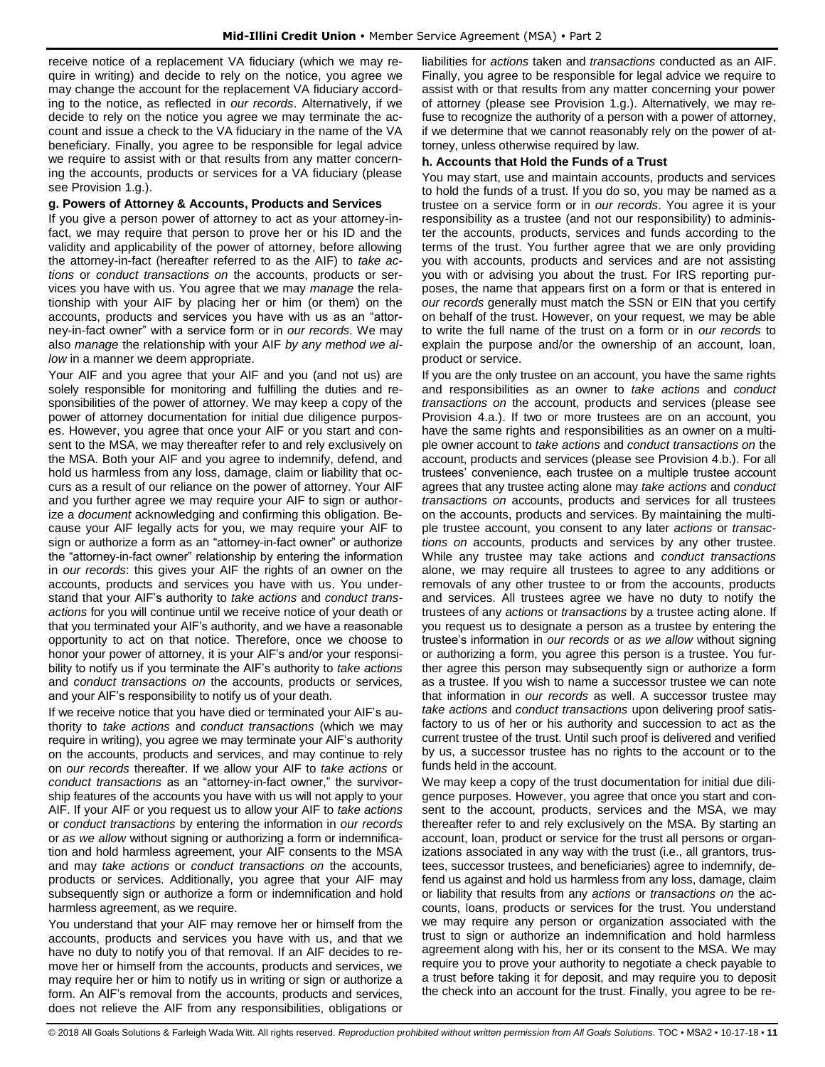receive notice of a replacement VA fiduciary (which we may require in writing) and decide to rely on the notice, you agree we may change the account for the replacement VA fiduciary according to the notice, as reflected in *our records*. Alternatively, if we decide to rely on the notice you agree we may terminate the account and issue a check to the VA fiduciary in the name of the VA beneficiary. Finally, you agree to be responsible for legal advice we require to assist with or that results from any matter concerning the accounts, products or services for a VA fiduciary (please see Provision 1.g.).

**g. Powers of Attorney & Accounts, Products and Services**

If you give a person power of attorney to act as your attorney-in-fact, we may require that person to prove her or his ID and the validity and applicability of the power of attorney, before allowing the attorney-in-fact (hereafter referred to as the AIF) to *take actions* or *conduct transactions on* the accounts, products or services you have with us. You agree that we may *manage* the relationship with your AIF by placing her or him (or them) on the accounts, products and services you have with us as an "attorney-in-fact owner" with a service form or in *our records.* We may also *manage* the relationship with your AIF *by any method we allow* in a manner we deem appropriate.

Your AIF and you agree that your AIF and you (and not us) are solely responsible for monitoring and fulfilling the duties and responsibilities of the power of attorney. We may keep a copy of the power of attorney documentation for initial due diligence purposes. However, you agree that once your AIF or you start and consent to the MSA, we may thereafter refer to and rely exclusively on the MSA. Both your AIF and you agree to indemnify, defend, and hold us harmless from any loss, damage, claim or liability that occurs as a result of our reliance on the power of attorney. Your AIF and you further agree we may require your AIF to sign or authorize a *document* acknowledging and confirming this obligation. Because your AIF legally acts for you, we may require your AIF to sign or authorize a form as an "attorney-in-fact owner" or authorize the "attorney-in-fact owner" relationship by entering the information in *our records*: this gives your AIF the rights of an owner on the accounts, products and services you have with us. You understand that your AIF's authority to *take actions* and *conduct transactions* for you will continue until we receive notice of your death or that you terminated your AIF's authority, and we have a reasonable opportunity to act on that notice. Therefore, once we choose to honor your power of attorney, it is your AIF's and/or your responsibility to notify us if you terminate the AIF's authority to *take actions* and *conduct transactions on* the accounts, products or services, and your AIF's responsibility to notify us of your death.

If we receive notice that you have died or terminated your AIF's authority to *take actions* and *conduct transactions* (which we may require in writing), you agree we may terminate your AIF's authority on the accounts, products and services, and may continue to rely on *our records* thereafter. If we allow your AIF to *take actions* or *conduct transactions* as an "attorney-in-fact owner," the survivorship features of the accounts you have with us will not apply to your AIF. If your AIF or you request us to allow your AIF to *take actions* or *conduct transactions* by entering the information in *our records* or *as we allow* without signing or authorizing a form or indemnification and hold harmless agreement, your AIF consents to the MSA and may *take actions* or *conduct transactions on* the accounts, products or services. Additionally, you agree that your AIF may subsequently sign or authorize a form or indemnification and hold harmless agreement, as we require.

You understand that your AIF may remove her or himself from the accounts, products and services you have with us, and that we have no duty to notify you of that removal. If an AIF decides to remove her or himself from the accounts, products and services, we may require her or him to notify us in writing or sign or authorize a form. An AIF's removal from the accounts, products and services, does not relieve the AIF from any responsibilities, obligations or liabilities for *actions* taken and *transactions* conducted as an AIF. Finally, you agree to be responsible for legal advice we require to assist with or that results from any matter concerning your power of attorney (please see Provision 1.g.). Alternatively, we may refuse to recognize the authority of a person with a power of attorney, if we determine that we cannot reasonably rely on the power of attorney, unless otherwise required by law.

**h. Accounts that Hold the Funds of a Trust**

You may start, use and maintain accounts, products and services to hold the funds of a trust. If you do so, you may be named as a trustee on a service form or in *our records*. You agree it is your responsibility as a trustee (and not our responsibility) to administer the accounts, products, services and funds according to the terms of the trust. You further agree that we are only providing you with accounts, products and services and are not assisting you with or advising you about the trust. For IRS reporting purposes, the name that appears first on a form or that is entered in *our records* generally must match the SSN or EIN that you certify on behalf of the trust. However, on your request, we may be able to write the full name of the trust on a form or in *our records* to explain the purpose and/or the ownership of an account, loan, product or service.

If you are the only trustee on an account, you have the same rights and responsibilities as an owner to *take actions* and *conduct transactions on* the account, products and services (please see Provision 4.a.). If two or more trustees are on an account, you have the same rights and responsibilities as an owner on a multiple owner account to *take actions* and *conduct transactions on* the account, products and services (please see Provision 4.b.). For all trustees' convenience, each trustee on a multiple trustee account agrees that any trustee acting alone may *take actions* and *conduct transactions on* accounts, products and services for all trustees on the accounts, products and services. By maintaining the multiple trustee account, you consent to any later *actions* or *transactions on* accounts, products and services by any other trustee. While any trustee may take actions and *conduct transactions* alone, we may require all trustees to agree to any additions or removals of any other trustee to or from the accounts, products and services. All trustees agree we have no duty to notify the trustees of any *actions* or *transactions* by a trustee acting alone. If you request us to designate a person as a trustee by entering the trustee's information in *our records* or *as we allow* without signing or authorizing a form, you agree this person is a trustee. You further agree this person may subsequently sign or authorize a form as a trustee. If you wish to name a successor trustee we can note that information in *our records* as well. A successor trustee may *take actions* and *conduct transactions* upon delivering proof satisfactory to us of her or his authority and succession to act as the current trustee of the trust. Until such proof is delivered and verified by us, a successor trustee has no rights to the account or to the funds held in the account.

We may keep a copy of the trust documentation for initial due diligence purposes. However, you agree that once you start and consent to the account, products, services and the MSA, we may thereafter refer to and rely exclusively on the MSA. By starting an account, loan, product or service for the trust all persons or organizations associated in any way with the trust (i.e., all grantors, trustees, successor trustees, and beneficiaries) agree to indemnify, defend us against and hold us harmless from any loss, damage, claim or liability that results from any *actions* or *transactions on* the accounts, loans, products or services for the trust. You understand we may require any person or organization associated with the trust to sign or authorize an indemnification and hold harmless agreement along with his, her or its consent to the MSA. We may require you to prove your authority to negotiate a check payable to a trust before taking it for deposit, and may require you to deposit the check into an account for the trust. Finally, you agree to be re-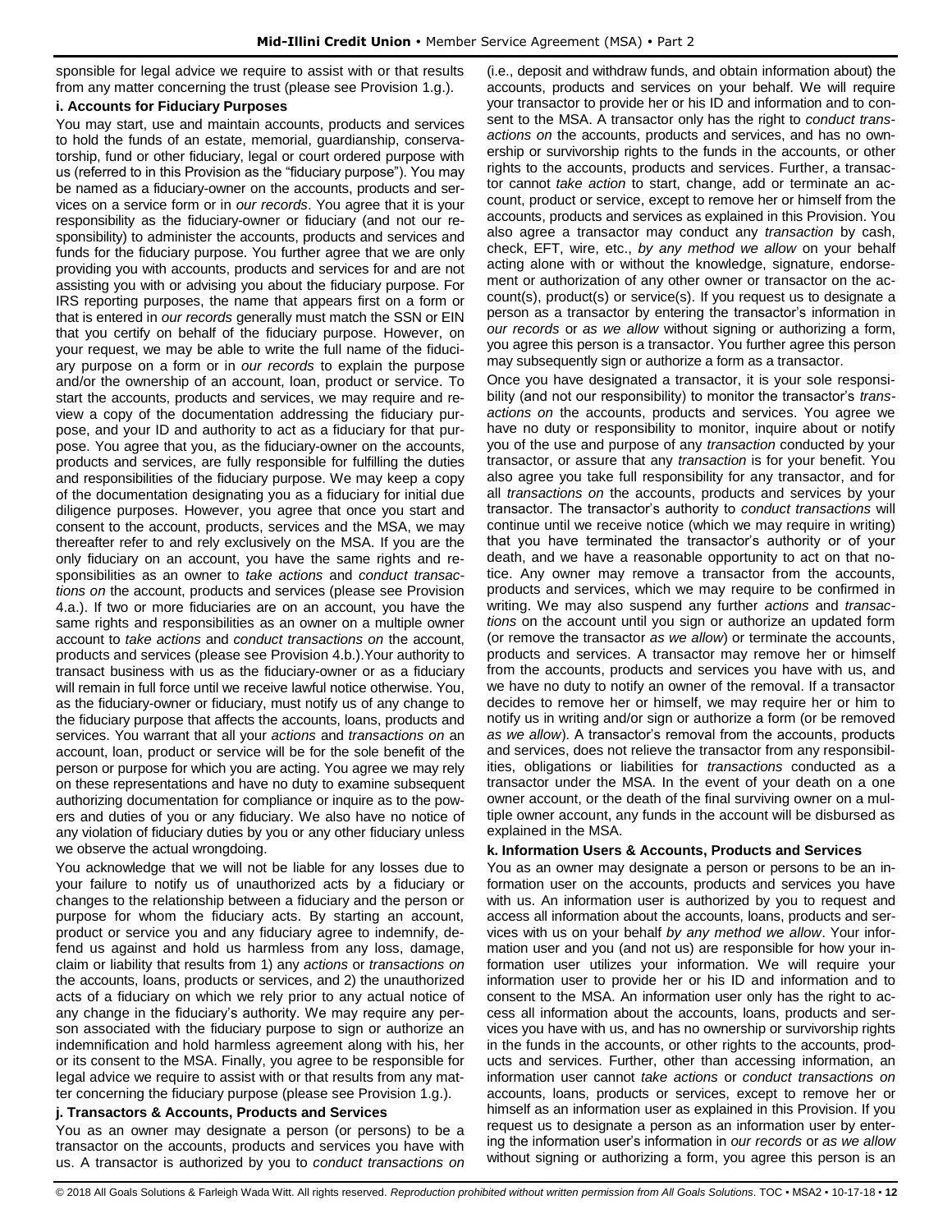sponsible for legal advice we require to assist with or that results from any matter concerning the trust (please see Provision 1.g.).

**i. Accounts for Fiduciary Purposes**

You may start, use and maintain accounts, products and services to hold the funds of an estate, memorial, guardianship, conservatorship, fund or other fiduciary, legal or court ordered purpose with us (referred to in this Provision as the "fiduciary purpose"). You may be named as a fiduciary-owner on the accounts, products and services on a service form or in *our records*. You agree that it is your responsibility as the fiduciary-owner or fiduciary (and not our responsibility) to administer the accounts, products and services and funds for the fiduciary purpose. You further agree that we are only providing you with accounts, products and services for and are not assisting you with or advising you about the fiduciary purpose. For IRS reporting purposes, the name that appears first on a form or that is entered in *our records* generally must match the SSN or EIN that you certify on behalf of the fiduciary purpose. However, on your request, we may be able to write the full name of the fiduciary purpose on a form or in *our records* to explain the purpose and/or the ownership of an account, loan, product or service. To start the accounts, products and services, we may require and review a copy of the documentation addressing the fiduciary purpose, and your ID and authority to act as a fiduciary for that purpose. You agree that you, as the fiduciary-owner on the accounts, products and services, are fully responsible for fulfilling the duties and responsibilities of the fiduciary purpose. We may keep a copy of the documentation designating you as a fiduciary for initial due diligence purposes. However, you agree that once you start and consent to the account, products, services and the MSA, we may thereafter refer to and rely exclusively on the MSA. If you are the only fiduciary on an account, you have the same rights and responsibilities as an owner to *take actions* and *conduct transactions on* the account, products and services (please see Provision 4.a.). If two or more fiduciaries are on an account, you have the same rights and responsibilities as an owner on a multiple owner account to *take actions* and *conduct transactions on* the account, products and services (please see Provision 4.b.).Your authority to transact business with us as the fiduciary-owner or as a fiduciary will remain in full force until we receive lawful notice otherwise. You, as the fiduciary-owner or fiduciary, must notify us of any change to the fiduciary purpose that affects the accounts, loans, products and services. You warrant that all your *actions* and *transactions on* an account, loan, product or service will be for the sole benefit of the person or purpose for which you are acting. You agree we may rely on these representations and have no duty to examine subsequent authorizing documentation for compliance or inquire as to the powers and duties of you or any fiduciary. We also have no notice of any violation of fiduciary duties by you or any other fiduciary unless we observe the actual wrongdoing.

You acknowledge that we will not be liable for any losses due to your failure to notify us of unauthorized acts by a fiduciary or changes to the relationship between a fiduciary and the person or purpose for whom the fiduciary acts. By starting an account, product or service you and any fiduciary agree to indemnify, defend us against and hold us harmless from any loss, damage, claim or liability that results from 1) any *actions* or *transactions on* the accounts, loans, products or services, and 2) the unauthorized acts of a fiduciary on which we rely prior to any actual notice of any change in the fiduciary's authority. We may require any person associated with the fiduciary purpose to sign or authorize an indemnification and hold harmless agreement along with his, her or its consent to the MSA. Finally, you agree to be responsible for legal advice we require to assist with or that results from any matter concerning the fiduciary purpose (please see Provision 1.g.).

**j. Transactors & Accounts, Products and Services**

You as an owner may designate a person (or persons) to be a transactor on the accounts, products and services you have with us. A transactor is authorized by you to *conduct transactions on* (i.e., deposit and withdraw funds, and obtain information about) the accounts, products and services on your behalf. We will require your transactor to provide her or his ID and information and to consent to the MSA. A transactor only has the right to *conduct transactions on* the accounts, products and services, and has no ownership or survivorship rights to the funds in the accounts, or other rights to the accounts, products and services. Further, a transactor cannot *take action* to start, change, add or terminate an account, product or service, except to remove her or himself from the accounts, products and services as explained in this Provision. You also agree a transactor may conduct any *transaction* by cash, check, EFT, wire, etc., *by any method we allow* on your behalf acting alone with or without the knowledge, signature, endorsement or authorization of any other owner or transactor on the account(s), product(s) or service(s). If you request us to designate a person as a transactor by entering the transactor's information in *our records* or *as we allow* without signing or authorizing a form, you agree this person is a transactor. You further agree this person may subsequently sign or authorize a form as a transactor.

Once you have designated a transactor, it is your sole responsibility (and not our responsibility) to monitor the transactor's *transactions on* the accounts, products and services. You agree we have no duty or responsibility to monitor, inquire about or notify you of the use and purpose of any *transaction* conducted by your transactor, or assure that any *transaction* is for your benefit. You also agree you take full responsibility for any transactor, and for all *transactions on* the accounts, products and services by your transactor. The transactor's authority to *conduct transactions* will continue until we receive notice (which we may require in writing) that you have terminated the transactor's authority or of your death, and we have a reasonable opportunity to act on that notice. Any owner may remove a transactor from the accounts, products and services, which we may require to be confirmed in writing. We may also suspend any further *actions* and *transactions* on the account until you sign or authorize an updated form (or remove the transactor *as we allow*) or terminate the accounts, products and services. A transactor may remove her or himself from the accounts, products and services you have with us, and we have no duty to notify an owner of the removal. If a transactor decides to remove her or himself, we may require her or him to notify us in writing and/or sign or authorize a form (or be removed *as we allow*). A transactor's removal from the accounts, products and services, does not relieve the transactor from any responsibilities, obligations or liabilities for *transactions* conducted as a transactor under the MSA. In the event of your death on a one owner account, or the death of the final surviving owner on a multiple owner account, any funds in the account will be disbursed as explained in the MSA.

**k. Information Users & Accounts, Products and Services**

You as an owner may designate a person or persons to be an information user on the accounts, products and services you have with us. An information user is authorized by you to request and access all information about the accounts, loans, products and services with us on your behalf *by any method we allow*. Your information user and you (and not us) are responsible for how your information user utilizes your information. We will require your information user to provide her or his ID and information and to consent to the MSA. An information user only has the right to access all information about the accounts, loans, products and services you have with us, and has no ownership or survivorship rights in the funds in the accounts, or other rights to the accounts, products and services. Further, other than accessing information, an information user cannot *take actions* or *conduct transactions on* accounts, loans, products or services, except to remove her or himself as an information user as explained in this Provision. If you request us to designate a person as an information user by entering the information user's information in *our records* or *as we allow* without signing or authorizing a form, you agree this person is an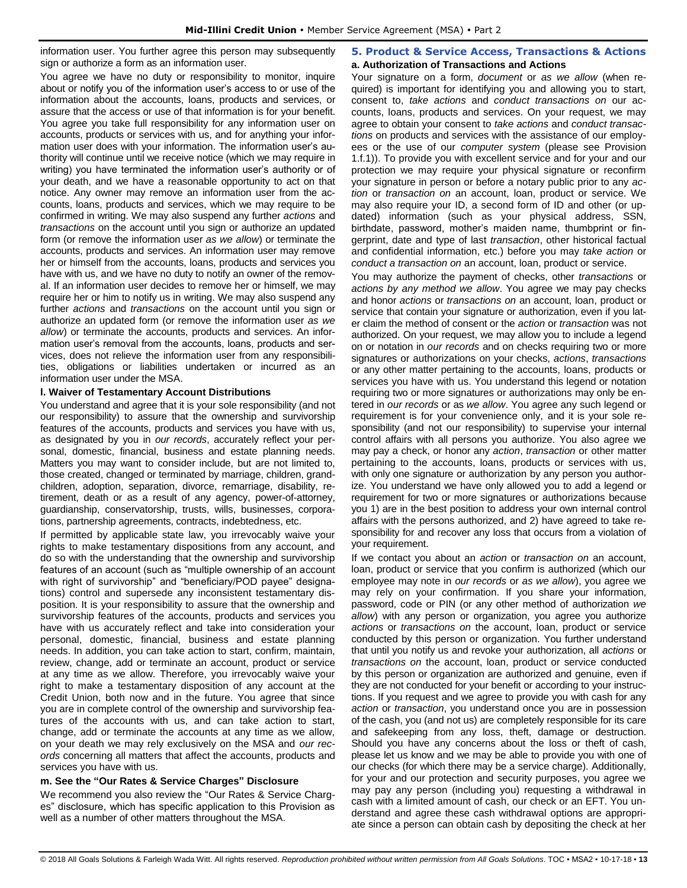information user. You further agree this person may subsequently sign or authorize a form as an information user.

You agree we have no duty or responsibility to monitor, inquire about or notify you of the information user's access to or use of the information about the accounts, loans, products and services, or assure that the access or use of that information is for your benefit. You agree you take full responsibility for any information user on accounts, products or services with us, and for anything your information user does with your information. The information user's authority will continue until we receive notice (which we may require in writing) you have terminated the information user's authority or of your death, and we have a reasonable opportunity to act on that notice. Any owner may remove an information user from the accounts, loans, products and services, which we may require to be confirmed in writing. We may also suspend any further *actions* and *transactions* on the account until you sign or authorize an updated form (or remove the information user *as we allow*) or terminate the accounts, products and services. An information user may remove her or himself from the accounts, loans, products and services you have with us, and we have no duty to notify an owner of the removal. If an information user decides to remove her or himself, we may require her or him to notify us in writing. We may also suspend any further *actions* and *transactions* on the account until you sign or authorize an updated form (or remove the information user *as we allow*) or terminate the accounts, products and services. An information user's removal from the accounts, loans, products and services, does not relieve the information user from any responsibilities, obligations or liabilities undertaken or incurred as an information user under the MSA.

**l. Waiver of Testamentary Account Distributions**

You understand and agree that it is your sole responsibility (and not our responsibility) to assure that the ownership and survivorship features of the accounts, products and services you have with us, as designated by you in *our records*, accurately reflect your personal, domestic, financial, business and estate planning needs. Matters you may want to consider include, but are not limited to, those created, changed or terminated by marriage, children, grandchildren, adoption, separation, divorce, remarriage, disability, retirement, death or as a result of any agency, power-of-attorney, guardianship, conservatorship, trusts, wills, businesses, corporations, partnership agreements, contracts, indebtedness, etc.

If permitted by applicable state law, you irrevocably waive your rights to make testamentary dispositions from any account, and do so with the understanding that the ownership and survivorship features of an account (such as "multiple ownership of an account with right of survivorship" and "beneficiary/POD payee" designations) control and supersede any inconsistent testamentary disposition. It is your responsibility to assure that the ownership and survivorship features of the accounts, products and services you have with us accurately reflect and take into consideration your personal, domestic, financial, business and estate planning needs. In addition, you can take action to start, confirm, maintain, review, change, add or terminate an account, product or service at any time as we allow. Therefore, you irrevocably waive your right to make a testamentary disposition of any account at the Credit Union, both now and in the future. You agree that since you are in complete control of the ownership and survivorship features of the accounts with us, and can take action to start, change, add or terminate the accounts at any time as we allow, on your death we may rely exclusively on the MSA and *our records* concerning all matters that affect the accounts, products and services you have with us.

**m. See the "Our Rates & Service Charges" Disclosure**

We recommend you also review the "Our Rates & Service Charges" disclosure, which has specific application to this Provision as well as a number of other matters throughout the MSA.

## 5. Product & Service Access, Transactions & Actions

**a. Authorization of Transactions and Actions**

Your signature on a form, *document* or *as we allow* (when required) is important for identifying you and allowing you to start, consent to, *take actions* and *conduct transactions on* our accounts, loans, products and services. On your request, we may agree to obtain your consent to *take actions* and *conduct transactions* on products and services with the assistance of our employees or the use of our *computer system* (please see Provision 1.f.1)). To provide you with excellent service and for your and our protection we may require your physical signature or reconfirm your signature in person or before a notary public prior to any *action* or *transaction on* an account, loan, product or service. We may also require your ID, a second form of ID and other (or updated) information (such as your physical address, SSN, birthdate, password, mother's maiden name, thumbprint or fingerprint, date and type of last *transaction*, other historical factual and confidential information, etc.) before you may *take action* or *conduct a transaction on* an account, loan, product or service.

You may authorize the payment of checks, other *transactions* or *actions by any method we allow*. You agree we may pay checks and honor *actions* or *transactions on* an account, loan, product or service that contain your signature or authorization, even if you later claim the method of consent or the *action* or *transaction* was not authorized. On your request, we may allow you to include a legend on or notation in *our records* and on checks requiring two or more signatures or authorizations on your checks, *actions*, *transactions* or any other matter pertaining to the accounts, loans, products or services you have with us. You understand this legend or notation requiring two or more signatures or authorizations may only be entered in *our records* or as *we allow*. You agree any such legend or requirement is for your convenience only, and it is your sole responsibility (and not our responsibility) to supervise your internal control affairs with all persons you authorize. You also agree we may pay a check, or honor any *action*, *transaction* or other matter pertaining to the accounts, loans, products or services with us, with only one signature or authorization by any person you authorize. You understand we have only allowed you to add a legend or requirement for two or more signatures or authorizations because you 1) are in the best position to address your own internal control affairs with the persons authorized, and 2) have agreed to take responsibility for and recover any loss that occurs from a violation of your requirement.

If we contact you about an *action* or *transaction on* an account, loan, product or service that you confirm is authorized (which our employee may note in *our records* or *as we allow*), you agree we may rely on your confirmation. If you share your information, password, code or PIN (or any other method of authorization *we allow*) with any person or organization, you agree you authorize *actions* or *transactions on* the account, loan, product or service conducted by this person or organization. You further understand that until you notify us and revoke your authorization, all *actions* or *transactions on* the account, loan, product or service conducted by this person or organization are authorized and genuine, even if they are not conducted for your benefit or according to your instructions. If you request and we agree to provide you with cash for any *action* or *transaction*, you understand once you are in possession of the cash, you (and not us) are completely responsible for its care and safekeeping from any loss, theft, damage or destruction. Should you have any concerns about the loss or theft of cash, please let us know and we may be able to provide you with one of our checks (for which there may be a service charge). Additionally, for your and our protection and security purposes, you agree we may pay any person (including you) requesting a withdrawal in cash with a limited amount of cash, our check or an EFT. You understand and agree these cash withdrawal options are appropriate since a person can obtain cash by depositing the check at her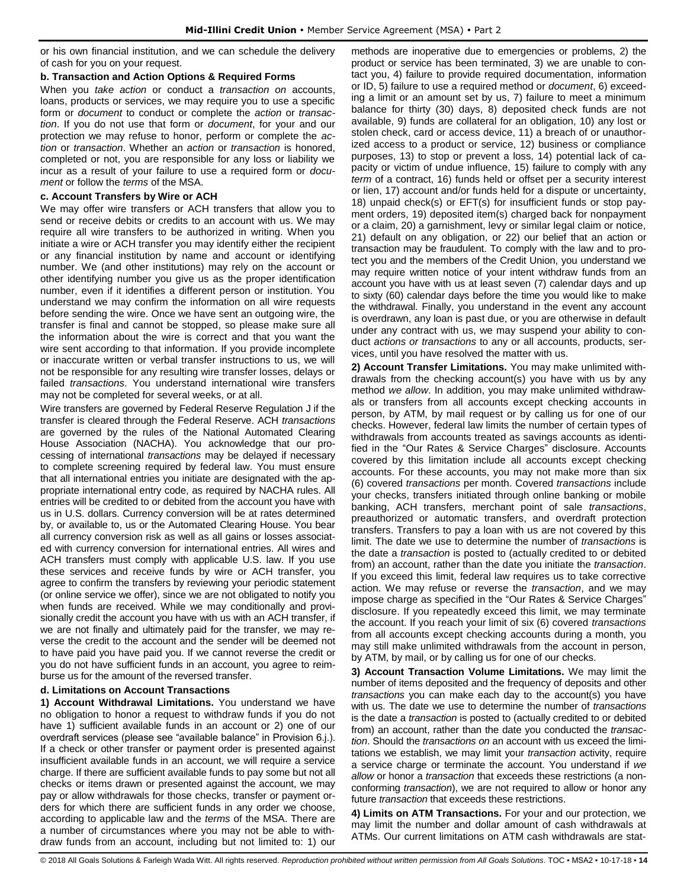or his own financial institution, and we can schedule the delivery of cash for you on your request.

**b. Transaction and Action Options & Required Forms**

When you *take action* or conduct a *transaction on* accounts, loans, products or services, we may require you to use a specific form or *document* to conduct or complete the *action* or *transaction*. If you do not use that form or *document*, for your and our protection we may refuse to honor, perform or complete the *action* or *transaction*. Whether an *action* or *transaction* is honored, completed or not, you are responsible for any loss or liability we incur as a result of your failure to use a required form or *document* or follow the *terms* of the MSA.

**c. Account Transfers by Wire or ACH**

We may offer wire transfers or ACH transfers that allow you to send or receive debits or credits to an account with us. We may require all wire transfers to be authorized in writing. When you initiate a wire or ACH transfer you may identify either the recipient or any financial institution by name and account or identifying number. We (and other institutions) may rely on the account or other identifying number you give us as the proper identification number, even if it identifies a different person or institution. You understand we may confirm the information on all wire requests before sending the wire. Once we have sent an outgoing wire, the transfer is final and cannot be stopped, so please make sure all the information about the wire is correct and that you want the wire sent according to that information. If you provide incomplete or inaccurate written or verbal transfer instructions to us, we will not be responsible for any resulting wire transfer losses, delays or failed *transactions*. You understand international wire transfers may not be completed for several weeks, or at all.

Wire transfers are governed by Federal Reserve Regulation J if the transfer is cleared through the Federal Reserve. ACH *transactions* are governed by the rules of the National Automated Clearing House Association (NACHA). You acknowledge that our processing of international *transactions* may be delayed if necessary to complete screening required by federal law. You must ensure that all international entries you initiate are designated with the appropriate international entry code, as required by NACHA rules. All entries will be credited to or debited from the account you have with us in U.S. dollars. Currency conversion will be at rates determined by, or available to, us or the Automated Clearing House. You bear all currency conversion risk as well as all gains or losses associated with currency conversion for international entries. All wires and ACH transfers must comply with applicable U.S. law. If you use these services and receive funds by wire or ACH transfer, you agree to confirm the transfers by reviewing your periodic statement (or online service we offer), since we are not obligated to notify you when funds are received. While we may conditionally and provisionally credit the account you have with us with an ACH transfer, if we are not finally and ultimately paid for the transfer, we may reverse the credit to the account and the sender will be deemed not to have paid you have paid you. If we cannot reverse the credit or you do not have sufficient funds in an account, you agree to reimburse us for the amount of the reversed transfer.

**d. Limitations on Account Transactions**

**1) Account Withdrawal Limitations.** You understand we have no obligation to honor a request to withdraw funds if you do not have 1) sufficient available funds in an account or 2) one of our overdraft services (please see "available balance" in Provision 6.j.). If a check or other transfer or payment order is presented against insufficient available funds in an account, we will require a service charge. If there are sufficient available funds to pay some but not all checks or items drawn or presented against the account, we may pay or allow withdrawals for those checks, transfer or payment orders for which there are sufficient funds in any order we choose, according to applicable law and the *terms* of the MSA. There are a number of circumstances where you may not be able to withdraw funds from an account, including but not limited to: 1) our methods are inoperative due to emergencies or problems, 2) the product or service has been terminated, 3) we are unable to contact you, 4) failure to provide required documentation, information or ID, 5) failure to use a required method or *document*, 6) exceeding a limit or an amount set by us, 7) failure to meet a minimum balance for thirty (30) days, 8) deposited check funds are not available, 9) funds are collateral for an obligation, 10) any lost or stolen check, card or access device, 11) a breach of or unauthorized access to a product or service, 12) business or compliance purposes, 13) to stop or prevent a loss, 14) potential lack of capacity or victim of undue influence, 15) failure to comply with any *term* of a contract, 16) funds held or offset per a security interest or lien, 17) account and/or funds held for a dispute or uncertainty, 18) unpaid check(s) or EFT(s) for insufficient funds or stop payment orders, 19) deposited item(s) charged back for nonpayment or a claim, 20) a garnishment, levy or similar legal claim or notice, 21) default on any obligation, or 22) our belief that an action or transaction may be fraudulent. To comply with the law and to protect you and the members of the Credit Union, you understand we may require written notice of your intent withdraw funds from an account you have with us at least seven (7) calendar days and up to sixty (60) calendar days before the time you would like to make the withdrawal. Finally, you understand in the event any account is overdrawn, any loan is past due, or you are otherwise in default under any contract with us, we may suspend your ability to conduct *actions or transactions* to any or all accounts, products, services, until you have resolved the matter with us.

**2) Account Transfer Limitations.** You may make unlimited withdrawals from the checking account(s) you have with us by any method *we allow*. In addition, you may make unlimited withdrawals or transfers from all accounts except checking accounts in person, by ATM, by mail request or by calling us for one of our checks. However, federal law limits the number of certain types of withdrawals from accounts treated as savings accounts as identified in the "Our Rates & Service Charges" disclosure. Accounts covered by this limitation include all accounts except checking accounts. For these accounts, you may not make more than six (6) covered *transactions* per month. Covered *transactions* include your checks, transfers initiated through online banking or mobile banking, ACH transfers, merchant point of sale *transactions*, preauthorized or automatic transfers, and overdraft protection transfers. Transfers to pay a loan with us are not covered by this limit. The date we use to determine the number of *transactions* is the date a *transaction* is posted to (actually credited to or debited from) an account, rather than the date you initiate the *transaction*. If you exceed this limit, federal law requires us to take corrective action. We may refuse or reverse the *transaction*, and we may impose charge as specified in the "Our Rates & Service Charges" disclosure. If you repeatedly exceed this limit, we may terminate the account. If you reach your limit of six (6) covered *transactions* from all accounts except checking accounts during a month, you may still make unlimited withdrawals from the account in person, by ATM, by mail, or by calling us for one of our checks.

**3) Account Transaction Volume Limitations.** We may limit the number of items deposited and the frequency of deposits and other *transactions* you can make each day to the account(s) you have with us. The date we use to determine the number of *transactions* is the date a *transaction* is posted to (actually credited to or debited from) an account, rather than the date you conducted the *transaction*. Should the *transactions on* an account with us exceed the limitations we establish, we may limit your *transaction* activity, require a service charge or terminate the account. You understand if *we allow* or honor a *transaction* that exceeds these restrictions (a nonconforming *transaction*), we are not required to allow or honor any future *transaction* that exceeds these restrictions.

**4) Limits on ATM Transactions.** For your and our protection, we may limit the number and dollar amount of cash withdrawals at ATMs. Our current limitations on ATM cash withdrawals are stat-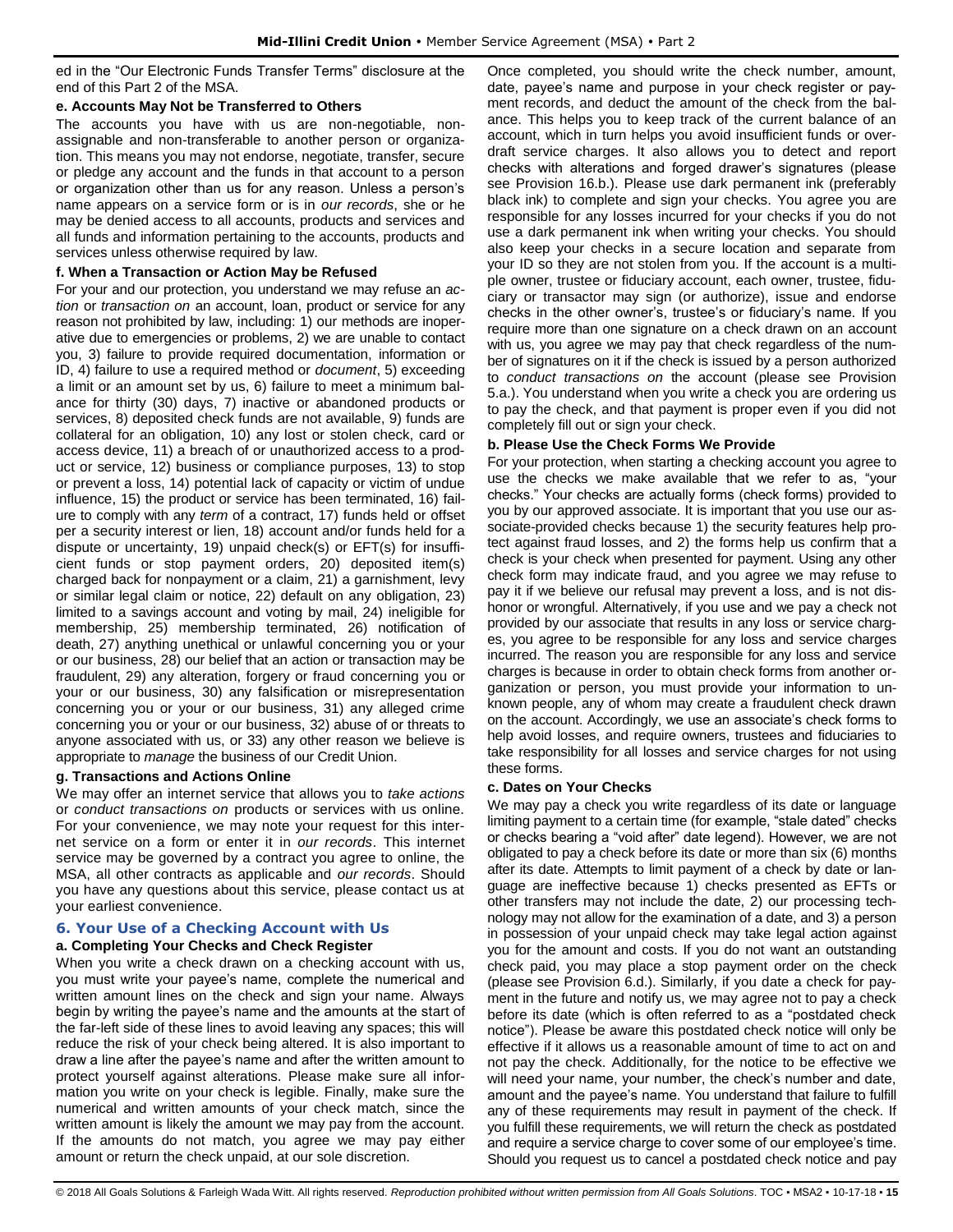ed in the "Our Electronic Funds Transfer Terms" disclosure at the end of this Part 2 of the MSA.

**e. Accounts May Not be Transferred to Others**

The accounts you have with us are non-negotiable, non-assignable and non-transferable to another person or organization. This means you may not endorse, negotiate, transfer, secure or pledge any account and the funds in that account to a person or organization other than us for any reason. Unless a person's name appears on a service form or is in *our records*, she or he may be denied access to all accounts, products and services and all funds and information pertaining to the accounts, products and services unless otherwise required by law.

**f. When a Transaction or Action May be Refused**

For your and our protection, you understand we may refuse an *action* or *transaction on* an account, loan, product or service for any reason not prohibited by law, including: 1) our methods are inoperative due to emergencies or problems, 2) we are unable to contact you, 3) failure to provide required documentation, information or ID, 4) failure to use a required method or *document*, 5) exceeding a limit or an amount set by us, 6) failure to meet a minimum balance for thirty (30) days, 7) inactive or abandoned products or services, 8) deposited check funds are not available, 9) funds are collateral for an obligation, 10) any lost or stolen check, card or access device, 11) a breach of or unauthorized access to a product or service, 12) business or compliance purposes, 13) to stop or prevent a loss, 14) potential lack of capacity or victim of undue influence, 15) the product or service has been terminated, 16) failure to comply with any *term* of a contract, 17) funds held or offset per a security interest or lien, 18) account and/or funds held for a dispute or uncertainty, 19) unpaid check(s) or EFT(s) for insufficient funds or stop payment orders, 20) deposited item(s) charged back for nonpayment or a claim, 21) a garnishment, levy or similar legal claim or notice, 22) default on any obligation, 23) limited to a savings account and voting by mail, 24) ineligible for membership, 25) membership terminated, 26) notification of death, 27) anything unethical or unlawful concerning you or your or our business, 28) our belief that an action or transaction may be fraudulent, 29) any alteration, forgery or fraud concerning you or your or our business, 30) any falsification or misrepresentation concerning you or your or our business, 31) any alleged crime concerning you or your or our business, 32) abuse of or threats to anyone associated with us, or 33) any other reason we believe is appropriate to *manage* the business of our Credit Union.

**g. Transactions and Actions Online**

We may offer an internet service that allows you to *take actions* or *conduct transactions on* products or services with us online. For your convenience, we may note your request for this internet service on a form or enter it in *our records*. This internet service may be governed by a contract you agree to online, the MSA, all other contracts as applicable and *our records*. Should you have any questions about this service, please contact us at your earliest convenience.

## 6. Your Use of a Checking Account with Us

**a. Completing Your Checks and Check Register**

When you write a check drawn on a checking account with us, you must write your payee's name, complete the numerical and written amount lines on the check and sign your name. Always begin by writing the payee's name and the amounts at the start of the far-left side of these lines to avoid leaving any spaces; this will reduce the risk of your check being altered. It is also important to draw a line after the payee's name and after the written amount to protect yourself against alterations. Please make sure all information you write on your check is legible. Finally, make sure the numerical and written amounts of your check match, since the written amount is likely the amount we may pay from the account. If the amounts do not match, you agree we may pay either amount or return the check unpaid, at our sole discretion.

Once completed, you should write the check number, amount, date, payee's name and purpose in your check register or payment records, and deduct the amount of the check from the balance. This helps you to keep track of the current balance of an account, which in turn helps you avoid insufficient funds or overdraft service charges. It also allows you to detect and report checks with alterations and forged drawer's signatures (please see Provision 16.b.). Please use dark permanent ink (preferably black ink) to complete and sign your checks. You agree you are responsible for any losses incurred for your checks if you do not use a dark permanent ink when writing your checks. You should also keep your checks in a secure location and separate from your ID so they are not stolen from you. If the account is a multiple owner, trustee or fiduciary account, each owner, trustee, fiduciary or transactor may sign (or authorize), issue and endorse checks in the other owner's, trustee's or fiduciary's name. If you require more than one signature on a check drawn on an account with us, you agree we may pay that check regardless of the number of signatures on it if the check is issued by a person authorized to *conduct transactions on* the account (please see Provision 5.a.). You understand when you write a check you are ordering us to pay the check, and that payment is proper even if you did not completely fill out or sign your check.

**b. Please Use the Check Forms We Provide**

For your protection, when starting a checking account you agree to use the checks we make available that we refer to as, "your checks." Your checks are actually forms (check forms) provided to you by our approved associate. It is important that you use our associate-provided checks because 1) the security features help protect against fraud losses, and 2) the forms help us confirm that a check is your check when presented for payment. Using any other check form may indicate fraud, and you agree we may refuse to pay it if we believe our refusal may prevent a loss, and is not dishonor or wrongful. Alternatively, if you use and we pay a check not provided by our associate that results in any loss or service charges, you agree to be responsible for any loss and service charges incurred. The reason you are responsible for any loss and service charges is because in order to obtain check forms from another organization or person, you must provide your information to unknown people, any of whom may create a fraudulent check drawn on the account. Accordingly, we use an associate's check forms to help avoid losses, and require owners, trustees and fiduciaries to take responsibility for all losses and service charges for not using these forms.

**c. Dates on Your Checks**

We may pay a check you write regardless of its date or language limiting payment to a certain time (for example, "stale dated" checks or checks bearing a "void after" date legend). However, we are not obligated to pay a check before its date or more than six (6) months after its date. Attempts to limit payment of a check by date or language are ineffective because 1) checks presented as EFTs or other transfers may not include the date, 2) our processing technology may not allow for the examination of a date, and 3) a person in possession of your unpaid check may take legal action against you for the amount and costs. If you do not want an outstanding check paid, you may place a stop payment order on the check (please see Provision 6.d.). Similarly, if you date a check for payment in the future and notify us, we may agree not to pay a check before its date (which is often referred to as a "postdated check notice"). Please be aware this postdated check notice will only be effective if it allows us a reasonable amount of time to act on and not pay the check. Additionally, for the notice to be effective we will need your name, your number, the check's number and date, amount and the payee's name. You understand that failure to fulfill any of these requirements may result in payment of the check. If you fulfill these requirements, we will return the check as postdated and require a service charge to cover some of our employee's time. Should you request us to cancel a postdated check notice and pay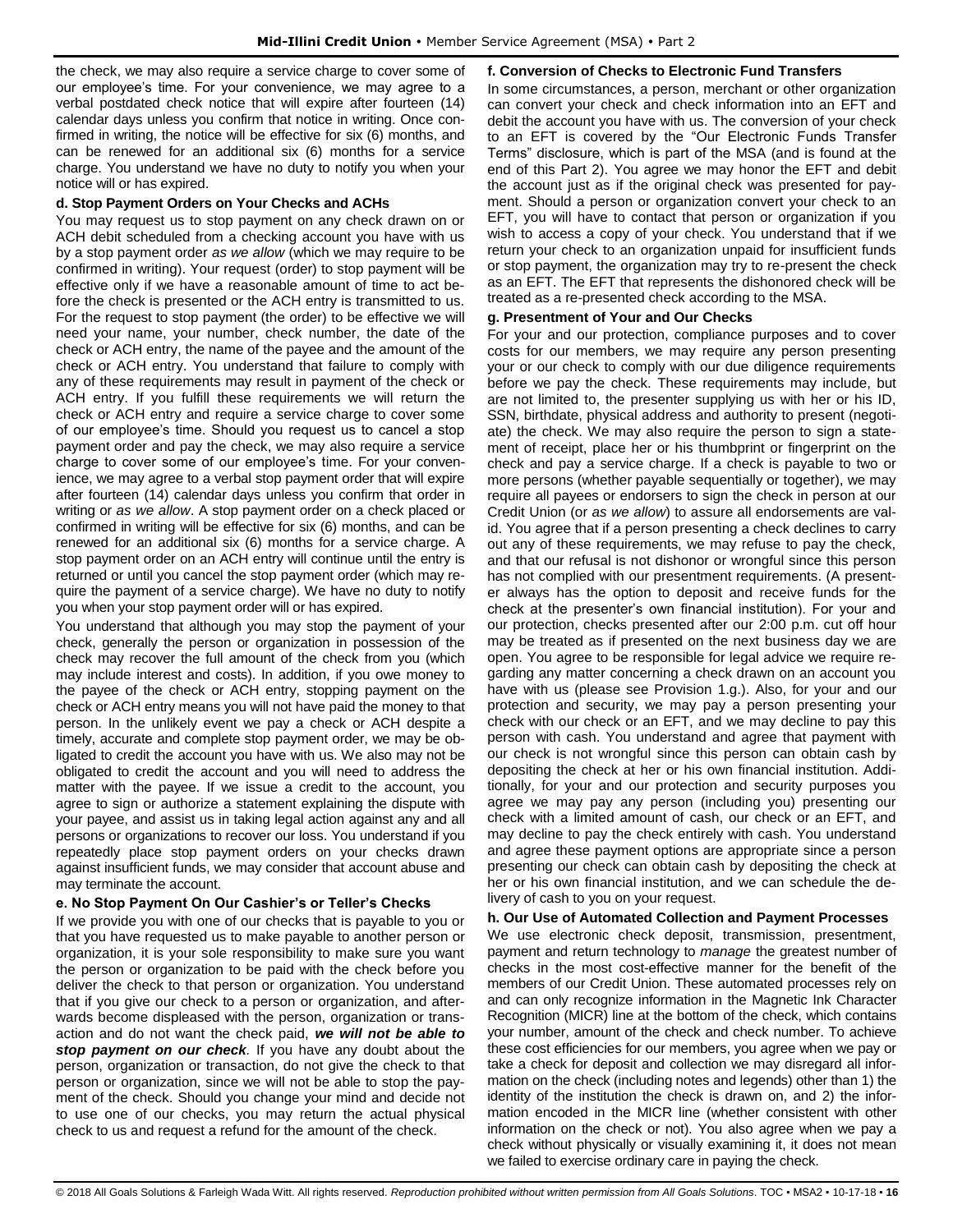the check, we may also require a service charge to cover some of our employee's time. For your convenience, we may agree to a verbal postdated check notice that will expire after fourteen (14) calendar days unless you confirm that notice in writing. Once confirmed in writing, the notice will be effective for six (6) months, and can be renewed for an additional six (6) months for a service charge. You understand we have no duty to notify you when your notice will or has expired.

**d. Stop Payment Orders on Your Checks and ACHs**

You may request us to stop payment on any check drawn on or ACH debit scheduled from a checking account you have with us by a stop payment order *as we allow* (which we may require to be confirmed in writing). Your request (order) to stop payment will be effective only if we have a reasonable amount of time to act before the check is presented or the ACH entry is transmitted to us. For the request to stop payment (the order) to be effective we will need your name, your number, check number, the date of the check or ACH entry, the name of the payee and the amount of the check or ACH entry. You understand that failure to comply with any of these requirements may result in payment of the check or ACH entry. If you fulfill these requirements we will return the check or ACH entry and require a service charge to cover some of our employee's time. Should you request us to cancel a stop payment order and pay the check, we may also require a service charge to cover some of our employee's time. For your convenience, we may agree to a verbal stop payment order that will expire after fourteen (14) calendar days unless you confirm that order in writing or *as we allow*. A stop payment order on a check placed or confirmed in writing will be effective for six (6) months, and can be renewed for an additional six (6) months for a service charge. A stop payment order on an ACH entry will continue until the entry is returned or until you cancel the stop payment order (which may require the payment of a service charge). We have no duty to notify you when your stop payment order will or has expired.

You understand that although you may stop the payment of your check, generally the person or organization in possession of the check may recover the full amount of the check from you (which may include interest and costs). In addition, if you owe money to the payee of the check or ACH entry, stopping payment on the check or ACH entry means you will not have paid the money to that person. In the unlikely event we pay a check or ACH despite a timely, accurate and complete stop payment order, we may be obligated to credit the account you have with us. We also may not be obligated to credit the account and you will need to address the matter with the payee. If we issue a credit to the account, you agree to sign or authorize a statement explaining the dispute with your payee, and assist us in taking legal action against any and all persons or organizations to recover our loss. You understand if you repeatedly place stop payment orders on your checks drawn against insufficient funds, we may consider that account abuse and may terminate the account.

**e. No Stop Payment On Our Cashier's or Teller's Checks**

If we provide you with one of our checks that is payable to you or that you have requested us to make payable to another person or organization, it is your sole responsibility to make sure you want the person or organization to be paid with the check before you deliver the check to that person or organization. You understand that if you give our check to a person or organization, and afterwards become displeased with the person, organization or transaction and do not want the check paid, ***we will not be able to stop payment on our check***. If you have any doubt about the person, organization or transaction, do not give the check to that person or organization, since we will not be able to stop the payment of the check. Should you change your mind and decide not to use one of our checks, you may return the actual physical check to us and request a refund for the amount of the check.

**f. Conversion of Checks to Electronic Fund Transfers**

In some circumstances, a person, merchant or other organization can convert your check and check information into an EFT and debit the account you have with us. The conversion of your check to an EFT is covered by the "Our Electronic Funds Transfer Terms" disclosure, which is part of the MSA (and is found at the end of this Part 2). You agree we may honor the EFT and debit the account just as if the original check was presented for payment. Should a person or organization convert your check to an EFT, you will have to contact that person or organization if you wish to access a copy of your check. You understand that if we return your check to an organization unpaid for insufficient funds or stop payment, the organization may try to re-present the check as an EFT. The EFT that represents the dishonored check will be treated as a re-presented check according to the MSA.

**g. Presentment of Your and Our Checks**

For your and our protection, compliance purposes and to cover costs for our members, we may require any person presenting your or our check to comply with our due diligence requirements before we pay the check. These requirements may include, but are not limited to, the presenter supplying us with her or his ID, SSN, birthdate, physical address and authority to present (negotiate) the check. We may also require the person to sign a statement of receipt, place her or his thumbprint or fingerprint on the check and pay a service charge. If a check is payable to two or more persons (whether payable sequentially or together), we may require all payees or endorsers to sign the check in person at our Credit Union (or *as we allow*) to assure all endorsements are valid. You agree that if a person presenting a check declines to carry out any of these requirements, we may refuse to pay the check, and that our refusal is not dishonor or wrongful since this person has not complied with our presentment requirements. (A presenter always has the option to deposit and receive funds for the check at the presenter's own financial institution). For your and our protection, checks presented after our 2:00 p.m. cut off hour may be treated as if presented on the next business day we are open. You agree to be responsible for legal advice we require regarding any matter concerning a check drawn on an account you have with us (please see Provision 1.g.). Also, for your and our protection and security, we may pay a person presenting your check with our check or an EFT, and we may decline to pay this person with cash. You understand and agree that payment with our check is not wrongful since this person can obtain cash by depositing the check at her or his own financial institution. Additionally, for your and our protection and security purposes you agree we may pay any person (including you) presenting our check with a limited amount of cash, our check or an EFT, and may decline to pay the check entirely with cash. You understand and agree these payment options are appropriate since a person presenting our check can obtain cash by depositing the check at her or his own financial institution, and we can schedule the delivery of cash to you on your request.

**h. Our Use of Automated Collection and Payment Processes**

We use electronic check deposit, transmission, presentment, payment and return technology to *manage* the greatest number of checks in the most cost-effective manner for the benefit of the members of our Credit Union. These automated processes rely on and can only recognize information in the Magnetic Ink Character Recognition (MICR) line at the bottom of the check, which contains your number, amount of the check and check number. To achieve these cost efficiencies for our members, you agree when we pay or take a check for deposit and collection we may disregard all information on the check (including notes and legends) other than 1) the identity of the institution the check is drawn on, and 2) the information encoded in the MICR line (whether consistent with other information on the check or not). You also agree when we pay a check without physically or visually examining it, it does not mean we failed to exercise ordinary care in paying the check.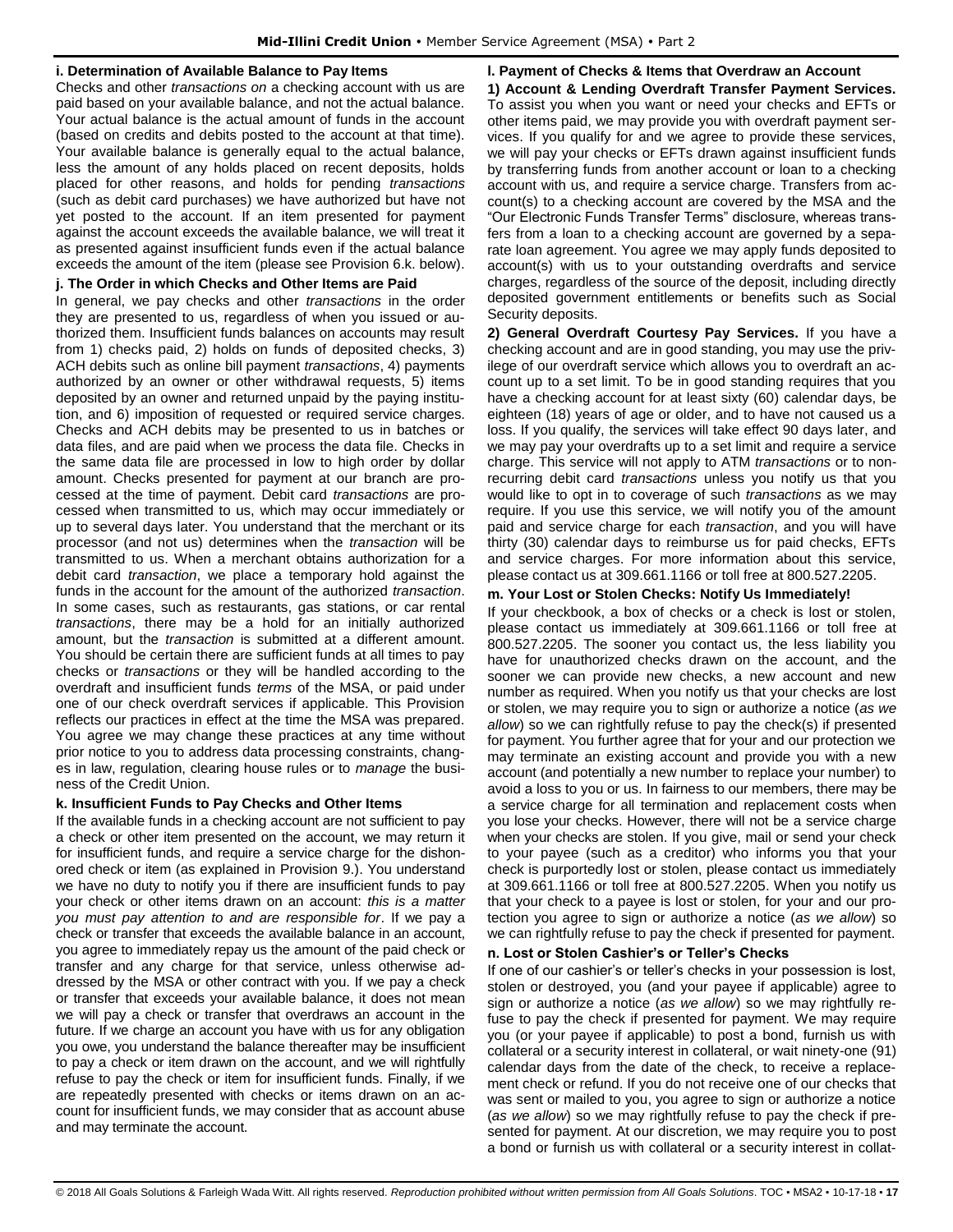**i. Determination of Available Balance to Pay Items**

Checks and other *transactions on* a checking account with us are paid based on your available balance, and not the actual balance. Your actual balance is the actual amount of funds in the account (based on credits and debits posted to the account at that time). Your available balance is generally equal to the actual balance, less the amount of any holds placed on recent deposits, holds placed for other reasons, and holds for pending *transactions* (such as debit card purchases) we have authorized but have not yet posted to the account. If an item presented for payment against the account exceeds the available balance, we will treat it as presented against insufficient funds even if the actual balance exceeds the amount of the item (please see Provision 6.k. below).

**j. The Order in which Checks and Other Items are Paid**

In general, we pay checks and other *transactions* in the order they are presented to us, regardless of when you issued or authorized them. Insufficient funds balances on accounts may result from 1) checks paid, 2) holds on funds of deposited checks, 3) ACH debits such as online bill payment *transactions*, 4) payments authorized by an owner or other withdrawal requests, 5) items deposited by an owner and returned unpaid by the paying institution, and 6) imposition of requested or required service charges. Checks and ACH debits may be presented to us in batches or data files, and are paid when we process the data file. Checks in the same data file are processed in low to high order by dollar amount. Checks presented for payment at our branch are processed at the time of payment. Debit card *transactions* are processed when transmitted to us, which may occur immediately or up to several days later. You understand that the merchant or its processor (and not us) determines when the *transaction* will be transmitted to us. When a merchant obtains authorization for a debit card *transaction*, we place a temporary hold against the funds in the account for the amount of the authorized *transaction*. In some cases, such as restaurants, gas stations, or car rental *transactions*, there may be a hold for an initially authorized amount, but the *transaction* is submitted at a different amount. You should be certain there are sufficient funds at all times to pay checks or *transactions* or they will be handled according to the overdraft and insufficient funds *terms* of the MSA, or paid under one of our check overdraft services if applicable. This Provision reflects our practices in effect at the time the MSA was prepared. You agree we may change these practices at any time without prior notice to you to address data processing constraints, changes in law, regulation, clearing house rules or to *manage* the business of the Credit Union.

**k. Insufficient Funds to Pay Checks and Other Items**

If the available funds in a checking account are not sufficient to pay a check or other item presented on the account, we may return it for insufficient funds, and require a service charge for the dishonored check or item (as explained in Provision 9.). You understand we have no duty to notify you if there are insufficient funds to pay your check or other items drawn on an account: *this is a matter you must pay attention to and are responsible for*. If we pay a check or transfer that exceeds the available balance in an account, you agree to immediately repay us the amount of the paid check or transfer and any charge for that service, unless otherwise addressed by the MSA or other contract with you. If we pay a check or transfer that exceeds your available balance, it does not mean we will pay a check or transfer that overdraws an account in the future. If we charge an account you have with us for any obligation you owe, you understand the balance thereafter may be insufficient to pay a check or item drawn on the account, and we will rightfully refuse to pay the check or item for insufficient funds. Finally, if we are repeatedly presented with checks or items drawn on an account for insufficient funds, we may consider that as account abuse and may terminate the account.

**l. Payment of Checks & Items that Overdraw an Account**

**1) Account & Lending Overdraft Transfer Payment Services.** To assist you when you want or need your checks and EFTs or other items paid, we may provide you with overdraft payment services. If you qualify for and we agree to provide these services, we will pay your checks or EFTs drawn against insufficient funds by transferring funds from another account or loan to a checking account with us, and require a service charge. Transfers from account(s) to a checking account are covered by the MSA and the "Our Electronic Funds Transfer Terms" disclosure, whereas transfers from a loan to a checking account are governed by a separate loan agreement. You agree we may apply funds deposited to account(s) with us to your outstanding overdrafts and service charges, regardless of the source of the deposit, including directly deposited government entitlements or benefits such as Social Security deposits.

**2) General Overdraft Courtesy Pay Services.** If you have a checking account and are in good standing, you may use the privilege of our overdraft service which allows you to overdraft an account up to a set limit. To be in good standing requires that you have a checking account for at least sixty (60) calendar days, be eighteen (18) years of age or older, and to have not caused us a loss. If you qualify, the services will take effect 90 days later, and we may pay your overdrafts up to a set limit and require a service charge. This service will not apply to ATM *transactions* or to nonrecurring debit card *transactions* unless you notify us that you would like to opt in to coverage of such *transactions* as we may require. If you use this service, we will notify you of the amount paid and service charge for each *transaction*, and you will have thirty (30) calendar days to reimburse us for paid checks, EFTs and service charges. For more information about this service, please contact us at 309.661.1166 or toll free at 800.527.2205.

**m. Your Lost or Stolen Checks: Notify Us Immediately!**

If your checkbook, a box of checks or a check is lost or stolen, please contact us immediately at 309.661.1166 or toll free at 800.527.2205. The sooner you contact us, the less liability you have for unauthorized checks drawn on the account, and the sooner we can provide new checks, a new account and new number as required. When you notify us that your checks are lost or stolen, we may require you to sign or authorize a notice (*as we allow*) so we can rightfully refuse to pay the check(s) if presented for payment. You further agree that for your and our protection we may terminate an existing account and provide you with a new account (and potentially a new number to replace your number) to avoid a loss to you or us. In fairness to our members, there may be a service charge for all termination and replacement costs when you lose your checks. However, there will not be a service charge when your checks are stolen. If you give, mail or send your check to your payee (such as a creditor) who informs you that your check is purportedly lost or stolen, please contact us immediately at 309.661.1166 or toll free at 800.527.2205. When you notify us that your check to a payee is lost or stolen, for your and our protection you agree to sign or authorize a notice (*as we allow*) so we can rightfully refuse to pay the check if presented for payment.

**n. Lost or Stolen Cashier's or Teller's Checks**

If one of our cashier's or teller's checks in your possession is lost, stolen or destroyed, you (and your payee if applicable) agree to sign or authorize a notice (*as we allow*) so we may rightfully refuse to pay the check if presented for payment. We may require you (or your payee if applicable) to post a bond, furnish us with collateral or a security interest in collateral, or wait ninety-one (91) calendar days from the date of the check, to receive a replacement check or refund. If you do not receive one of our checks that was sent or mailed to you, you agree to sign or authorize a notice (*as we allow*) so we may rightfully refuse to pay the check if presented for payment. At our discretion, we may require you to post a bond or furnish us with collateral or a security interest in collat-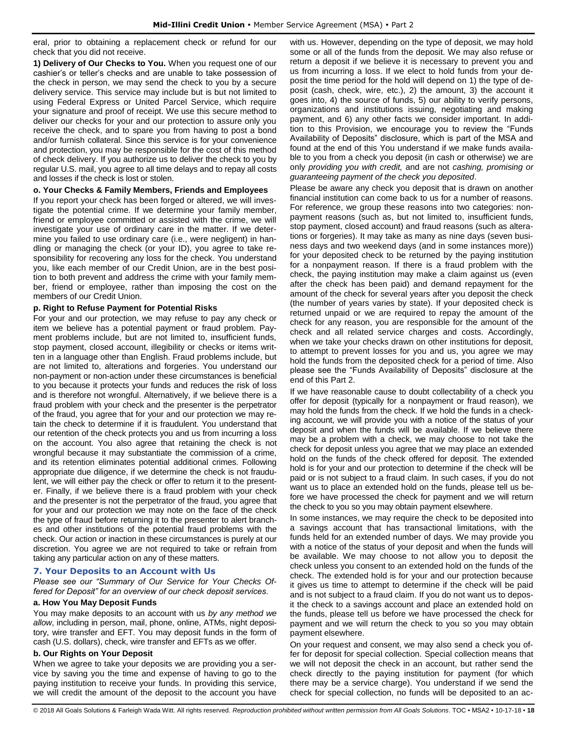eral, prior to obtaining a replacement check or refund for our check that you did not receive.

**1) Delivery of Our Checks to You.** When you request one of our cashier's or teller's checks and are unable to take possession of the check in person, we may send the check to you by a secure delivery service. This service may include but is but not limited to using Federal Express or United Parcel Service, which require your signature and proof of receipt. We use this secure method to deliver our checks for your and our protection to assure only you receive the check, and to spare you from having to post a bond and/or furnish collateral. Since this service is for your convenience and protection, you may be responsible for the cost of this method of check delivery. If you authorize us to deliver the check to you by regular U.S. mail, you agree to all time delays and to repay all costs and losses if the check is lost or stolen.

#### o. Your Checks & Family Members, Friends and Employees

If you report your check has been forged or altered, we will investigate the potential crime. If we determine your family member, friend or employee committed or assisted with the crime, we will investigate your use of ordinary care in the matter. If we determine you failed to use ordinary care (i.e., were negligent) in handling or managing the check (or your ID), you agree to take responsibility for recovering any loss for the check. You understand you, like each member of our Credit Union, are in the best position to both prevent and address the crime with your family member, friend or employee, rather than imposing the cost on the members of our Credit Union.

#### p. Right to Refuse Payment for Potential Risks

For your and our protection, we may refuse to pay any check or item we believe has a potential payment or fraud problem. Payment problems include, but are not limited to, insufficient funds, stop payment, closed account, illegibility or checks or items written in a language other than English. Fraud problems include, but are not limited to, alterations and forgeries. You understand our non-payment or non-action under these circumstances is beneficial to you because it protects your funds and reduces the risk of loss and is therefore not wrongful. Alternatively, if we believe there is a fraud problem with your check and the presenter is the perpetrator of the fraud, you agree that for your and our protection we may retain the check to determine if it is fraudulent. You understand that our retention of the check protects you and us from incurring a loss on the account. You also agree that retaining the check is not wrongful because it may substantiate the commission of a crime, and its retention eliminates potential additional crimes. Following appropriate due diligence, if we determine the check is not fraudulent, we will either pay the check or offer to return it to the presenter. Finally, if we believe there is a fraud problem with your check and the presenter is not the perpetrator of the fraud, you agree that for your and our protection we may note on the face of the check the type of fraud before returning it to the presenter to alert branches and other institutions of the potential fraud problems with the check. Our action or inaction in these circumstances is purely at our discretion. You agree we are not required to take or refrain from taking any particular action on any of these matters.

### 7. Your Deposits to an Account with Us

*Please see our "Summary of Our Service for Your Checks Offered for Deposit" for an overview of our check deposit services.*

#### a. How You May Deposit Funds

You may make deposits to an account with us *by any method we allow*, including in person, mail, phone, online, ATMs, night depository, wire transfer and EFT. You may deposit funds in the form of cash (U.S. dollars), check, wire transfer and EFTs as we offer.

#### b. Our Rights on Your Deposit

When we agree to take your deposits we are providing you a service by saving you the time and expense of having to go to the paying institution to receive your funds. In providing this service, we will credit the amount of the deposit to the account you have with us. However, depending on the type of deposit, we may hold some or all of the funds from the deposit. We may also refuse or return a deposit if we believe it is necessary to prevent you and us from incurring a loss. If we elect to hold funds from your deposit the time period for the hold will depend on 1) the type of deposit (cash, check, wire, etc.), 2) the amount, 3) the account it goes into, 4) the source of funds, 5) our ability to verify persons, organizations and institutions issuing, negotiating and making payment, and 6) any other facts we consider important. In addition to this Provision, we encourage you to review the "Funds Availability of Deposits" disclosure, which is part of the MSA and found at the end of this You understand if we make funds available to you from a check you deposit (in cash or otherwise) we are only *providing you with credit,* and are not *cashing, promising or guaranteeing payment of the check you deposited*.

Please be aware any check you deposit that is drawn on another financial institution can come back to us for a number of reasons. For reference, we group these reasons into two categories: nonpayment reasons (such as, but not limited to, insufficient funds, stop payment, closed account) and fraud reasons (such as alterations or forgeries). It may take as many as nine days (seven business days and two weekend days (and in some instances more)) for your deposited check to be returned by the paying institution for a nonpayment reason. If there is a fraud problem with the check, the paying institution may make a claim against us (even after the check has been paid) and demand repayment for the amount of the check for several years after you deposit the check (the number of years varies by state). If your deposited check is returned unpaid or we are required to repay the amount of the check for any reason, you are responsible for the amount of the check and all related service charges and costs. Accordingly, when we take your checks drawn on other institutions for deposit, to attempt to prevent losses for you and us, you agree we may hold the funds from the deposited check for a period of time. Also please see the "Funds Availability of Deposits" disclosure at the end of this Part 2.

If we have reasonable cause to doubt collectability of a check you offer for deposit (typically for a nonpayment or fraud reason), we may hold the funds from the check. If we hold the funds in a checking account, we will provide you with a notice of the status of your deposit and when the funds will be available. If we believe there may be a problem with a check, we may choose to not take the check for deposit unless you agree that we may place an extended hold on the funds of the check offered for deposit. The extended hold is for your and our protection to determine if the check will be paid or is not subject to a fraud claim. In such cases, if you do not want us to place an extended hold on the funds, please tell us before we have processed the check for payment and we will return the check to you so you may obtain payment elsewhere.

In some instances, we may require the check to be deposited into a savings account that has transactional limitations, with the funds held for an extended number of days. We may provide you with a notice of the status of your deposit and when the funds will be available. We may choose to not allow you to deposit the check unless you consent to an extended hold on the funds of the check. The extended hold is for your and our protection because it gives us time to attempt to determine if the check will be paid and is not subject to a fraud claim. If you do not want us to deposit the check to a savings account and place an extended hold on the funds, please tell us before we have processed the check for payment and we will return the check to you so you may obtain payment elsewhere.

On your request and consent, we may also send a check you offer for deposit for special collection. Special collection means that we will not deposit the check in an account, but rather send the check directly to the paying institution for payment (for which there may be a service charge). You understand if we send the check for special collection, no funds will be deposited to an ac-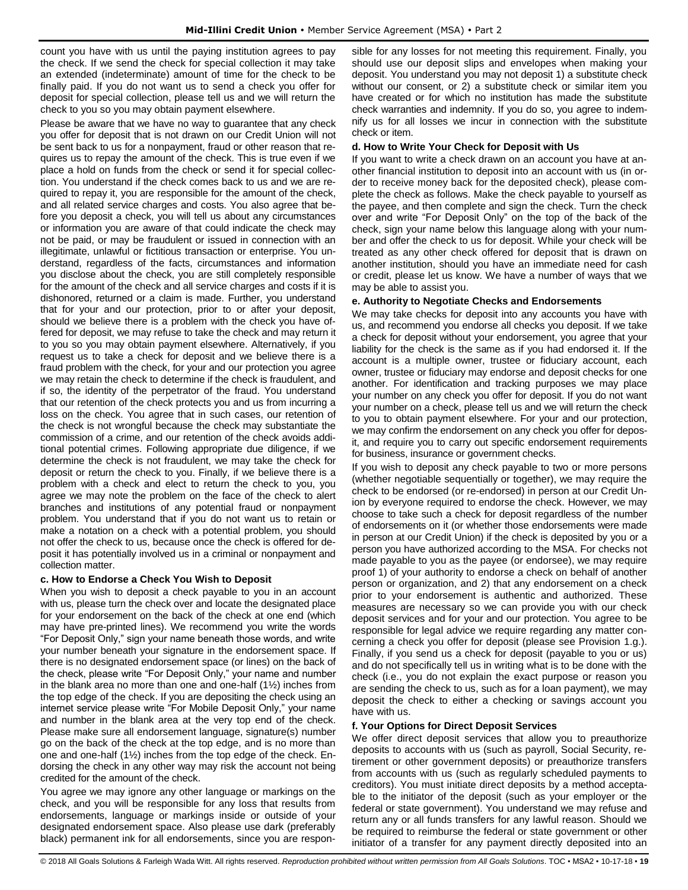count you have with us until the paying institution agrees to pay the check. If we send the check for special collection it may take an extended (indeterminate) amount of time for the check to be finally paid. If you do not want us to send a check you offer for deposit for special collection, please tell us and we will return the check to you so you may obtain payment elsewhere.

Please be aware that we have no way to guarantee that any check you offer for deposit that is not drawn on our Credit Union will not be sent back to us for a nonpayment, fraud or other reason that requires us to repay the amount of the check. This is true even if we place a hold on funds from the check or send it for special collection. You understand if the check comes back to us and we are required to repay it, you are responsible for the amount of the check, and all related service charges and costs. You also agree that before you deposit a check, you will tell us about any circumstances or information you are aware of that could indicate the check may not be paid, or may be fraudulent or issued in connection with an illegitimate, unlawful or fictitious transaction or enterprise. You understand, regardless of the facts, circumstances and information you disclose about the check, you are still completely responsible for the amount of the check and all service charges and costs if it is dishonored, returned or a claim is made. Further, you understand that for your and our protection, prior to or after your deposit, should we believe there is a problem with the check you have offered for deposit, we may refuse to take the check and may return it to you so you may obtain payment elsewhere. Alternatively, if you request us to take a check for deposit and we believe there is a fraud problem with the check, for your and our protection you agree we may retain the check to determine if the check is fraudulent, and if so, the identity of the perpetrator of the fraud. You understand that our retention of the check protects you and us from incurring a loss on the check. You agree that in such cases, our retention of the check is not wrongful because the check may substantiate the commission of a crime, and our retention of the check avoids additional potential crimes. Following appropriate due diligence, if we determine the check is not fraudulent, we may take the check for deposit or return the check to you. Finally, if we believe there is a problem with a check and elect to return the check to you, you agree we may note the problem on the face of the check to alert branches and institutions of any potential fraud or nonpayment problem. You understand that if you do not want us to retain or make a notation on a check with a potential problem, you should not offer the check to us, because once the check is offered for deposit it has potentially involved us in a criminal or nonpayment and collection matter.

**c. How to Endorse a Check You Wish to Deposit**

When you wish to deposit a check payable to you in an account with us, please turn the check over and locate the designated place for your endorsement on the back of the check at one end (which may have pre-printed lines). We recommend you write the words "For Deposit Only," sign your name beneath those words, and write your number beneath your signature in the endorsement space. If there is no designated endorsement space (or lines) on the back of the check, please write "For Deposit Only," your name and number in the blank area no more than one and one-half (1½) inches from the top edge of the check. If you are depositing the check using an internet service please write "For Mobile Deposit Only," your name and number in the blank area at the very top end of the check. Please make sure all endorsement language, signature(s) number go on the back of the check at the top edge, and is no more than one and one-half (1½) inches from the top edge of the check. Endorsing the check in any other way may risk the account not being credited for the amount of the check.

You agree we may ignore any other language or markings on the check, and you will be responsible for any loss that results from endorsements, language or markings inside or outside of your designated endorsement space. Also please use dark (preferably black) permanent ink for all endorsements, since you are responsible for any losses for not meeting this requirement. Finally, you should use our deposit slips and envelopes when making your deposit. You understand you may not deposit 1) a substitute check without our consent, or 2) a substitute check or similar item you have created or for which no institution has made the substitute check warranties and indemnity. If you do so, you agree to indemnify us for all losses we incur in connection with the substitute check or item.

**d. How to Write Your Check for Deposit with Us**

If you want to write a check drawn on an account you have at another financial institution to deposit into an account with us (in order to receive money back for the deposited check), please complete the check as follows. Make the check payable to yourself as the payee, and then complete and sign the check. Turn the check over and write "For Deposit Only" on the top of the back of the check, sign your name below this language along with your number and offer the check to us for deposit. While your check will be treated as any other check offered for deposit that is drawn on another institution, should you have an immediate need for cash or credit, please let us know. We have a number of ways that we may be able to assist you.

**e. Authority to Negotiate Checks and Endorsements**

We may take checks for deposit into any accounts you have with us, and recommend you endorse all checks you deposit. If we take a check for deposit without your endorsement, you agree that your liability for the check is the same as if you had endorsed it. If the account is a multiple owner, trustee or fiduciary account, each owner, trustee or fiduciary may endorse and deposit checks for one another. For identification and tracking purposes we may place your number on any check you offer for deposit. If you do not want your number on a check, please tell us and we will return the check to you to obtain payment elsewhere. For your and our protection, we may confirm the endorsement on any check you offer for deposit, and require you to carry out specific endorsement requirements for business, insurance or government checks.

If you wish to deposit any check payable to two or more persons (whether negotiable sequentially or together), we may require the check to be endorsed (or re-endorsed) in person at our Credit Union by everyone required to endorse the check. However, we may choose to take such a check for deposit regardless of the number of endorsements on it (or whether those endorsements were made in person at our Credit Union) if the check is deposited by you or a person you have authorized according to the MSA. For checks not made payable to you as the payee (or endorsee), we may require proof 1) of your authority to endorse a check on behalf of another person or organization, and 2) that any endorsement on a check prior to your endorsement is authentic and authorized. These measures are necessary so we can provide you with our check deposit services and for your and our protection. You agree to be responsible for legal advice we require regarding any matter concerning a check you offer for deposit (please see Provision 1.g.). Finally, if you send us a check for deposit (payable to you or us) and do not specifically tell us in writing what is to be done with the check (i.e., you do not explain the exact purpose or reason you are sending the check to us, such as for a loan payment), we may deposit the check to either a checking or savings account you have with us.

**f. Your Options for Direct Deposit Services**

We offer direct deposit services that allow you to preauthorize deposits to accounts with us (such as payroll, Social Security, retirement or other government deposits) or preauthorize transfers from accounts with us (such as regularly scheduled payments to creditors). You must initiate direct deposits by a method acceptable to the initiator of the deposit (such as your employer or the federal or state government). You understand we may refuse and return any or all funds transfers for any lawful reason. Should we be required to reimburse the federal or state government or other initiator of a transfer for any payment directly deposited into an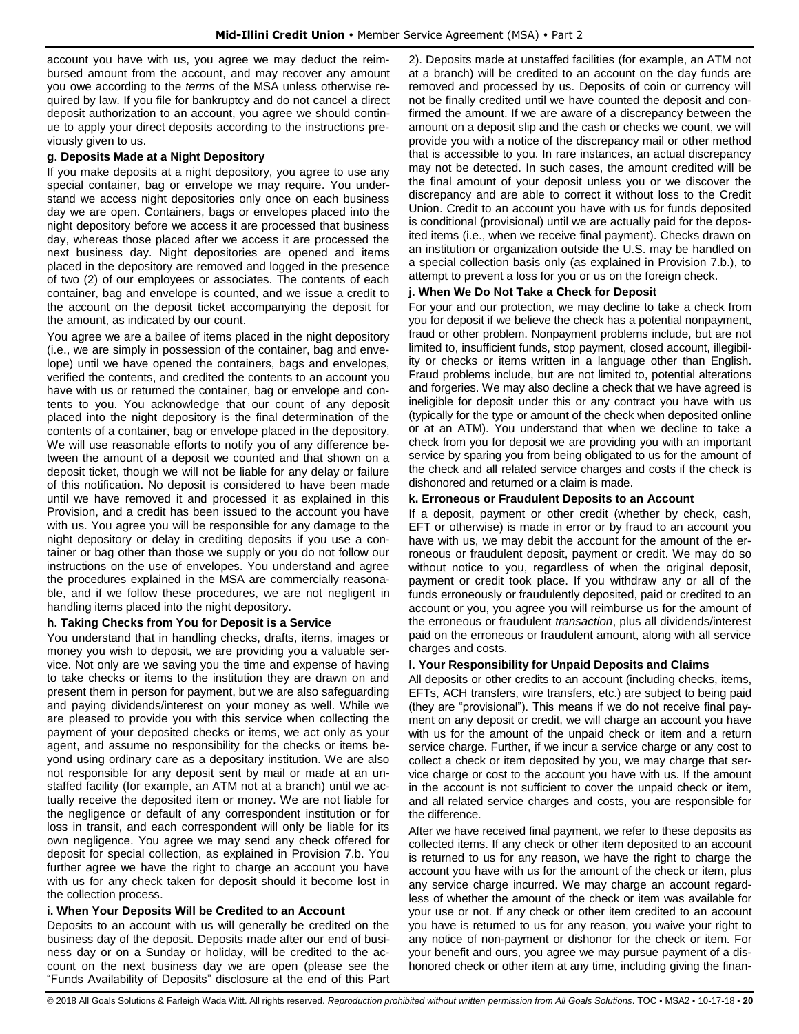account you have with us, you agree we may deduct the reimbursed amount from the account, and may recover any amount you owe according to the *terms* of the MSA unless otherwise required by law. If you file for bankruptcy and do not cancel a direct deposit authorization to an account, you agree we should continue to apply your direct deposits according to the instructions previously given to us.

**g. Deposits Made at a Night Depository**

If you make deposits at a night depository, you agree to use any special container, bag or envelope we may require. You understand we access night depositories only once on each business day we are open. Containers, bags or envelopes placed into the night depository before we access it are processed that business day, whereas those placed after we access it are processed the next business day. Night depositories are opened and items placed in the depository are removed and logged in the presence of two (2) of our employees or associates. The contents of each container, bag and envelope is counted, and we issue a credit to the account on the deposit ticket accompanying the deposit for the amount, as indicated by our count.

You agree we are a bailee of items placed in the night depository (i.e., we are simply in possession of the container, bag and envelope) until we have opened the containers, bags and envelopes, verified the contents, and credited the contents to an account you have with us or returned the container, bag or envelope and contents to you. You acknowledge that our count of any deposit placed into the night depository is the final determination of the contents of a container, bag or envelope placed in the depository. We will use reasonable efforts to notify you of any difference between the amount of a deposit we counted and that shown on a deposit ticket, though we will not be liable for any delay or failure of this notification. No deposit is considered to have been made until we have removed it and processed it as explained in this Provision, and a credit has been issued to the account you have with us. You agree you will be responsible for any damage to the night depository or delay in crediting deposits if you use a container or bag other than those we supply or you do not follow our instructions on the use of envelopes. You understand and agree the procedures explained in the MSA are commercially reasonable, and if we follow these procedures, we are not negligent in handling items placed into the night depository.

**h. Taking Checks from You for Deposit is a Service**

You understand that in handling checks, drafts, items, images or money you wish to deposit, we are providing you a valuable service. Not only are we saving you the time and expense of having to take checks or items to the institution they are drawn on and present them in person for payment, but we are also safeguarding and paying dividends/interest on your money as well. While we are pleased to provide you with this service when collecting the payment of your deposited checks or items, we act only as your agent, and assume no responsibility for the checks or items beyond using ordinary care as a depositary institution. We are also not responsible for any deposit sent by mail or made at an unstaffed facility (for example, an ATM not at a branch) until we actually receive the deposited item or money. We are not liable for the negligence or default of any correspondent institution or for loss in transit, and each correspondent will only be liable for its own negligence. You agree we may send any check offered for deposit for special collection, as explained in Provision 7.b. You further agree we have the right to charge an account you have with us for any check taken for deposit should it become lost in the collection process.

**i. When Your Deposits Will be Credited to an Account**

Deposits to an account with us will generally be credited on the business day of the deposit. Deposits made after our end of business day or on a Sunday or holiday, will be credited to the account on the next business day we are open (please see the "Funds Availability of Deposits" disclosure at the end of this Part 2). Deposits made at unstaffed facilities (for example, an ATM not at a branch) will be credited to an account on the day funds are removed and processed by us. Deposits of coin or currency will not be finally credited until we have counted the deposit and confirmed the amount. If we are aware of a discrepancy between the amount on a deposit slip and the cash or checks we count, we will provide you with a notice of the discrepancy mail or other method that is accessible to you. In rare instances, an actual discrepancy may not be detected. In such cases, the amount credited will be the final amount of your deposit unless you or we discover the discrepancy and are able to correct it without loss to the Credit Union. Credit to an account you have with us for funds deposited is conditional (provisional) until we are actually paid for the deposited items (i.e., when we receive final payment). Checks drawn on an institution or organization outside the U.S. may be handled on a special collection basis only (as explained in Provision 7.b.), to attempt to prevent a loss for you or us on the foreign check.

**j. When We Do Not Take a Check for Deposit**

For your and our protection, we may decline to take a check from you for deposit if we believe the check has a potential nonpayment, fraud or other problem. Nonpayment problems include, but are not limited to, insufficient funds, stop payment, closed account, illegibility or checks or items written in a language other than English. Fraud problems include, but are not limited to, potential alterations and forgeries. We may also decline a check that we have agreed is ineligible for deposit under this or any contract you have with us (typically for the type or amount of the check when deposited online or at an ATM). You understand that when we decline to take a check from you for deposit we are providing you with an important service by sparing you from being obligated to us for the amount of the check and all related service charges and costs if the check is dishonored and returned or a claim is made.

**k. Erroneous or Fraudulent Deposits to an Account**

If a deposit, payment or other credit (whether by check, cash, EFT or otherwise) is made in error or by fraud to an account you have with us, we may debit the account for the amount of the erroneous or fraudulent deposit, payment or credit. We may do so without notice to you, regardless of when the original deposit, payment or credit took place. If you withdraw any or all of the funds erroneously or fraudulently deposited, paid or credited to an account or you, you agree you will reimburse us for the amount of the erroneous or fraudulent *transaction*, plus all dividends/interest paid on the erroneous or fraudulent amount, along with all service charges and costs.

**l. Your Responsibility for Unpaid Deposits and Claims**

All deposits or other credits to an account (including checks, items, EFTs, ACH transfers, wire transfers, etc.) are subject to being paid (they are "provisional"). This means if we do not receive final payment on any deposit or credit, we will charge an account you have with us for the amount of the unpaid check or item and a return service charge. Further, if we incur a service charge or any cost to collect a check or item deposited by you, we may charge that service charge or cost to the account you have with us. If the amount in the account is not sufficient to cover the unpaid check or item, and all related service charges and costs, you are responsible for the difference.

After we have received final payment, we refer to these deposits as collected items. If any check or other item deposited to an account is returned to us for any reason, we have the right to charge the account you have with us for the amount of the check or item, plus any service charge incurred. We may charge an account regardless of whether the amount of the check or item was available for your use or not. If any check or other item credited to an account you have is returned to us for any reason, you waive your right to any notice of non-payment or dishonor for the check or item. For your benefit and ours, you agree we may pursue payment of a dishonored check or other item at any time, including giving the finan-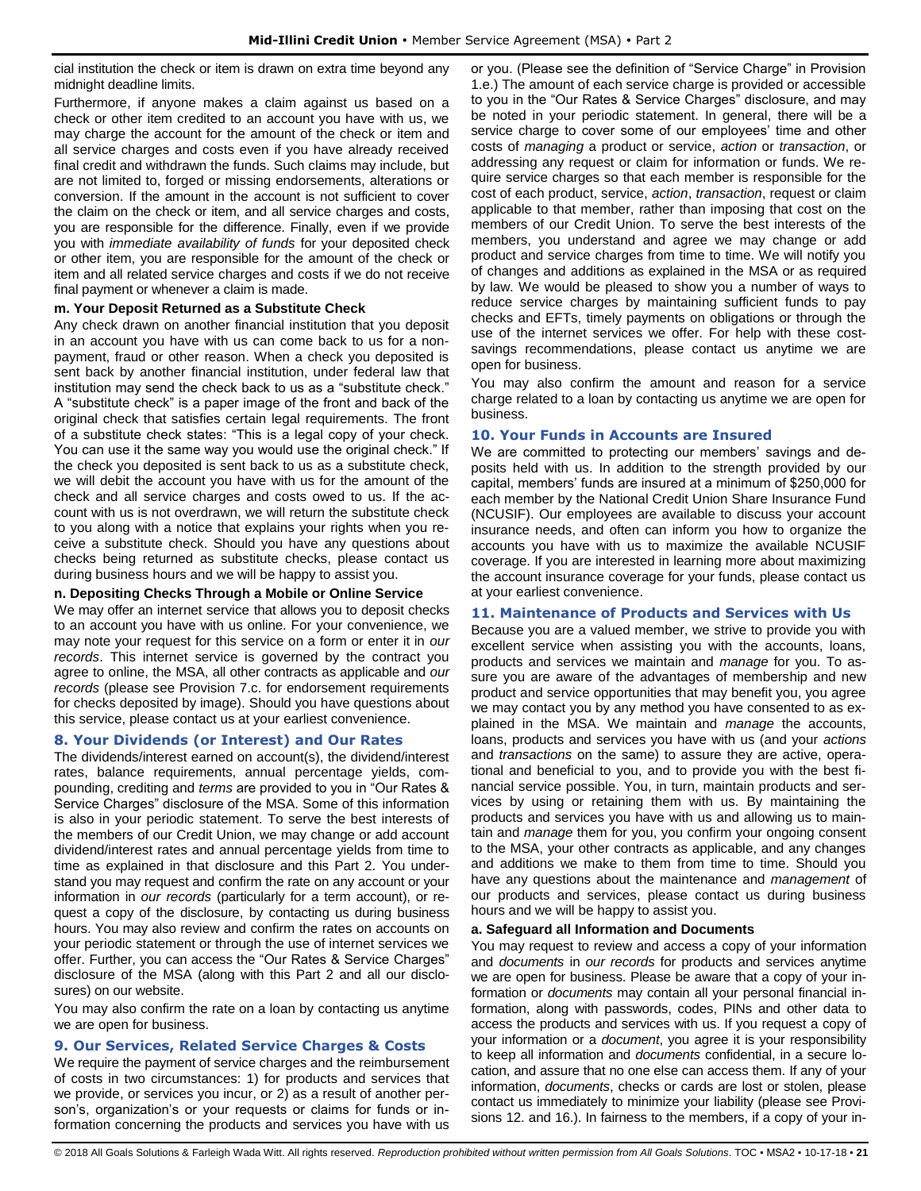cial institution the check or item is drawn on extra time beyond any midnight deadline limits.

Furthermore, if anyone makes a claim against us based on a check or other item credited to an account you have with us, we may charge the account for the amount of the check or item and all service charges and costs even if you have already received final credit and withdrawn the funds. Such claims may include, but are not limited to, forged or missing endorsements, alterations or conversion. If the amount in the account is not sufficient to cover the claim on the check or item, and all service charges and costs, you are responsible for the difference. Finally, even if we provide you with *immediate availability of funds* for your deposited check or other item, you are responsible for the amount of the check or item and all related service charges and costs if we do not receive final payment or whenever a claim is made.

**m. Your Deposit Returned as a Substitute Check**

Any check drawn on another financial institution that you deposit in an account you have with us can come back to us for a non-payment, fraud or other reason. When a check you deposited is sent back by another financial institution, under federal law that institution may send the check back to us as a "substitute check." A "substitute check" is a paper image of the front and back of the original check that satisfies certain legal requirements. The front of a substitute check states: "This is a legal copy of your check. You can use it the same way you would use the original check." If the check you deposited is sent back to us as a substitute check, we will debit the account you have with us for the amount of the check and all service charges and costs owed to us. If the account with us is not overdrawn, we will return the substitute check to you along with a notice that explains your rights when you receive a substitute check. Should you have any questions about checks being returned as substitute checks, please contact us during business hours and we will be happy to assist you.

**n. Depositing Checks Through a Mobile or Online Service**

We may offer an internet service that allows you to deposit checks to an account you have with us online. For your convenience, we may note your request for this service on a form or enter it in *our records*. This internet service is governed by the contract you agree to online, the MSA, all other contracts as applicable and *our records* (please see Provision 7.c. for endorsement requirements for checks deposited by image). Should you have questions about this service, please contact us at your earliest convenience.

## 8. Your Dividends (or Interest) and Our Rates

The dividends/interest earned on account(s), the dividend/interest rates, balance requirements, annual percentage yields, compounding, crediting and *terms* are provided to you in "Our Rates & Service Charges" disclosure of the MSA. Some of this information is also in your periodic statement. To serve the best interests of the members of our Credit Union, we may change or add account dividend/interest rates and annual percentage yields from time to time as explained in that disclosure and this Part 2. You understand you may request and confirm the rate on any account or your information in *our records* (particularly for a term account), or request a copy of the disclosure, by contacting us during business hours. You may also review and confirm the rates on accounts on your periodic statement or through the use of internet services we offer. Further, you can access the "Our Rates & Service Charges" disclosure of the MSA (along with this Part 2 and all our disclosures) on our website.

You may also confirm the rate on a loan by contacting us anytime we are open for business.

## 9. Our Services, Related Service Charges & Costs

We require the payment of service charges and the reimbursement of costs in two circumstances: 1) for products and services that we provide, or services you incur, or 2) as a result of another person's, organization's or your requests or claims for funds or information concerning the products and services you have with us or you. (Please see the definition of "Service Charge" in Provision 1.e.) The amount of each service charge is provided or accessible to you in the "Our Rates & Service Charges" disclosure, and may be noted in your periodic statement. In general, there will be a service charge to cover some of our employees' time and other costs of *managing* a product or service, *action* or *transaction*, or addressing any request or claim for information or funds. We require service charges so that each member is responsible for the cost of each product, service, *action*, *transaction*, request or claim applicable to that member, rather than imposing that cost on the members of our Credit Union. To serve the best interests of the members, you understand and agree we may change or add product and service charges from time to time. We will notify you of changes and additions as explained in the MSA or as required by law. We would be pleased to show you a number of ways to reduce service charges by maintaining sufficient funds to pay checks and EFTs, timely payments on obligations or through the use of the internet services we offer. For help with these cost-savings recommendations, please contact us anytime we are open for business.

You may also confirm the amount and reason for a service charge related to a loan by contacting us anytime we are open for business.

## 10. Your Funds in Accounts are Insured

We are committed to protecting our members' savings and deposits held with us. In addition to the strength provided by our capital, members' funds are insured at a minimum of $250,000 for each member by the National Credit Union Share Insurance Fund (NCUSIF). Our employees are available to discuss your account insurance needs, and often can inform you how to organize the accounts you have with us to maximize the available NCUSIF coverage. If you are interested in learning more about maximizing the account insurance coverage for your funds, please contact us at your earliest convenience.

## 11. Maintenance of Products and Services with Us

Because you are a valued member, we strive to provide you with excellent service when assisting you with the accounts, loans, products and services we maintain and *manage* for you. To assure you are aware of the advantages of membership and new product and service opportunities that may benefit you, you agree we may contact you by any method you have consented to as explained in the MSA. We maintain and *manage* the accounts, loans, products and services you have with us (and your *actions* and *transactions* on the same) to assure they are active, operational and beneficial to you, and to provide you with the best financial service possible. You, in turn, maintain products and services by using or retaining them with us. By maintaining the products and services you have with us and allowing us to maintain and *manage* them for you, you confirm your ongoing consent to the MSA, your other contracts as applicable, and any changes and additions we make to them from time to time. Should you have any questions about the maintenance and *management* of our products and services, please contact us during business hours and we will be happy to assist you.

**a. Safeguard all Information and Documents**

You may request to review and access a copy of your information and *documents* in *our records* for products and services anytime we are open for business. Please be aware that a copy of your information or *documents* may contain all your personal financial information, along with passwords, codes, PINs and other data to access the products and services with us. If you request a copy of your information or a *document*, you agree it is your responsibility to keep all information and *documents* confidential, in a secure location, and assure that no one else can access them. If any of your information, *documents*, checks or cards are lost or stolen, please contact us immediately to minimize your liability (please see Provisions 12. and 16.). In fairness to the members, if a copy of your in-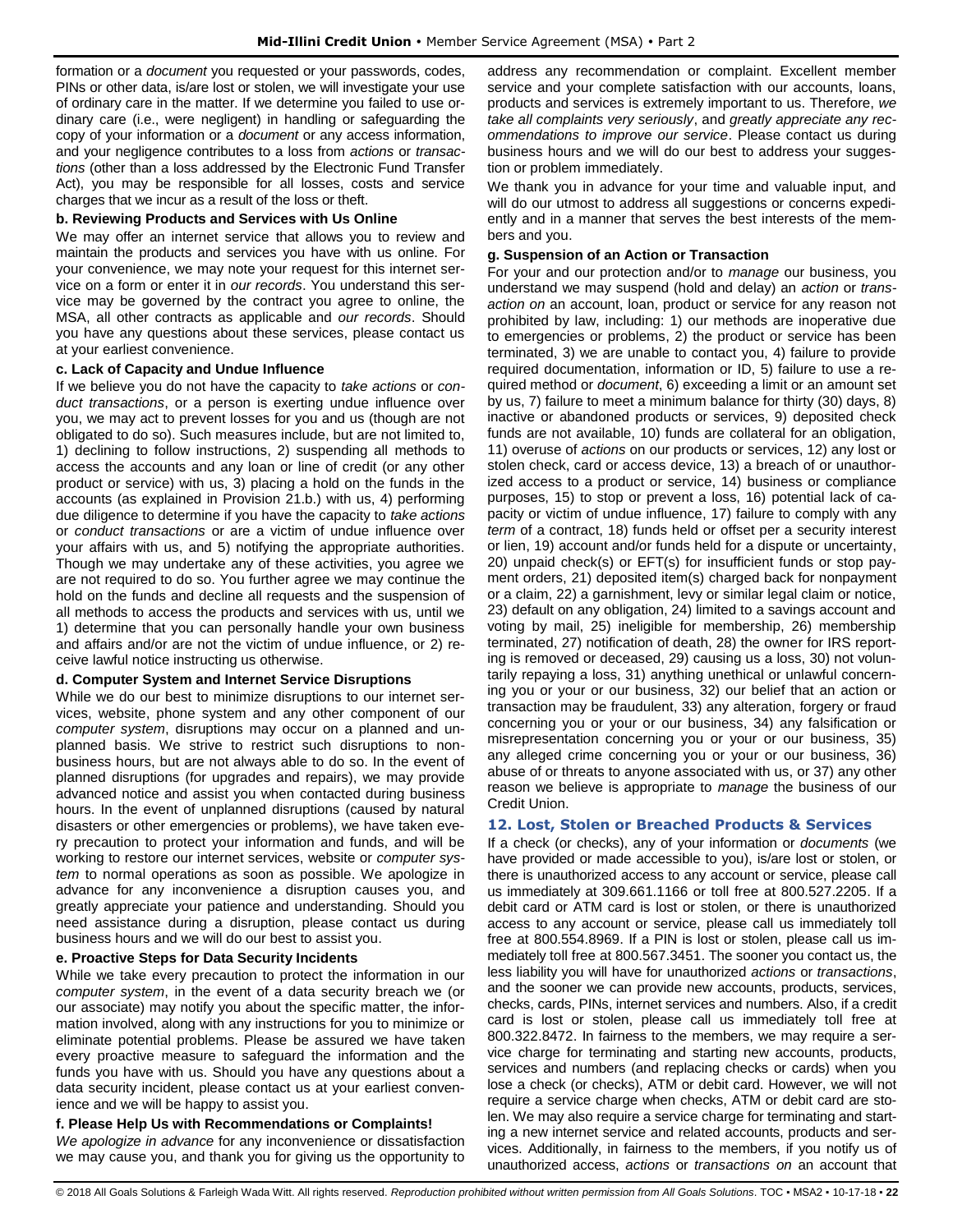formation or a *document* you requested or your passwords, codes, PINs or other data, is/are lost or stolen, we will investigate your use of ordinary care in the matter. If we determine you failed to use ordinary care (i.e., were negligent) in handling or safeguarding the copy of your information or a *document* or any access information, and your negligence contributes to a loss from *actions* or *transactions* (other than a loss addressed by the Electronic Fund Transfer Act), you may be responsible for all losses, costs and service charges that we incur as a result of the loss or theft.

**b. Reviewing Products and Services with Us Online**

We may offer an internet service that allows you to review and maintain the products and services you have with us online. For your convenience, we may note your request for this internet service on a form or enter it in *our records*. You understand this service may be governed by the contract you agree to online, the MSA, all other contracts as applicable and *our records*. Should you have any questions about these services, please contact us at your earliest convenience.

**c. Lack of Capacity and Undue Influence**

If we believe you do not have the capacity to *take actions* or *conduct transactions*, or a person is exerting undue influence over you, we may act to prevent losses for you and us (though are not obligated to do so). Such measures include, but are not limited to, 1) declining to follow instructions, 2) suspending all methods to access the accounts and any loan or line of credit (or any other product or service) with us, 3) placing a hold on the funds in the accounts (as explained in Provision 21.b.) with us, 4) performing due diligence to determine if you have the capacity to *take actions* or *conduct transactions* or are a victim of undue influence over your affairs with us, and 5) notifying the appropriate authorities. Though we may undertake any of these activities, you agree we are not required to do so. You further agree we may continue the hold on the funds and decline all requests and the suspension of all methods to access the products and services with us, until we 1) determine that you can personally handle your own business and affairs and/or are not the victim of undue influence, or 2) receive lawful notice instructing us otherwise.

**d. Computer System and Internet Service Disruptions**

While we do our best to minimize disruptions to our internet services, website, phone system and any other component of our *computer system*, disruptions may occur on a planned and unplanned basis. We strive to restrict such disruptions to non-business hours, but are not always able to do so. In the event of planned disruptions (for upgrades and repairs), we may provide advanced notice and assist you when contacted during business hours. In the event of unplanned disruptions (caused by natural disasters or other emergencies or problems), we have taken every precaution to protect your information and funds, and will be working to restore our internet services, website or *computer system* to normal operations as soon as possible. We apologize in advance for any inconvenience a disruption causes you, and greatly appreciate your patience and understanding. Should you need assistance during a disruption, please contact us during business hours and we will do our best to assist you.

**e. Proactive Steps for Data Security Incidents**

While we take every precaution to protect the information in our *computer system*, in the event of a data security breach we (or our associate) may notify you about the specific matter, the information involved, along with any instructions for you to minimize or eliminate potential problems. Please be assured we have taken every proactive measure to safeguard the information and the funds you have with us. Should you have any questions about a data security incident, please contact us at your earliest convenience and we will be happy to assist you.

**f. Please Help Us with Recommendations or Complaints!**

*We apologize in advance* for any inconvenience or dissatisfaction we may cause you, and thank you for giving us the opportunity to address any recommendation or complaint. Excellent member service and your complete satisfaction with our accounts, loans, products and services is extremely important to us. Therefore, *we take all complaints very seriously*, and *greatly appreciate any recommendations to improve our service*. Please contact us during business hours and we will do our best to address your suggestion or problem immediately.

We thank you in advance for your time and valuable input, and will do our utmost to address all suggestions or concerns expediently and in a manner that serves the best interests of the members and you.

**g. Suspension of an Action or Transaction**

For your and our protection and/or to *manage* our business, you understand we may suspend (hold and delay) an *action* or *transaction on* an account, loan, product or service for any reason not prohibited by law, including: 1) our methods are inoperative due to emergencies or problems, 2) the product or service has been terminated, 3) we are unable to contact you, 4) failure to provide required documentation, information or ID, 5) failure to use a required method or *document*, 6) exceeding a limit or an amount set by us, 7) failure to meet a minimum balance for thirty (30) days, 8) inactive or abandoned products or services, 9) deposited check funds are not available, 10) funds are collateral for an obligation, 11) overuse of *actions* on our products or services, 12) any lost or stolen check, card or access device, 13) a breach of or unauthorized access to a product or service, 14) business or compliance purposes, 15) to stop or prevent a loss, 16) potential lack of capacity or victim of undue influence, 17) failure to comply with any *term* of a contract, 18) funds held or offset per a security interest or lien, 19) account and/or funds held for a dispute or uncertainty, 20) unpaid check(s) or EFT(s) for insufficient funds or stop payment orders, 21) deposited item(s) charged back for nonpayment or a claim, 22) a garnishment, levy or similar legal claim or notice, 23) default on any obligation, 24) limited to a savings account and voting by mail, 25) ineligible for membership, 26) membership terminated, 27) notification of death, 28) the owner for IRS reporting is removed or deceased, 29) causing us a loss, 30) not voluntarily repaying a loss, 31) anything unethical or unlawful concerning you or your or our business, 32) our belief that an action or transaction may be fraudulent, 33) any alteration, forgery or fraud concerning you or your or our business, 34) any falsification or misrepresentation concerning you or your or our business, 35) any alleged crime concerning you or your or our business, 36) abuse of or threats to anyone associated with us, or 37) any other reason we believe is appropriate to *manage* the business of our Credit Union.

## 12. Lost, Stolen or Breached Products & Services

If a check (or checks), any of your information or *documents* (we have provided or made accessible to you), is/are lost or stolen, or there is unauthorized access to any account or service, please call us immediately at 309.661.1166 or toll free at 800.527.2205. If a debit card or ATM card is lost or stolen, or there is unauthorized access to any account or service, please call us immediately toll free at 800.554.8969. If a PIN is lost or stolen, please call us immediately toll free at 800.567.3451. The sooner you contact us, the less liability you will have for unauthorized *actions* or *transactions*, and the sooner we can provide new accounts, products, services, checks, cards, PINs, internet services and numbers. Also, if a credit card is lost or stolen, please call us immediately toll free at 800.322.8472. In fairness to the members, we may require a service charge for terminating and starting new accounts, products, services and numbers (and replacing checks or cards) when you lose a check (or checks), ATM or debit card. However, we will not require a service charge when checks, ATM or debit card are stolen. We may also require a service charge for terminating and starting a new internet service and related accounts, products and services. Additionally, in fairness to the members, if you notify us of unauthorized access, *actions* or *transactions on* an account that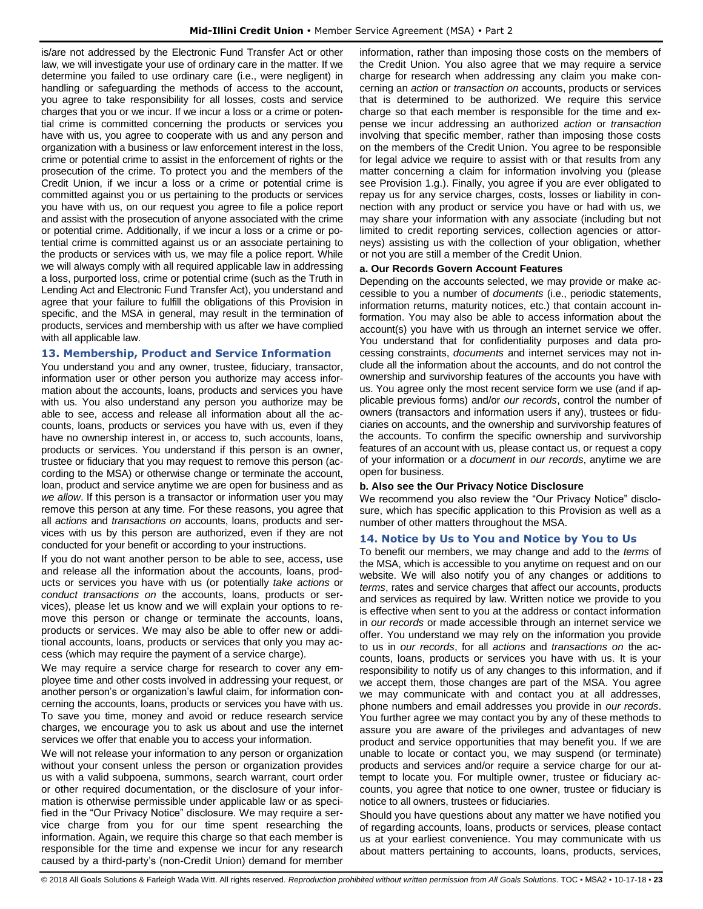is/are not addressed by the Electronic Fund Transfer Act or other law, we will investigate your use of ordinary care in the matter. If we determine you failed to use ordinary care (i.e., were negligent) in handling or safeguarding the methods of access to the account, you agree to take responsibility for all losses, costs and service charges that you or we incur. If we incur a loss or a crime or potential crime is committed concerning the products or services you have with us, you agree to cooperate with us and any person and organization with a business or law enforcement interest in the loss, crime or potential crime to assist in the enforcement of rights or the prosecution of the crime. To protect you and the members of the Credit Union, if we incur a loss or a crime or potential crime is committed against you or us pertaining to the products or services you have with us, on our request you agree to file a police report and assist with the prosecution of anyone associated with the crime or potential crime. Additionally, if we incur a loss or a crime or potential crime is committed against us or an associate pertaining to the products or services with us, we may file a police report. While we will always comply with all required applicable law in addressing a loss, purported loss, crime or potential crime (such as the Truth in Lending Act and Electronic Fund Transfer Act), you understand and agree that your failure to fulfill the obligations of this Provision in specific, and the MSA in general, may result in the termination of products, services and membership with us after we have complied with all applicable law.

## 13. Membership, Product and Service Information

You understand you and any owner, trustee, fiduciary, transactor, information user or other person you authorize may access information about the accounts, loans, products and services you have with us. You also understand any person you authorize may be able to see, access and release all information about all the accounts, loans, products or services you have with us, even if they have no ownership interest in, or access to, such accounts, loans, products or services. You understand if this person is an owner, trustee or fiduciary that you may request to remove this person (according to the MSA) or otherwise change or terminate the account, loan, product and service anytime we are open for business and as *we allow*. If this person is a transactor or information user you may remove this person at any time. For these reasons, you agree that all *actions* and *transactions on* accounts, loans, products and services with us by this person are authorized, even if they are not conducted for your benefit or according to your instructions.

If you do not want another person to be able to see, access, use and release all the information about the accounts, loans, products or services you have with us (or potentially *take actions* or *conduct transactions on* the accounts, loans, products or services), please let us know and we will explain your options to remove this person or change or terminate the accounts, loans, products or services. We may also be able to offer new or additional accounts, loans, products or services that only you may access (which may require the payment of a service charge).

We may require a service charge for research to cover any employee time and other costs involved in addressing your request, or another person's or organization's lawful claim, for information concerning the accounts, loans, products or services you have with us. To save you time, money and avoid or reduce research service charges, we encourage you to ask us about and use the internet services we offer that enable you to access your information.

We will not release your information to any person or organization without your consent unless the person or organization provides us with a valid subpoena, summons, search warrant, court order or other required documentation, or the disclosure of your information is otherwise permissible under applicable law or as specified in the "Our Privacy Notice" disclosure. We may require a service charge from you for our time spent researching the information. Again, we require this charge so that each member is responsible for the time and expense we incur for any research caused by a third-party's (non-Credit Union) demand for member information, rather than imposing those costs on the members of the Credit Union. You also agree that we may require a service charge for research when addressing any claim you make concerning an *action* or *transaction on* accounts, products or services that is determined to be authorized. We require this service charge so that each member is responsible for the time and expense we incur addressing an authorized *action* or *transaction* involving that specific member, rather than imposing those costs on the members of the Credit Union. You agree to be responsible for legal advice we require to assist with or that results from any matter concerning a claim for information involving you (please see Provision 1.g.). Finally, you agree if you are ever obligated to repay us for any service charges, costs, losses or liability in connection with any product or service you have or had with us, we may share your information with any associate (including but not limited to credit reporting services, collection agencies or attorneys) assisting us with the collection of your obligation, whether or not you are still a member of the Credit Union.

### a. Our Records Govern Account Features

Depending on the accounts selected, we may provide or make accessible to you a number of *documents* (i.e., periodic statements, information returns, maturity notices, etc.) that contain account information. You may also be able to access information about the account(s) you have with us through an internet service we offer. You understand that for confidentiality purposes and data processing constraints, *documents* and internet services may not include all the information about the accounts, and do not control the ownership and survivorship features of the accounts you have with us. You agree only the most recent service form we use (and if applicable previous forms) and/or *our records*, control the number of owners (transactors and information users if any), trustees or fiduciaries on accounts, and the ownership and survivorship features of the accounts. To confirm the specific ownership and survivorship features of an account with us, please contact us, or request a copy of your information or a *document* in *our records*, anytime we are open for business.

### b. Also see the Our Privacy Notice Disclosure

We recommend you also review the "Our Privacy Notice" disclosure, which has specific application to this Provision as well as a number of other matters throughout the MSA.

## 14. Notice by Us to You and Notice by You to Us

To benefit our members, we may change and add to the *terms* of the MSA, which is accessible to you anytime on request and on our website. We will also notify you of any changes or additions to *terms*, rates and service charges that affect our accounts, products and services as required by law. Written notice we provide to you is effective when sent to you at the address or contact information in *our records* or made accessible through an internet service we offer. You understand we may rely on the information you provide to us in *our records*, for all *actions* and *transactions on* the accounts, loans, products or services you have with us. It is your responsibility to notify us of any changes to this information, and if we accept them, those changes are part of the MSA. You agree we may communicate with and contact you at all addresses, phone numbers and email addresses you provide in *our records*. You further agree we may contact you by any of these methods to assure you are aware of the privileges and advantages of new product and service opportunities that may benefit you. If we are unable to locate or contact you, we may suspend (or terminate) products and services and/or require a service charge for our attempt to locate you. For multiple owner, trustee or fiduciary accounts, you agree that notice to one owner, trustee or fiduciary is notice to all owners, trustees or fiduciaries.

Should you have questions about any matter we have notified you of regarding accounts, loans, products or services, please contact us at your earliest convenience. You may communicate with us about matters pertaining to accounts, loans, products, services,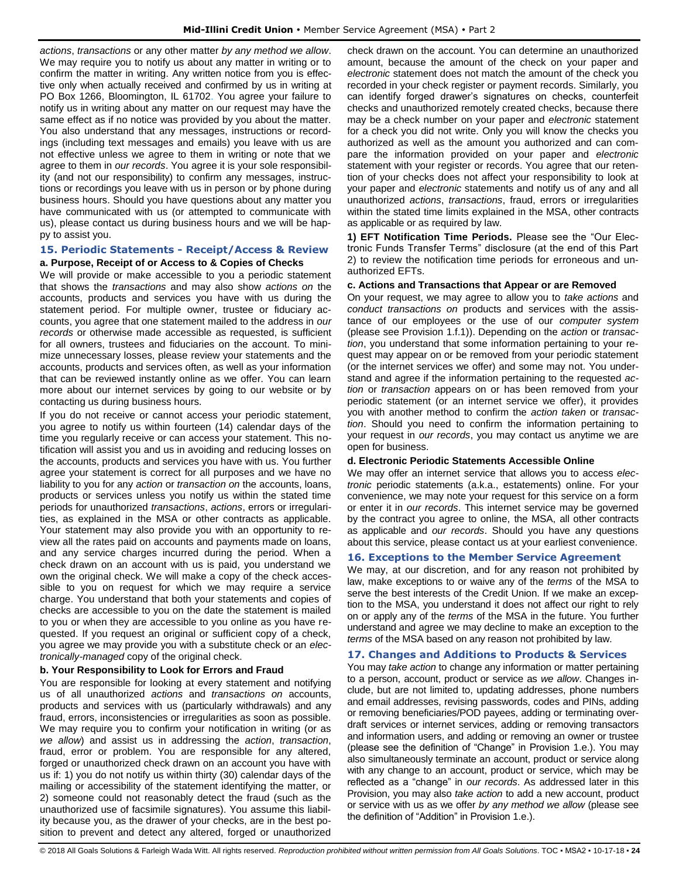*actions*, *transactions* or any other matter *by any method we allow*. We may require you to notify us about any matter in writing or to confirm the matter in writing. Any written notice from you is effective only when actually received and confirmed by us in writing at PO Box 1266, Bloomington, IL 61702. You agree your failure to notify us in writing about any matter on our request may have the same effect as if no notice was provided by you about the matter. You also understand that any messages, instructions or recordings (including text messages and emails) you leave with us are not effective unless we agree to them in writing or note that we agree to them in *our records*. You agree it is your sole responsibility (and not our responsibility) to confirm any messages, instructions or recordings you leave with us in person or by phone during business hours. Should you have questions about any matter you have communicated with us (or attempted to communicate with us), please contact us during business hours and we will be happy to assist you.

## 15. Periodic Statements - Receipt/Access & Review

### a. Purpose, Receipt of or Access to & Copies of Checks

We will provide or make accessible to you a periodic statement that shows the *transactions* and may also show *actions on* the accounts, products and services you have with us during the statement period. For multiple owner, trustee or fiduciary accounts, you agree that one statement mailed to the address in *our records* or otherwise made accessible as requested, is sufficient for all owners, trustees and fiduciaries on the account. To minimize unnecessary losses, please review your statements and the accounts, products and services often, as well as your information that can be reviewed instantly online as we offer. You can learn more about our internet services by going to our website or by contacting us during business hours.

If you do not receive or cannot access your periodic statement, you agree to notify us within fourteen (14) calendar days of the time you regularly receive or can access your statement. This notification will assist you and us in avoiding and reducing losses on the accounts, products and services you have with us. You further agree your statement is correct for all purposes and we have no liability to you for any *action* or *transaction on* the accounts, loans, products or services unless you notify us within the stated time periods for unauthorized *transactions*, *actions*, errors or irregularities, as explained in the MSA or other contracts as applicable. Your statement may also provide you with an opportunity to review all the rates paid on accounts and payments made on loans, and any service charges incurred during the period. When a check drawn on an account with us is paid, you understand we own the original check. We will make a copy of the check accessible to you on request for which we may require a service charge. You understand that both your statements and copies of checks are accessible to you on the date the statement is mailed to you or when they are accessible to you online as you have requested. If you request an original or sufficient copy of a check, you agree we may provide you with a substitute check or an *electronically-managed* copy of the original check.

### b. Your Responsibility to Look for Errors and Fraud

You are responsible for looking at every statement and notifying us of all unauthorized *actions* and *transactions on* accounts, products and services with us (particularly withdrawals) and any fraud, errors, inconsistencies or irregularities as soon as possible. We may require you to confirm your notification in writing (or as *we allow*) and assist us in addressing the *action*, *transaction*, fraud, error or problem. You are responsible for any altered, forged or unauthorized check drawn on an account you have with us if: 1) you do not notify us within thirty (30) calendar days of the mailing or accessibility of the statement identifying the matter, or 2) someone could not reasonably detect the fraud (such as the unauthorized use of facsimile signatures). You assume this liability because you, as the drawer of your checks, are in the best position to prevent and detect any altered, forged or unauthorized check drawn on the account. You can determine an unauthorized amount, because the amount of the check on your paper and *electronic* statement does not match the amount of the check you recorded in your check register or payment records. Similarly, you can identify forged drawer's signatures on checks, counterfeit checks and unauthorized remotely created checks, because there may be a check number on your paper and *electronic* statement for a check you did not write. Only you will know the checks you authorized as well as the amount you authorized and can compare the information provided on your paper and *electronic* statement with your register or records. You agree that our retention of your checks does not affect your responsibility to look at your paper and *electronic* statements and notify us of any and all unauthorized *actions*, *transactions*, fraud, errors or irregularities within the stated time limits explained in the MSA, other contracts as applicable or as required by law.

**1) EFT Notification Time Periods.** Please see the "Our Electronic Funds Transfer Terms" disclosure (at the end of this Part 2) to review the notification time periods for erroneous and unauthorized EFTs.

### c. Actions and Transactions that Appear or are Removed

On your request, we may agree to allow you to *take actions* and *conduct transactions on* products and services with the assistance of our employees or the use of our *computer system* (please see Provision 1.f.1)). Depending on the *action* or *transaction*, you understand that some information pertaining to your request may appear on or be removed from your periodic statement (or the internet services we offer) and some may not. You understand and agree if the information pertaining to the requested *action* or *transaction* appears on or has been removed from your periodic statement (or an internet service we offer), it provides you with another method to confirm the *action taken* or *transaction*. Should you need to confirm the information pertaining to your request in *our records*, you may contact us anytime we are open for business.

### d. Electronic Periodic Statements Accessible Online

We may offer an internet service that allows you to access *electronic* periodic statements (a.k.a., estatements) online. For your convenience, we may note your request for this service on a form or enter it in *our records*. This internet service may be governed by the contract you agree to online, the MSA, all other contracts as applicable and *our records*. Should you have any questions about this service, please contact us at your earliest convenience.

## 16. Exceptions to the Member Service Agreement

We may, at our discretion, and for any reason not prohibited by law, make exceptions to or waive any of the *terms* of the MSA to serve the best interests of the Credit Union. If we make an exception to the MSA, you understand it does not affect our right to rely on or apply any of the *terms* of the MSA in the future. You further understand and agree we may decline to make an exception to the *terms* of the MSA based on any reason not prohibited by law.

## 17. Changes and Additions to Products & Services

You may *take action* to change any information or matter pertaining to a person, account, product or service as *we allow*. Changes include, but are not limited to, updating addresses, phone numbers and email addresses, revising passwords, codes and PINs, adding or removing beneficiaries/POD payees, adding or terminating overdraft services or internet services, adding or removing transactors and information users, and adding or removing an owner or trustee (please see the definition of "Change" in Provision 1.e.). You may also simultaneously terminate an account, product or service along with any change to an account, product or service, which may be reflected as a "change" in *our records*. As addressed later in this Provision, you may also *take action* to add a new account, product or service with us as we offer *by any method we allow* (please see the definition of "Addition" in Provision 1.e.).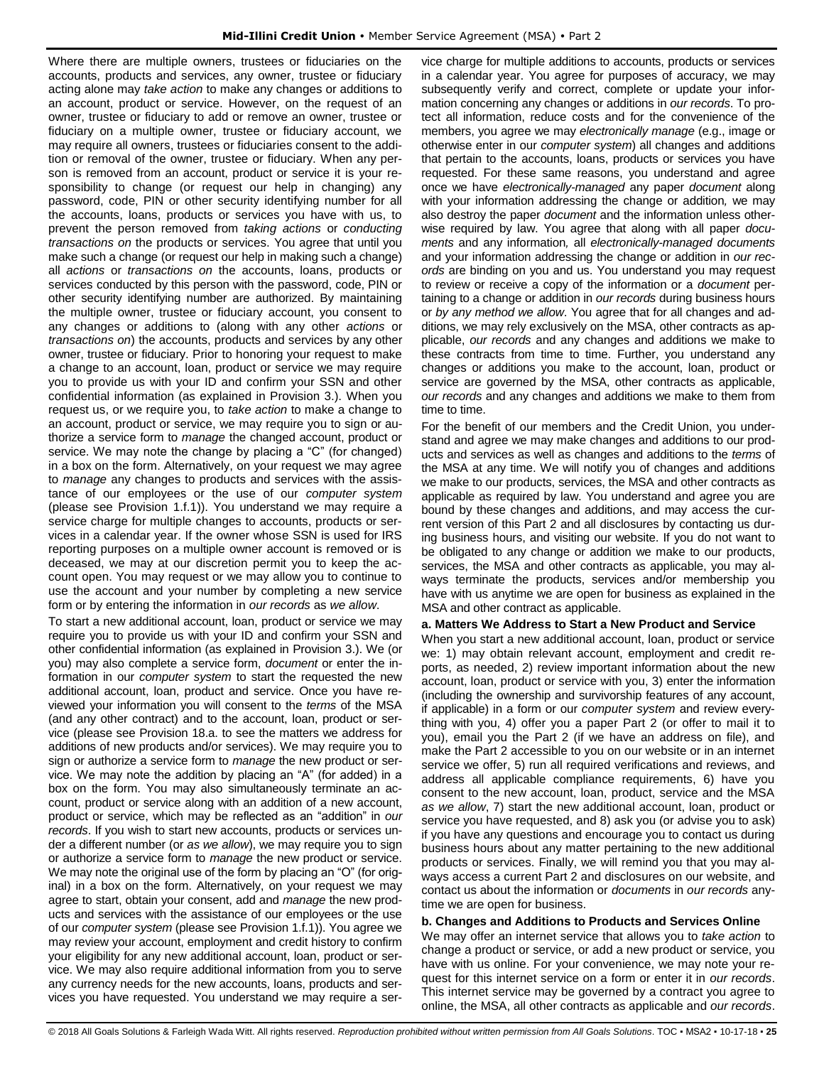Where there are multiple owners, trustees or fiduciaries on the accounts, products and services, any owner, trustee or fiduciary acting alone may *take action* to make any changes or additions to an account, product or service. However, on the request of an owner, trustee or fiduciary to add or remove an owner, trustee or fiduciary on a multiple owner, trustee or fiduciary account, we may require all owners, trustees or fiduciaries consent to the addition or removal of the owner, trustee or fiduciary. When any person is removed from an account, product or service it is your responsibility to change (or request our help in changing) any password, code, PIN or other security identifying number for all the accounts, loans, products or services you have with us, to prevent the person removed from *taking actions* or *conducting transactions on* the products or services. You agree that until you make such a change (or request our help in making such a change) all *actions* or *transactions on* the accounts, loans, products or services conducted by this person with the password, code, PIN or other security identifying number are authorized. By maintaining the multiple owner, trustee or fiduciary account, you consent to any changes or additions to (along with any other *actions* or *transactions on*) the accounts, products and services by any other owner, trustee or fiduciary. Prior to honoring your request to make a change to an account, loan, product or service we may require you to provide us with your ID and confirm your SSN and other confidential information (as explained in Provision 3.). When you request us, or we require you, to *take action* to make a change to an account, product or service, we may require you to sign or authorize a service form to *manage* the changed account, product or service. We may note the change by placing a "C" (for changed) in a box on the form. Alternatively, on your request we may agree to *manage* any changes to products and services with the assistance of our employees or the use of our *computer system* (please see Provision 1.f.1)). You understand we may require a service charge for multiple changes to accounts, products or services in a calendar year. If the owner whose SSN is used for IRS reporting purposes on a multiple owner account is removed or is deceased, we may at our discretion permit you to keep the account open. You may request or we may allow you to continue to use the account and your number by completing a new service form or by entering the information in *our records* as *we allow*.

To start a new additional account, loan, product or service we may require you to provide us with your ID and confirm your SSN and other confidential information (as explained in Provision 3.). We (or you) may also complete a service form, *document* or enter the information in our *computer system* to start the requested the new additional account, loan, product and service. Once you have reviewed your information you will consent to the *terms* of the MSA (and any other contract) and to the account, loan, product or service (please see Provision 18.a. to see the matters we address for additions of new products and/or services). We may require you to sign or authorize a service form to *manage* the new product or service. We may note the addition by placing an "A" (for added) in a box on the form. You may also simultaneously terminate an account, product or service along with an addition of a new account, product or service, which may be reflected as an "addition" in *our records*. If you wish to start new accounts, products or services under a different number (or *as we allow*), we may require you to sign or authorize a service form to *manage* the new product or service. We may note the original use of the form by placing an "O" (for original) in a box on the form. Alternatively, on your request we may agree to start, obtain your consent, add and *manage* the new products and services with the assistance of our employees or the use of our *computer system* (please see Provision 1.f.1)). You agree we may review your account, employment and credit history to confirm your eligibility for any new additional account, loan, product or service. We may also require additional information from you to serve any currency needs for the new accounts, loans, products and services you have requested. You understand we may require a service charge for multiple additions to accounts, products or services in a calendar year. You agree for purposes of accuracy, we may subsequently verify and correct, complete or update your information concerning any changes or additions in *our records*. To protect all information, reduce costs and for the convenience of the members, you agree we may *electronically manage* (e.g., image or otherwise enter in our *computer system*) all changes and additions that pertain to the accounts, loans, products or services you have requested. For these same reasons, you understand and agree once we have *electronically-managed* any paper *document* along with your information addressing the change or addition*,* we may also destroy the paper *document* and the information unless otherwise required by law. You agree that along with all paper *documents* and any information*,* all *electronically-managed documents* and your information addressing the change or addition in *our records* are binding on you and us. You understand you may request to review or receive a copy of the information or a *document* pertaining to a change or addition in *our records* during business hours or *by any method we allow*. You agree that for all changes and additions, we may rely exclusively on the MSA, other contracts as applicable, *our records* and any changes and additions we make to these contracts from time to time. Further, you understand any changes or additions you make to the account, loan, product or service are governed by the MSA, other contracts as applicable, *our records* and any changes and additions we make to them from time to time.

For the benefit of our members and the Credit Union, you understand and agree we may make changes and additions to our products and services as well as changes and additions to the *terms* of the MSA at any time. We will notify you of changes and additions we make to our products, services, the MSA and other contracts as applicable as required by law. You understand and agree you are bound by these changes and additions, and may access the current version of this Part 2 and all disclosures by contacting us during business hours, and visiting our website. If you do not want to be obligated to any change or addition we make to our products, services, the MSA and other contracts as applicable, you may always terminate the products, services and/or membership you have with us anytime we are open for business as explained in the MSA and other contract as applicable.

**a. Matters We Address to Start a New Product and Service**

When you start a new additional account, loan, product or service we: 1) may obtain relevant account, employment and credit reports, as needed, 2) review important information about the new account, loan, product or service with you, 3) enter the information (including the ownership and survivorship features of any account, if applicable) in a form or our *computer system* and review everything with you, 4) offer you a paper Part 2 (or offer to mail it to you), email you the Part 2 (if we have an address on file), and make the Part 2 accessible to you on our website or in an internet service we offer, 5) run all required verifications and reviews, and address all applicable compliance requirements, 6) have you consent to the new account, loan, product, service and the MSA *as we allow*, 7) start the new additional account, loan, product or service you have requested, and 8) ask you (or advise you to ask) if you have any questions and encourage you to contact us during business hours about any matter pertaining to the new additional products or services. Finally, we will remind you that you may always access a current Part 2 and disclosures on our website, and contact us about the information or *documents* in *our records* anytime we are open for business.

**b. Changes and Additions to Products and Services Online**

We may offer an internet service that allows you to *take action* to change a product or service, or add a new product or service, you have with us online. For your convenience, we may note your request for this internet service on a form or enter it in *our records*. This internet service may be governed by a contract you agree to online, the MSA, all other contracts as applicable and *our records*.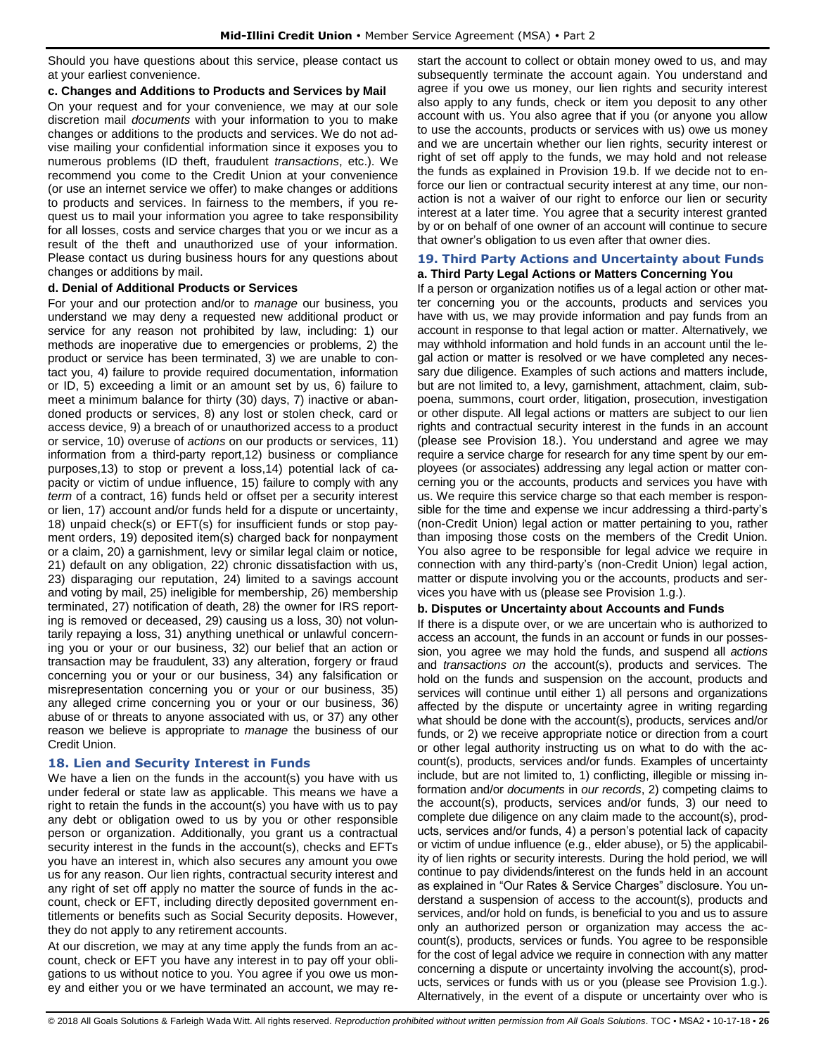Should you have questions about this service, please contact us at your earliest convenience.

**c. Changes and Additions to Products and Services by Mail**

On your request and for your convenience, we may at our sole discretion mail *documents* with your information to you to make changes or additions to the products and services. We do not advise mailing your confidential information since it exposes you to numerous problems (ID theft, fraudulent *transactions*, etc.). We recommend you come to the Credit Union at your convenience (or use an internet service we offer) to make changes or additions to products and services. In fairness to the members, if you request us to mail your information you agree to take responsibility for all losses, costs and service charges that you or we incur as a result of the theft and unauthorized use of your information. Please contact us during business hours for any questions about changes or additions by mail.

**d. Denial of Additional Products or Services**

For your and our protection and/or to *manage* our business, you understand we may deny a requested new additional product or service for any reason not prohibited by law, including: 1) our methods are inoperative due to emergencies or problems, 2) the product or service has been terminated, 3) we are unable to contact you, 4) failure to provide required documentation, information or ID, 5) exceeding a limit or an amount set by us, 6) failure to meet a minimum balance for thirty (30) days, 7) inactive or abandoned products or services, 8) any lost or stolen check, card or access device, 9) a breach of or unauthorized access to a product or service, 10) overuse of *actions* on our products or services, 11) information from a third-party report,12) business or compliance purposes,13) to stop or prevent a loss,14) potential lack of capacity or victim of undue influence, 15) failure to comply with any *term* of a contract, 16) funds held or offset per a security interest or lien, 17) account and/or funds held for a dispute or uncertainty, 18) unpaid check(s) or EFT(s) for insufficient funds or stop payment orders, 19) deposited item(s) charged back for nonpayment or a claim, 20) a garnishment, levy or similar legal claim or notice, 21) default on any obligation, 22) chronic dissatisfaction with us, 23) disparaging our reputation, 24) limited to a savings account and voting by mail, 25) ineligible for membership, 26) membership terminated, 27) notification of death, 28) the owner for IRS reporting is removed or deceased, 29) causing us a loss, 30) not voluntarily repaying a loss, 31) anything unethical or unlawful concerning you or your or our business, 32) our belief that an action or transaction may be fraudulent, 33) any alteration, forgery or fraud concerning you or your or our business, 34) any falsification or misrepresentation concerning you or your or our business, 35) any alleged crime concerning you or your or our business, 36) abuse of or threats to anyone associated with us, or 37) any other reason we believe is appropriate to *manage* the business of our Credit Union.

## 18. Lien and Security Interest in Funds

We have a lien on the funds in the account(s) you have with us under federal or state law as applicable. This means we have a right to retain the funds in the account(s) you have with us to pay any debt or obligation owed to us by you or other responsible person or organization. Additionally, you grant us a contractual security interest in the funds in the account(s), checks and EFTs you have an interest in, which also secures any amount you owe us for any reason. Our lien rights, contractual security interest and any right of set off apply no matter the source of funds in the account, check or EFT, including directly deposited government entitlements or benefits such as Social Security deposits. However, they do not apply to any retirement accounts.

At our discretion, we may at any time apply the funds from an account, check or EFT you have any interest in to pay off your obligations to us without notice to you. You agree if you owe us money and either you or we have terminated an account, we may restart the account to collect or obtain money owed to us, and may subsequently terminate the account again. You understand and agree if you owe us money, our lien rights and security interest also apply to any funds, check or item you deposit to any other account with us. You also agree that if you (or anyone you allow to use the accounts, products or services with us) owe us money and we are uncertain whether our lien rights, security interest or right of set off apply to the funds, we may hold and not release the funds as explained in Provision 19.b. If we decide not to enforce our lien or contractual security interest at any time, our non-action is not a waiver of our right to enforce our lien or security interest at a later time. You agree that a security interest granted by or on behalf of one owner of an account will continue to secure that owner's obligation to us even after that owner dies.

## 19. Third Party Actions and Uncertainty about Funds

**a. Third Party Legal Actions or Matters Concerning You**

If a person or organization notifies us of a legal action or other matter concerning you or the accounts, products and services you have with us, we may provide information and pay funds from an account in response to that legal action or matter. Alternatively, we may withhold information and hold funds in an account until the legal action or matter is resolved or we have completed any necessary due diligence. Examples of such actions and matters include, but are not limited to, a levy, garnishment, attachment, claim, subpoena, summons, court order, litigation, prosecution, investigation or other dispute. All legal actions or matters are subject to our lien rights and contractual security interest in the funds in an account (please see Provision 18.). You understand and agree we may require a service charge for research for any time spent by our employees (or associates) addressing any legal action or matter concerning you or the accounts, products and services you have with us. We require this service charge so that each member is responsible for the time and expense we incur addressing a third-party's (non-Credit Union) legal action or matter pertaining to you, rather than imposing those costs on the members of the Credit Union. You also agree to be responsible for legal advice we require in connection with any third-party's (non-Credit Union) legal action, matter or dispute involving you or the accounts, products and services you have with us (please see Provision 1.g.).

**b. Disputes or Uncertainty about Accounts and Funds**

If there is a dispute over, or we are uncertain who is authorized to access an account, the funds in an account or funds in our possession, you agree we may hold the funds, and suspend all *actions* and *transactions on* the account(s), products and services. The hold on the funds and suspension on the account, products and services will continue until either 1) all persons and organizations affected by the dispute or uncertainty agree in writing regarding what should be done with the account(s), products, services and/or funds, or 2) we receive appropriate notice or direction from a court or other legal authority instructing us on what to do with the account(s), products, services and/or funds. Examples of uncertainty include, but are not limited to, 1) conflicting, illegible or missing information and/or *documents* in *our records*, 2) competing claims to the account(s), products, services and/or funds, 3) our need to complete due diligence on any claim made to the account(s), products, services and/or funds, 4) a person's potential lack of capacity or victim of undue influence (e.g., elder abuse), or 5) the applicability of lien rights or security interests. During the hold period, we will continue to pay dividends/interest on the funds held in an account as explained in "Our Rates & Service Charges" disclosure. You understand a suspension of access to the account(s), products and services, and/or hold on funds, is beneficial to you and us to assure only an authorized person or organization may access the account(s), products, services or funds. You agree to be responsible for the cost of legal advice we require in connection with any matter concerning a dispute or uncertainty involving the account(s), products, services or funds with us or you (please see Provision 1.g.). Alternatively, in the event of a dispute or uncertainty over who is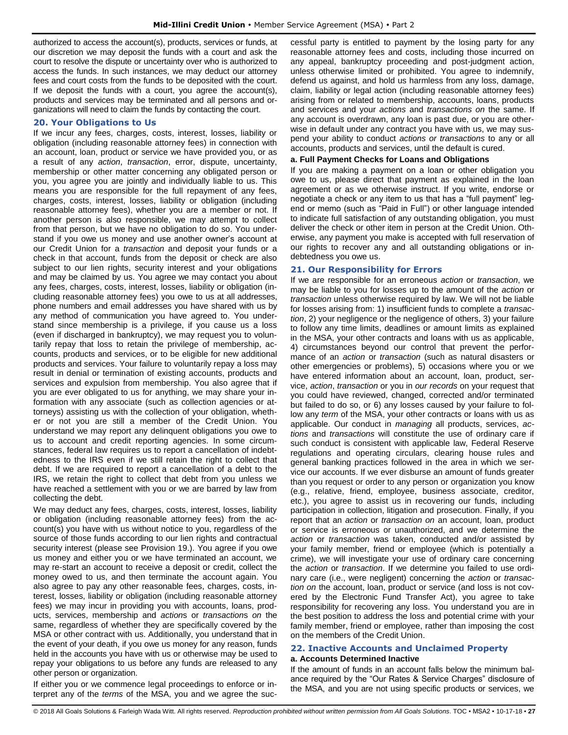authorized to access the account(s), products, services or funds, at our discretion we may deposit the funds with a court and ask the court to resolve the dispute or uncertainty over who is authorized to access the funds. In such instances, we may deduct our attorney fees and court costs from the funds to be deposited with the court. If we deposit the funds with a court, you agree the account(s), products and services may be terminated and all persons and organizations will need to claim the funds by contacting the court.

## 20. Your Obligations to Us

If we incur any fees, charges, costs, interest, losses, liability or obligation (including reasonable attorney fees) in connection with an account, loan, product or service we have provided you, or as a result of any *action*, *transaction*, error, dispute, uncertainty, membership or other matter concerning any obligated person or you, you agree you are jointly and individually liable to us. This means you are responsible for the full repayment of any fees, charges, costs, interest, losses, liability or obligation (including reasonable attorney fees), whether you are a member or not. If another person is also responsible, we may attempt to collect from that person, but we have no obligation to do so. You understand if you owe us money and use another owner's account at our Credit Union for a *transaction* and deposit your funds or a check in that account, funds from the deposit or check are also subject to our lien rights, security interest and your obligations and may be claimed by us. You agree we may contact you about any fees, charges, costs, interest, losses, liability or obligation (including reasonable attorney fees) you owe to us at all addresses, phone numbers and email addresses you have shared with us by any method of communication you have agreed to. You understand since membership is a privilege, if you cause us a loss (even if discharged in bankruptcy), we may request you to voluntarily repay that loss to retain the privilege of membership, accounts, products and services, or to be eligible for new additional products and services. Your failure to voluntarily repay a loss may result in denial or termination of existing accounts, products and services and expulsion from membership. You also agree that if you are ever obligated to us for anything, we may share your information with any associate (such as collection agencies or attorneys) assisting us with the collection of your obligation, whether or not you are still a member of the Credit Union. You understand we may report any delinquent obligations you owe to us to account and credit reporting agencies. In some circumstances, federal law requires us to report a cancellation of indebtedness to the IRS even if we still retain the right to collect that debt. If we are required to report a cancellation of a debt to the IRS, we retain the right to collect that debt from you unless we have reached a settlement with you or we are barred by law from collecting the debt.

We may deduct any fees, charges, costs, interest, losses, liability or obligation (including reasonable attorney fees) from the account(s) you have with us without notice to you, regardless of the source of those funds according to our lien rights and contractual security interest (please see Provision 19.). You agree if you owe us money and either you or we have terminated an account, we may re-start an account to receive a deposit or credit, collect the money owed to us, and then terminate the account again. You also agree to pay any other reasonable fees, charges, costs, interest, losses, liability or obligation (including reasonable attorney fees) we may incur in providing you with accounts, loans, products, services, membership and *actions* or *transactions on* the same, regardless of whether they are specifically covered by the MSA or other contract with us. Additionally, you understand that in the event of your death, if you owe us money for any reason, funds held in the accounts you have with us or otherwise may be used to repay your obligations to us before any funds are released to any other person or organization.

If either you or we commence legal proceedings to enforce or interpret any of the *terms* of the MSA, you and we agree the successful party is entitled to payment by the losing party for any reasonable attorney fees and costs, including those incurred on any appeal, bankruptcy proceeding and post-judgment action, unless otherwise limited or prohibited. You agree to indemnify, defend us against, and hold us harmless from any loss, damage, claim, liability or legal action (including reasonable attorney fees) arising from or related to membership, accounts, loans, products and services and your *actions* and *transactions on* the same. If any account is overdrawn, any loan is past due, or you are otherwise in default under any contract you have with us, we may suspend your ability to conduct *actions or transactions* to any or all accounts, products and services, until the default is cured.

### a. Full Payment Checks for Loans and Obligations

If you are making a payment on a loan or other obligation you owe to us, please direct that payment as explained in the loan agreement or as we otherwise instruct. If you write, endorse or negotiate a check or any item to us that has a "full payment" legend or memo (such as "Paid in Full") or other language intended to indicate full satisfaction of any outstanding obligation, you must deliver the check or other item in person at the Credit Union. Otherwise, any payment you make is accepted with full reservation of our rights to recover any and all outstanding obligations or indebtedness you owe us.

## 21. Our Responsibility for Errors

If we are responsible for an erroneous *action* or *transaction*, we may be liable to you for losses up to the amount of the *action* or *transaction* unless otherwise required by law. We will not be liable for losses arising from: 1) insufficient funds to complete a *transaction*, 2) your negligence or the negligence of others, 3) your failure to follow any time limits, deadlines or amount limits as explained in the MSA, your other contracts and loans with us as applicable, 4) circumstances beyond our control that prevent the performance of an *action* or *transaction* (such as natural disasters or other emergencies or problems), 5) occasions where you or we have entered information about an account, loan, product, service, *action*, *transaction* or you in *our records* on your request that you could have reviewed, changed, corrected and/or terminated but failed to do so, or 6) any losses caused by your failure to follow any *term* of the MSA, your other contracts or loans with us as applicable. Our conduct in *managing* all products, services, *actions* and *transactions* will constitute the use of ordinary care if such conduct is consistent with applicable law, Federal Reserve regulations and operating circulars, clearing house rules and general banking practices followed in the area in which we service our accounts. If we ever disburse an amount of funds greater than you request or order to any person or organization you know (e.g., relative, friend, employee, business associate, creditor, etc.), you agree to assist us in recovering our funds, including participation in collection, litigation and prosecution. Finally, if you report that an *action* or *transaction on* an account, loan, product or service is erroneous or unauthorized, and we determine the *action* or *transaction* was taken, conducted and/or assisted by your family member, friend or employee (which is potentially a crime), we will investigate your use of ordinary care concerning the *action* or *transaction*. If we determine you failed to use ordinary care (i.e., were negligent) concerning the *action* or *transaction on* the account, loan, product or service (and loss is not covered by the Electronic Fund Transfer Act), you agree to take responsibility for recovering any loss. You understand you are in the best position to address the loss and potential crime with your family member, friend or employee, rather than imposing the cost on the members of the Credit Union.

## 22. Inactive Accounts and Unclaimed Property

### a. Accounts Determined Inactive

If the amount of funds in an account falls below the minimum balance required by the "Our Rates & Service Charges" disclosure of the MSA, and you are not using specific products or services, we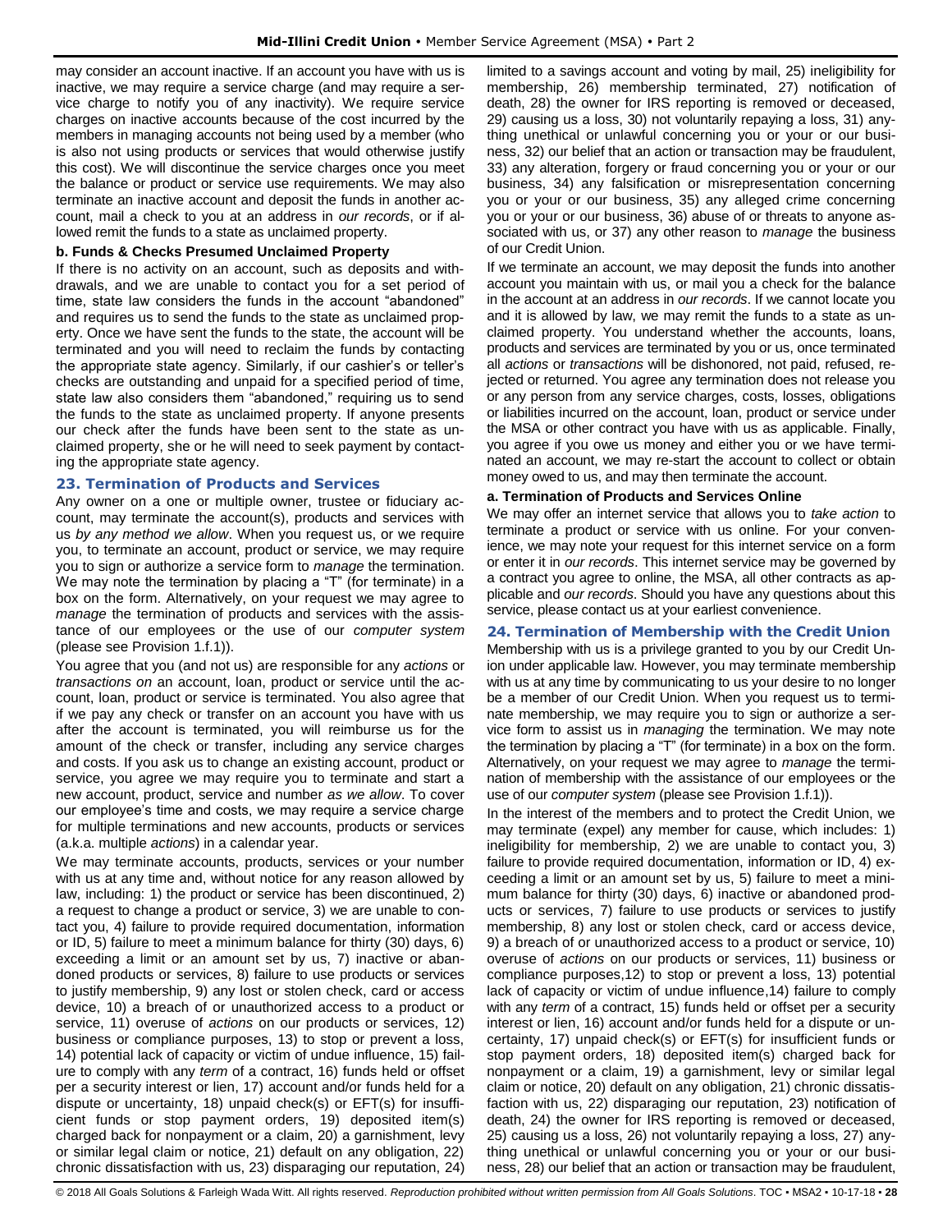may consider an account inactive. If an account you have with us is inactive, we may require a service charge (and may require a service charge to notify you of any inactivity). We require service charges on inactive accounts because of the cost incurred by the members in managing accounts not being used by a member (who is also not using products or services that would otherwise justify this cost). We will discontinue the service charges once you meet the balance or product or service use requirements. We may also terminate an inactive account and deposit the funds in another account, mail a check to you at an address in *our records*, or if allowed remit the funds to a state as unclaimed property.

**b. Funds & Checks Presumed Unclaimed Property**

If there is no activity on an account, such as deposits and withdrawals, and we are unable to contact you for a set period of time, state law considers the funds in the account "abandoned" and requires us to send the funds to the state as unclaimed property. Once we have sent the funds to the state, the account will be terminated and you will need to reclaim the funds by contacting the appropriate state agency. Similarly, if our cashier's or teller's checks are outstanding and unpaid for a specified period of time, state law also considers them "abandoned," requiring us to send the funds to the state as unclaimed property. If anyone presents our check after the funds have been sent to the state as unclaimed property, she or he will need to seek payment by contacting the appropriate state agency.

## 23. Termination of Products and Services

Any owner on a one or multiple owner, trustee or fiduciary account, may terminate the account(s), products and services with us *by any method we allow*. When you request us, or we require you, to terminate an account, product or service, we may require you to sign or authorize a service form to *manage* the termination. We may note the termination by placing a "T" (for terminate) in a box on the form. Alternatively, on your request we may agree to *manage* the termination of products and services with the assistance of our employees or the use of our *computer system* (please see Provision 1.f.1)).

You agree that you (and not us) are responsible for any *actions* or *transactions on* an account, loan, product or service until the account, loan, product or service is terminated. You also agree that if we pay any check or transfer on an account you have with us after the account is terminated, you will reimburse us for the amount of the check or transfer, including any service charges and costs. If you ask us to change an existing account, product or service, you agree we may require you to terminate and start a new account, product, service and number *as we allow*. To cover our employee's time and costs, we may require a service charge for multiple terminations and new accounts, products or services (a.k.a. multiple *actions*) in a calendar year.

We may terminate accounts, products, services or your number with us at any time and, without notice for any reason allowed by law, including: 1) the product or service has been discontinued, 2) a request to change a product or service, 3) we are unable to contact you, 4) failure to provide required documentation, information or ID, 5) failure to meet a minimum balance for thirty (30) days, 6) exceeding a limit or an amount set by us, 7) inactive or abandoned products or services, 8) failure to use products or services to justify membership, 9) any lost or stolen check, card or access device, 10) a breach of or unauthorized access to a product or service, 11) overuse of *actions* on our products or services, 12) business or compliance purposes, 13) to stop or prevent a loss, 14) potential lack of capacity or victim of undue influence, 15) failure to comply with any *term* of a contract, 16) funds held or offset per a security interest or lien, 17) account and/or funds held for a dispute or uncertainty, 18) unpaid check(s) or EFT(s) for insufficient funds or stop payment orders, 19) deposited item(s) charged back for nonpayment or a claim, 20) a garnishment, levy or similar legal claim or notice, 21) default on any obligation, 22) chronic dissatisfaction with us, 23) disparaging our reputation, 24) limited to a savings account and voting by mail, 25) ineligibility for membership, 26) membership terminated, 27) notification of death, 28) the owner for IRS reporting is removed or deceased, 29) causing us a loss, 30) not voluntarily repaying a loss, 31) anything unethical or unlawful concerning you or your or our business, 32) our belief that an action or transaction may be fraudulent, 33) any alteration, forgery or fraud concerning you or your or our business, 34) any falsification or misrepresentation concerning you or your or our business, 35) any alleged crime concerning you or your or our business, 36) abuse of or threats to anyone associated with us, or 37) any other reason to *manage* the business of our Credit Union.

If we terminate an account, we may deposit the funds into another account you maintain with us, or mail you a check for the balance in the account at an address in *our records*. If we cannot locate you and it is allowed by law, we may remit the funds to a state as unclaimed property. You understand whether the accounts, loans, products and services are terminated by you or us, once terminated all *actions* or *transactions* will be dishonored, not paid, refused, rejected or returned. You agree any termination does not release you or any person from any service charges, costs, losses, obligations or liabilities incurred on the account, loan, product or service under the MSA or other contract you have with us as applicable. Finally, you agree if you owe us money and either you or we have terminated an account, we may re-start the account to collect or obtain money owed to us, and may then terminate the account.

**a. Termination of Products and Services Online**

We may offer an internet service that allows you to *take action* to terminate a product or service with us online. For your convenience, we may note your request for this internet service on a form or enter it in *our records*. This internet service may be governed by a contract you agree to online, the MSA, all other contracts as applicable and *our records*. Should you have any questions about this service, please contact us at your earliest convenience.

## 24. Termination of Membership with the Credit Union

Membership with us is a privilege granted to you by our Credit Union under applicable law. However, you may terminate membership with us at any time by communicating to us your desire to no longer be a member of our Credit Union. When you request us to terminate membership, we may require you to sign or authorize a service form to assist us in *managing* the termination. We may note the termination by placing a "T" (for terminate) in a box on the form. Alternatively, on your request we may agree to *manage* the termination of membership with the assistance of our employees or the use of our *computer system* (please see Provision 1.f.1)).

In the interest of the members and to protect the Credit Union, we may terminate (expel) any member for cause, which includes: 1) ineligibility for membership, 2) we are unable to contact you, 3) failure to provide required documentation, information or ID, 4) exceeding a limit or an amount set by us, 5) failure to meet a minimum balance for thirty (30) days, 6) inactive or abandoned products or services, 7) failure to use products or services to justify membership, 8) any lost or stolen check, card or access device, 9) a breach of or unauthorized access to a product or service, 10) overuse of *actions* on our products or services, 11) business or compliance purposes,12) to stop or prevent a loss, 13) potential lack of capacity or victim of undue influence,14) failure to comply with any *term* of a contract, 15) funds held or offset per a security interest or lien, 16) account and/or funds held for a dispute or uncertainty, 17) unpaid check(s) or EFT(s) for insufficient funds or stop payment orders, 18) deposited item(s) charged back for nonpayment or a claim, 19) a garnishment, levy or similar legal claim or notice, 20) default on any obligation, 21) chronic dissatisfaction with us, 22) disparaging our reputation, 23) notification of death, 24) the owner for IRS reporting is removed or deceased, 25) causing us a loss, 26) not voluntarily repaying a loss, 27) anything unethical or unlawful concerning you or your or our business, 28) our belief that an action or transaction may be fraudulent,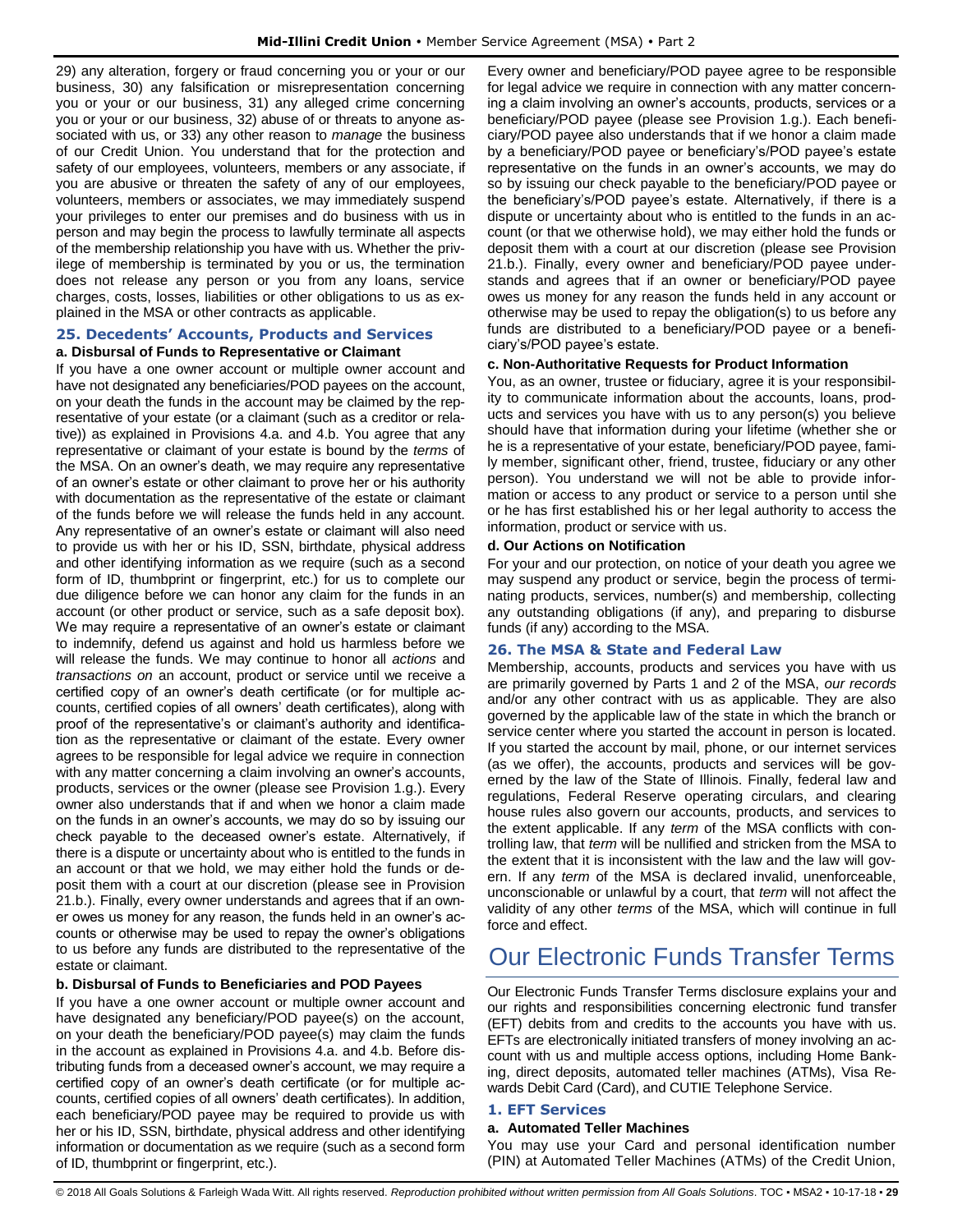29) any alteration, forgery or fraud concerning you or your or our business, 30) any falsification or misrepresentation concerning you or your or our business, 31) any alleged crime concerning you or your or our business, 32) abuse of or threats to anyone associated with us, or 33) any other reason to *manage* the business of our Credit Union. You understand that for the protection and safety of our employees, volunteers, members or any associate, if you are abusive or threaten the safety of any of our employees, volunteers, members or associates, we may immediately suspend your privileges to enter our premises and do business with us in person and may begin the process to lawfully terminate all aspects of the membership relationship you have with us. Whether the privilege of membership is terminated by you or us, the termination does not release any person or you from any loans, service charges, costs, losses, liabilities or other obligations to us as explained in the MSA or other contracts as applicable.

### 25. Decedents' Accounts, Products and Services

**a. Disbursal of Funds to Representative or Claimant**

If you have a one owner account or multiple owner account and have not designated any beneficiaries/POD payees on the account, on your death the funds in the account may be claimed by the representative of your estate (or a claimant (such as a creditor or relative)) as explained in Provisions 4.a. and 4.b. You agree that any representative or claimant of your estate is bound by the *terms* of the MSA. On an owner's death, we may require any representative of an owner's estate or other claimant to prove her or his authority with documentation as the representative of the estate or claimant of the funds before we will release the funds held in any account. Any representative of an owner's estate or claimant will also need to provide us with her or his ID, SSN, birthdate, physical address and other identifying information as we require (such as a second form of ID, thumbprint or fingerprint, etc.) for us to complete our due diligence before we can honor any claim for the funds in an account (or other product or service, such as a safe deposit box). We may require a representative of an owner's estate or claimant to indemnify, defend us against and hold us harmless before we will release the funds. We may continue to honor all *actions* and *transactions on* an account, product or service until we receive a certified copy of an owner's death certificate (or for multiple accounts, certified copies of all owners' death certificates), along with proof of the representative's or claimant's authority and identification as the representative or claimant of the estate. Every owner agrees to be responsible for legal advice we require in connection with any matter concerning a claim involving an owner's accounts, products, services or the owner (please see Provision 1.g.). Every owner also understands that if and when we honor a claim made on the funds in an owner's accounts, we may do so by issuing our check payable to the deceased owner's estate. Alternatively, if there is a dispute or uncertainty about who is entitled to the funds in an account or that we hold, we may either hold the funds or deposit them with a court at our discretion (please see in Provision 21.b.). Finally, every owner understands and agrees that if an owner owes us money for any reason, the funds held in an owner's accounts or otherwise may be used to repay the owner's obligations to us before any funds are distributed to the representative of the estate or claimant.

**b. Disbursal of Funds to Beneficiaries and POD Payees**

If you have a one owner account or multiple owner account and have designated any beneficiary/POD payee(s) on the account, on your death the beneficiary/POD payee(s) may claim the funds in the account as explained in Provisions 4.a. and 4.b. Before distributing funds from a deceased owner's account, we may require a certified copy of an owner's death certificate (or for multiple accounts, certified copies of all owners' death certificates). In addition, each beneficiary/POD payee may be required to provide us with her or his ID, SSN, birthdate, physical address and other identifying information or documentation as we require (such as a second form of ID, thumbprint or fingerprint, etc.).

Every owner and beneficiary/POD payee agree to be responsible for legal advice we require in connection with any matter concerning a claim involving an owner's accounts, products, services or a beneficiary/POD payee (please see Provision 1.g.). Each beneficiary/POD payee also understands that if we honor a claim made by a beneficiary/POD payee or beneficiary's/POD payee's estate representative on the funds in an owner's accounts, we may do so by issuing our check payable to the beneficiary/POD payee or the beneficiary's/POD payee's estate. Alternatively, if there is a dispute or uncertainty about who is entitled to the funds in an account (or that we otherwise hold), we may either hold the funds or deposit them with a court at our discretion (please see Provision 21.b.). Finally, every owner and beneficiary/POD payee understands and agrees that if an owner or beneficiary/POD payee owes us money for any reason the funds held in any account or otherwise may be used to repay the obligation(s) to us before any funds are distributed to a beneficiary/POD payee or a beneficiary's/POD payee's estate.

**c. Non-Authoritative Requests for Product Information**

You, as an owner, trustee or fiduciary, agree it is your responsibility to communicate information about the accounts, loans, products and services you have with us to any person(s) you believe should have that information during your lifetime (whether she or he is a representative of your estate, beneficiary/POD payee, family member, significant other, friend, trustee, fiduciary or any other person). You understand we will not be able to provide information or access to any product or service to a person until she or he has first established his or her legal authority to access the information, product or service with us.

**d. Our Actions on Notification**

For your and our protection, on notice of your death you agree we may suspend any product or service, begin the process of terminating products, services, number(s) and membership, collecting any outstanding obligations (if any), and preparing to disburse funds (if any) according to the MSA.

### 26. The MSA & State and Federal Law

Membership, accounts, products and services you have with us are primarily governed by Parts 1 and 2 of the MSA, *our records* and/or any other contract with us as applicable. They are also governed by the applicable law of the state in which the branch or service center where you started the account in person is located. If you started the account by mail, phone, or our internet services (as we offer), the accounts, products and services will be governed by the law of the State of Illinois. Finally, federal law and regulations, Federal Reserve operating circulars, and clearing house rules also govern our accounts, products, and services to the extent applicable. If any *term* of the MSA conflicts with controlling law, that *term* will be nullified and stricken from the MSA to the extent that it is inconsistent with the law and the law will govern. If any *term* of the MSA is declared invalid, unenforceable, unconscionable or unlawful by a court, that *term* will not affect the validity of any other *terms* of the MSA, which will continue in full force and effect.

# Our Electronic Funds Transfer Terms

Our Electronic Funds Transfer Terms disclosure explains your and our rights and responsibilities concerning electronic fund transfer (EFT) debits from and credits to the accounts you have with us. EFTs are electronically initiated transfers of money involving an account with us and multiple access options, including Home Banking, direct deposits, automated teller machines (ATMs), Visa Rewards Debit Card (Card), and CUTIE Telephone Service.

### 1. EFT Services

**a. Automated Teller Machines**

You may use your Card and personal identification number (PIN) at Automated Teller Machines (ATMs) of the Credit Union,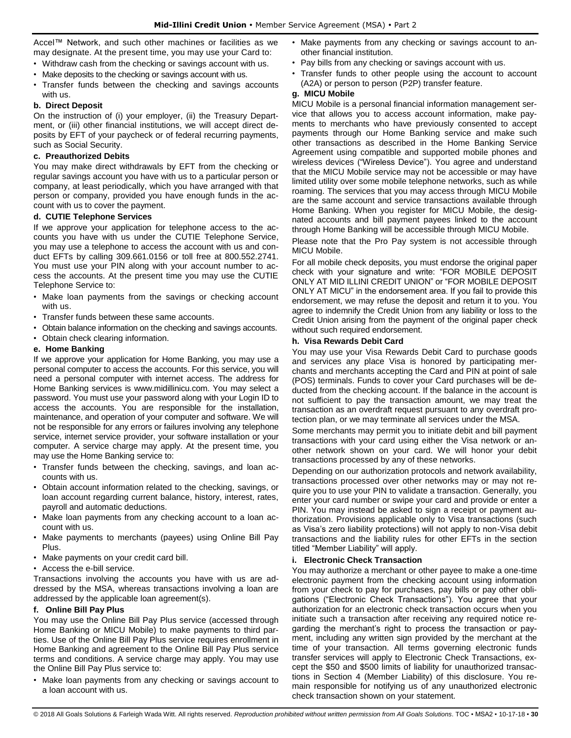Accel™ Network, and such other machines or facilities as we may designate. At the present time, you may use your Card to:

- Withdraw cash from the checking or savings account with us.
- Make deposits to the checking or savings account with us.
- Transfer funds between the checking and savings accounts with us.

**b. Direct Deposit**

On the instruction of (i) your employer, (ii) the Treasury Department, or (iii) other financial institutions, we will accept direct deposits by EFT of your paycheck or of federal recurring payments, such as Social Security.

**c. Preauthorized Debits**

You may make direct withdrawals by EFT from the checking or regular savings account you have with us to a particular person or company, at least periodically, which you have arranged with that person or company, provided you have enough funds in the account with us to cover the payment.

**d. CUTIE Telephone Services**

If we approve your application for telephone access to the accounts you have with us under the CUTIE Telephone Service, you may use a telephone to access the account with us and conduct EFTs by calling 309.661.0156 or toll free at 800.552.2741. You must use your PIN along with your account number to access the accounts. At the present time you may use the CUTIE Telephone Service to:

- Make loan payments from the savings or checking account with us.
- Transfer funds between these same accounts.
- Obtain balance information on the checking and savings accounts.
- Obtain check clearing information.

**e. Home Banking**

If we approve your application for Home Banking, you may use a personal computer to access the accounts. For this service, you will need a personal computer with internet access. The address for Home Banking services is www.midillinicu.com. You may select a password. You must use your password along with your Login ID to access the accounts. You are responsible for the installation, maintenance, and operation of your computer and software. We will not be responsible for any errors or failures involving any telephone service, internet service provider, your software installation or your computer. A service charge may apply. At the present time, you may use the Home Banking service to:

- Transfer funds between the checking, savings, and loan accounts with us.
- Obtain account information related to the checking, savings, or loan account regarding current balance, history, interest, rates, payroll and automatic deductions.
- Make loan payments from any checking account to a loan account with us.
- Make payments to merchants (payees) using Online Bill Pay Plus.
- Make payments on your credit card bill.
- Access the e-bill service.

Transactions involving the accounts you have with us are addressed by the MSA, whereas transactions involving a loan are addressed by the applicable loan agreement(s).

**f. Online Bill Pay Plus**

You may use the Online Bill Pay Plus service (accessed through Home Banking or MICU Mobile) to make payments to third parties. Use of the Online Bill Pay Plus service requires enrollment in Home Banking and agreement to the Online Bill Pay Plus service terms and conditions. A service charge may apply. You may use the Online Bill Pay Plus service to:

- Make loan payments from any checking or savings account to a loan account with us.
- Make payments from any checking or savings account to another financial institution.
- Pay bills from any checking or savings account with us.
- Transfer funds to other people using the account to account (A2A) or person to person (P2P) transfer feature.

**g. MICU Mobile**

MICU Mobile is a personal financial information management service that allows you to access account information, make payments to merchants who have previously consented to accept payments through our Home Banking service and make such other transactions as described in the Home Banking Service Agreement using compatible and supported mobile phones and wireless devices ("Wireless Device"). You agree and understand that the MICU Mobile service may not be accessible or may have limited utility over some mobile telephone networks, such as while roaming. The services that you may access through MICU Mobile are the same account and service transactions available through Home Banking. When you register for MICU Mobile, the designated accounts and bill payment payees linked to the account through Home Banking will be accessible through MICU Mobile.

Please note that the Pro Pay system is not accessible through MICU Mobile.

For all mobile check deposits, you must endorse the original paper check with your signature and write: "FOR MOBILE DEPOSIT ONLY AT MID ILLINI CREDIT UNION" or "FOR MOBILE DEPOSIT ONLY AT MICU" in the endorsement area. If you fail to provide this endorsement, we may refuse the deposit and return it to you. You agree to indemnify the Credit Union from any liability or loss to the Credit Union arising from the payment of the original paper check without such required endorsement.

**h. Visa Rewards Debit Card**

You may use your Visa Rewards Debit Card to purchase goods and services any place Visa is honored by participating merchants and merchants accepting the Card and PIN at point of sale (POS) terminals. Funds to cover your Card purchases will be deducted from the checking account. If the balance in the account is not sufficient to pay the transaction amount, we may treat the transaction as an overdraft request pursuant to any overdraft protection plan, or we may terminate all services under the MSA.

Some merchants may permit you to initiate debit and bill payment transactions with your card using either the Visa network or another network shown on your card. We will honor your debit transactions processed by any of these networks.

Depending on our authorization protocols and network availability, transactions processed over other networks may or may not require you to use your PIN to validate a transaction. Generally, you enter your card number or swipe your card and provide or enter a PIN. You may instead be asked to sign a receipt or payment authorization. Provisions applicable only to Visa transactions (such as Visa's zero liability protections) will not apply to non-Visa debit transactions and the liability rules for other EFTs in the section titled "Member Liability" will apply.

**i. Electronic Check Transaction**

You may authorize a merchant or other payee to make a one-time electronic payment from the checking account using information from your check to pay for purchases, pay bills or pay other obligations ("Electronic Check Transactions"). You agree that your authorization for an electronic check transaction occurs when you initiate such a transaction after receiving any required notice regarding the merchant's right to process the transaction or payment, including any written sign provided by the merchant at the time of your transaction. All terms governing electronic funds transfer services will apply to Electronic Check Transactions, except the $50 and $500 limits of liability for unauthorized transactions in Section 4 (Member Liability) of this disclosure. You remain responsible for notifying us of any unauthorized electronic check transaction shown on your statement.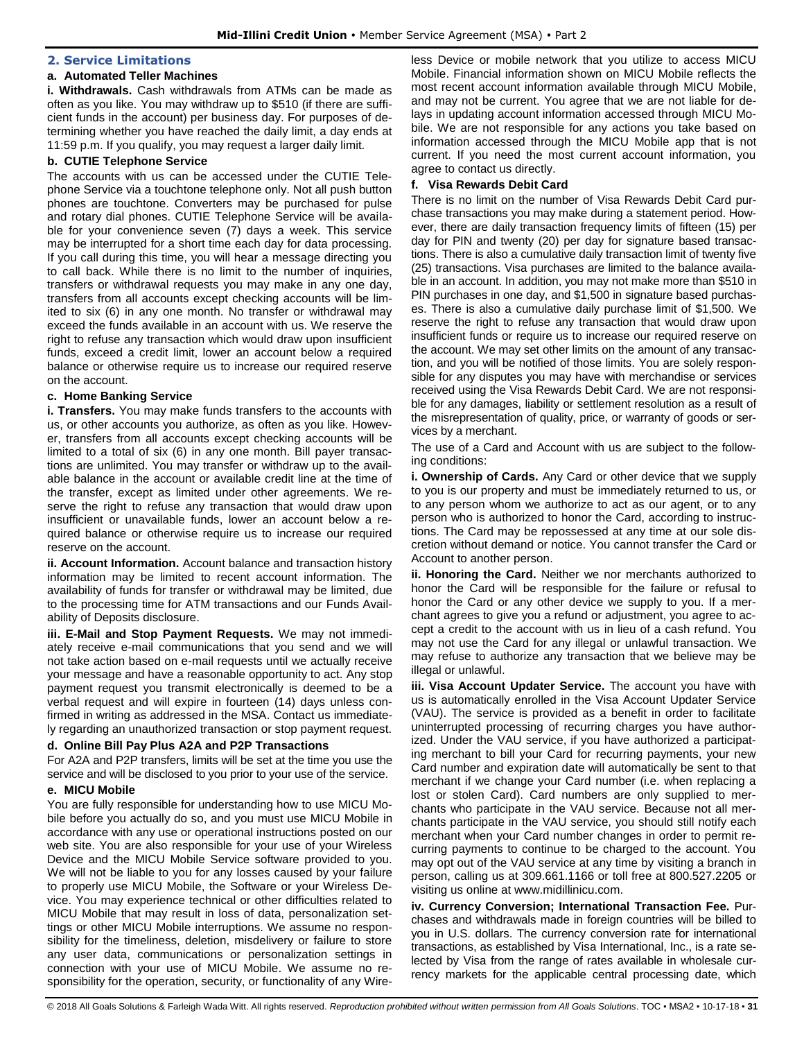## 2. Service Limitations

### a. Automated Teller Machines

**i. Withdrawals.** Cash withdrawals from ATMs can be made as often as you like. You may withdraw up to $510 (if there are sufficient funds in the account) per business day. For purposes of determining whether you have reached the daily limit, a day ends at 11:59 p.m. If you qualify, you may request a larger daily limit.

### b. CUTIE Telephone Service

The accounts with us can be accessed under the CUTIE Telephone Service via a touchtone telephone only. Not all push button phones are touchtone. Converters may be purchased for pulse and rotary dial phones. CUTIE Telephone Service will be available for your convenience seven (7) days a week. This service may be interrupted for a short time each day for data processing. If you call during this time, you will hear a message directing you to call back. While there is no limit to the number of inquiries, transfers or withdrawal requests you may make in any one day, transfers from all accounts except checking accounts will be limited to six (6) in any one month. No transfer or withdrawal may exceed the funds available in an account with us. We reserve the right to refuse any transaction which would draw upon insufficient funds, exceed a credit limit, lower an account below a required balance or otherwise require us to increase our required reserve on the account.

### c. Home Banking Service

**i. Transfers.** You may make funds transfers to the accounts with us, or other accounts you authorize, as often as you like. However, transfers from all accounts except checking accounts will be limited to a total of six (6) in any one month. Bill payer transactions are unlimited. You may transfer or withdraw up to the available balance in the account or available credit line at the time of the transfer, except as limited under other agreements. We reserve the right to refuse any transaction that would draw upon insufficient or unavailable funds, lower an account below a required balance or otherwise require us to increase our required reserve on the account.

**ii. Account Information.** Account balance and transaction history information may be limited to recent account information. The availability of funds for transfer or withdrawal may be limited, due to the processing time for ATM transactions and our Funds Availability of Deposits disclosure.

**iii. E-Mail and Stop Payment Requests.** We may not immediately receive e-mail communications that you send and we will not take action based on e-mail requests until we actually receive your message and have a reasonable opportunity to act. Any stop payment request you transmit electronically is deemed to be a verbal request and will expire in fourteen (14) days unless confirmed in writing as addressed in the MSA. Contact us immediately regarding an unauthorized transaction or stop payment request.

### d. Online Bill Pay Plus A2A and P2P Transactions

For A2A and P2P transfers, limits will be set at the time you use the service and will be disclosed to you prior to your use of the service.

### e. MICU Mobile

You are fully responsible for understanding how to use MICU Mobile before you actually do so, and you must use MICU Mobile in accordance with any use or operational instructions posted on our web site. You are also responsible for your use of your Wireless Device and the MICU Mobile Service software provided to you. We will not be liable to you for any losses caused by your failure to properly use MICU Mobile, the Software or your Wireless Device. You may experience technical or other difficulties related to MICU Mobile that may result in loss of data, personalization settings or other MICU Mobile interruptions. We assume no responsibility for the timeliness, deletion, misdelivery or failure to store any user data, communications or personalization settings in connection with your use of MICU Mobile. We assume no responsibility for the operation, security, or functionality of any Wireless Device or mobile network that you utilize to access MICU Mobile. Financial information shown on MICU Mobile reflects the most recent account information available through MICU Mobile, and may not be current. You agree that we are not liable for delays in updating account information accessed through MICU Mobile. We are not responsible for any actions you take based on information accessed through the MICU Mobile app that is not current. If you need the most current account information, you agree to contact us directly.

### f. Visa Rewards Debit Card

There is no limit on the number of Visa Rewards Debit Card purchase transactions you may make during a statement period. However, there are daily transaction frequency limits of fifteen (15) per day for PIN and twenty (20) per day for signature based transactions. There is also a cumulative daily transaction limit of twenty five (25) transactions. Visa purchases are limited to the balance available in an account. In addition, you may not make more than $510 in PIN purchases in one day, and $1,500 in signature based purchases. There is also a cumulative daily purchase limit of $1,500. We reserve the right to refuse any transaction that would draw upon insufficient funds or require us to increase our required reserve on the account. We may set other limits on the amount of any transaction, and you will be notified of those limits. You are solely responsible for any disputes you may have with merchandise or services received using the Visa Rewards Debit Card. We are not responsible for any damages, liability or settlement resolution as a result of the misrepresentation of quality, price, or warranty of goods or services by a merchant.

The use of a Card and Account with us are subject to the following conditions:

**i. Ownership of Cards.** Any Card or other device that we supply to you is our property and must be immediately returned to us, or to any person whom we authorize to act as our agent, or to any person who is authorized to honor the Card, according to instructions. The Card may be repossessed at any time at our sole discretion without demand or notice. You cannot transfer the Card or Account to another person.

**ii. Honoring the Card.** Neither we nor merchants authorized to honor the Card will be responsible for the failure or refusal to honor the Card or any other device we supply to you. If a merchant agrees to give you a refund or adjustment, you agree to accept a credit to the account with us in lieu of a cash refund. You may not use the Card for any illegal or unlawful transaction. We may refuse to authorize any transaction that we believe may be illegal or unlawful.

**iii. Visa Account Updater Service.** The account you have with us is automatically enrolled in the Visa Account Updater Service (VAU). The service is provided as a benefit in order to facilitate uninterrupted processing of recurring charges you have authorized. Under the VAU service, if you have authorized a participating merchant to bill your Card for recurring payments, your new Card number and expiration date will automatically be sent to that merchant if we change your Card number (i.e. when replacing a lost or stolen Card). Card numbers are only supplied to merchants who participate in the VAU service. Because not all merchants participate in the VAU service, you should still notify each merchant when your Card number changes in order to permit recurring payments to continue to be charged to the account. You may opt out of the VAU service at any time by visiting a branch in person, calling us at 309.661.1166 or toll free at 800.527.2205 or visiting us online at www.midillinicu.com.

**iv. Currency Conversion; International Transaction Fee.** Purchases and withdrawals made in foreign countries will be billed to you in U.S. dollars. The currency conversion rate for international transactions, as established by Visa International, Inc., is a rate selected by Visa from the range of rates available in wholesale currency markets for the applicable central processing date, which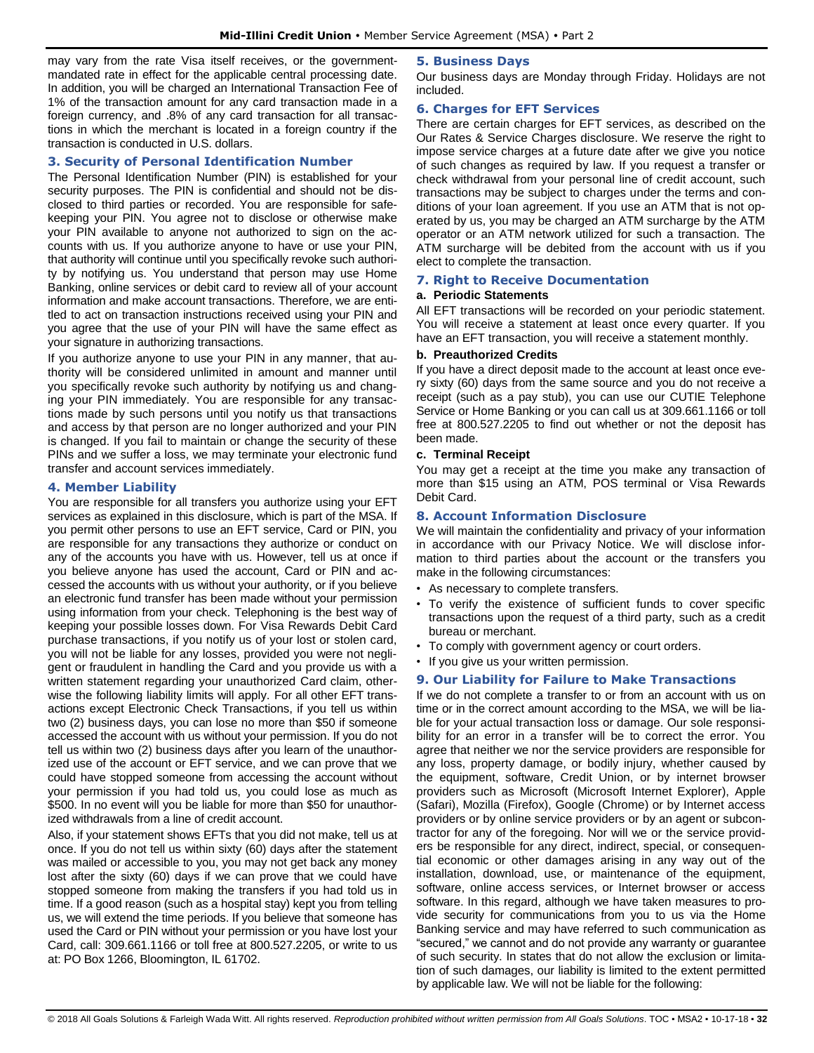may vary from the rate Visa itself receives, or the government-mandated rate in effect for the applicable central processing date. In addition, you will be charged an International Transaction Fee of 1% of the transaction amount for any card transaction made in a foreign currency, and .8% of any card transaction for all transactions in which the merchant is located in a foreign country if the transaction is conducted in U.S. dollars.

### 3. Security of Personal Identification Number

The Personal Identification Number (PIN) is established for your security purposes. The PIN is confidential and should not be disclosed to third parties or recorded. You are responsible for safekeeping your PIN. You agree not to disclose or otherwise make your PIN available to anyone not authorized to sign on the accounts with us. If you authorize anyone to have or use your PIN, that authority will continue until you specifically revoke such authority by notifying us. You understand that person may use Home Banking, online services or debit card to review all of your account information and make account transactions. Therefore, we are entitled to act on transaction instructions received using your PIN and you agree that the use of your PIN will have the same effect as your signature in authorizing transactions.

If you authorize anyone to use your PIN in any manner, that authority will be considered unlimited in amount and manner until you specifically revoke such authority by notifying us and changing your PIN immediately. You are responsible for any transactions made by such persons until you notify us that transactions and access by that person are no longer authorized and your PIN is changed. If you fail to maintain or change the security of these PINs and we suffer a loss, we may terminate your electronic fund transfer and account services immediately.

### 4. Member Liability

You are responsible for all transfers you authorize using your EFT services as explained in this disclosure, which is part of the MSA. If you permit other persons to use an EFT service, Card or PIN, you are responsible for any transactions they authorize or conduct on any of the accounts you have with us. However, tell us at once if you believe anyone has used the account, Card or PIN and accessed the accounts with us without your authority, or if you believe an electronic fund transfer has been made without your permission using information from your check. Telephoning is the best way of keeping your possible losses down. For Visa Rewards Debit Card purchase transactions, if you notify us of your lost or stolen card, you will not be liable for any losses, provided you were not negligent or fraudulent in handling the Card and you provide us with a written statement regarding your unauthorized Card claim, otherwise the following liability limits will apply. For all other EFT transactions except Electronic Check Transactions, if you tell us within two (2) business days, you can lose no more than $50 if someone accessed the account with us without your permission. If you do not tell us within two (2) business days after you learn of the unauthorized use of the account or EFT service, and we can prove that we could have stopped someone from accessing the account without your permission if you had told us, you could lose as much as $500. In no event will you be liable for more than $50 for unauthorized withdrawals from a line of credit account.

Also, if your statement shows EFTs that you did not make, tell us at once. If you do not tell us within sixty (60) days after the statement was mailed or accessible to you, you may not get back any money lost after the sixty (60) days if we can prove that we could have stopped someone from making the transfers if you had told us in time. If a good reason (such as a hospital stay) kept you from telling us, we will extend the time periods. If you believe that someone has used the Card or PIN without your permission or you have lost your Card, call: 309.661.1166 or toll free at 800.527.2205, or write to us at: PO Box 1266, Bloomington, IL 61702.

### 5. Business Days

Our business days are Monday through Friday. Holidays are not included.

### 6. Charges for EFT Services

There are certain charges for EFT services, as described on the Our Rates & Service Charges disclosure. We reserve the right to impose service charges at a future date after we give you notice of such changes as required by law. If you request a transfer or check withdrawal from your personal line of credit account, such transactions may be subject to charges under the terms and conditions of your loan agreement. If you use an ATM that is not operated by us, you may be charged an ATM surcharge by the ATM operator or an ATM network utilized for such a transaction. The ATM surcharge will be debited from the account with us if you elect to complete the transaction.

### 7. Right to Receive Documentation

**a. Periodic Statements**

All EFT transactions will be recorded on your periodic statement. You will receive a statement at least once every quarter. If you have an EFT transaction, you will receive a statement monthly.

**b. Preauthorized Credits**

If you have a direct deposit made to the account at least once every sixty (60) days from the same source and you do not receive a receipt (such as a pay stub), you can use our CUTIE Telephone Service or Home Banking or you can call us at 309.661.1166 or toll free at 800.527.2205 to find out whether or not the deposit has been made.

**c. Terminal Receipt**

You may get a receipt at the time you make any transaction of more than $15 using an ATM, POS terminal or Visa Rewards Debit Card.

### 8. Account Information Disclosure

We will maintain the confidentiality and privacy of your information in accordance with our Privacy Notice. We will disclose information to third parties about the account or the transfers you make in the following circumstances:

- As necessary to complete transfers.
- To verify the existence of sufficient funds to cover specific transactions upon the request of a third party, such as a credit bureau or merchant.
- To comply with government agency or court orders.
- If you give us your written permission.

### 9. Our Liability for Failure to Make Transactions

If we do not complete a transfer to or from an account with us on time or in the correct amount according to the MSA, we will be liable for your actual transaction loss or damage. Our sole responsibility for an error in a transfer will be to correct the error. You agree that neither we nor the service providers are responsible for any loss, property damage, or bodily injury, whether caused by the equipment, software, Credit Union, or by internet browser providers such as Microsoft (Microsoft Internet Explorer), Apple (Safari), Mozilla (Firefox), Google (Chrome) or by Internet access providers or by online service providers or by an agent or subcontractor for any of the foregoing. Nor will we or the service providers be responsible for any direct, indirect, special, or consequential economic or other damages arising in any way out of the installation, download, use, or maintenance of the equipment, software, online access services, or Internet browser or access software. In this regard, although we have taken measures to provide security for communications from you to us via the Home Banking service and may have referred to such communication as "secured," we cannot and do not provide any warranty or guarantee of such security. In states that do not allow the exclusion or limitation of such damages, our liability is limited to the extent permitted by applicable law. We will not be liable for the following: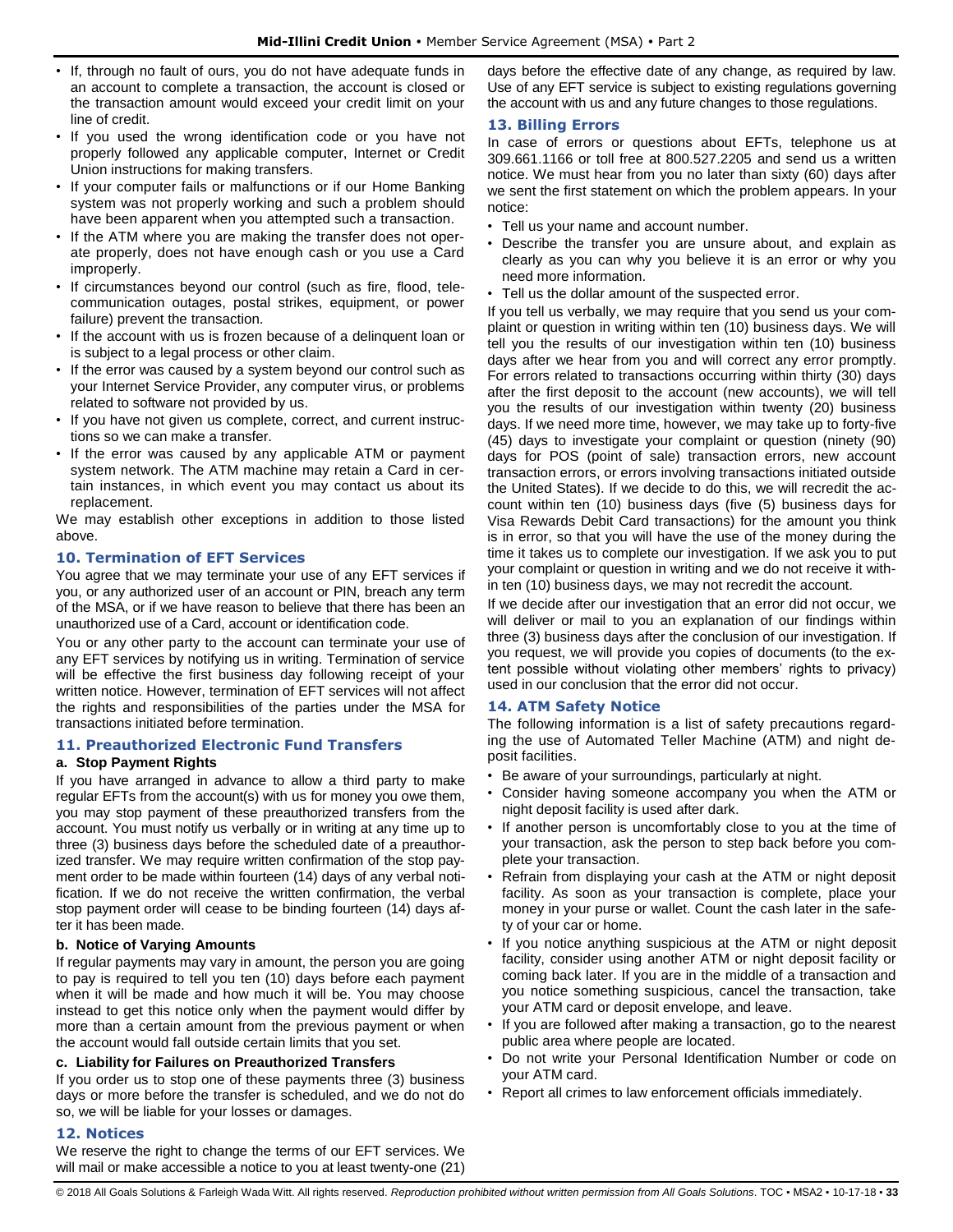- If, through no fault of ours, you do not have adequate funds in an account to complete a transaction, the account is closed or the transaction amount would exceed your credit limit on your line of credit.
- If you used the wrong identification code or you have not properly followed any applicable computer, Internet or Credit Union instructions for making transfers.
- If your computer fails or malfunctions or if our Home Banking system was not properly working and such a problem should have been apparent when you attempted such a transaction.
- If the ATM where you are making the transfer does not operate properly, does not have enough cash or you use a Card improperly.
- If circumstances beyond our control (such as fire, flood, telecommunication outages, postal strikes, equipment, or power failure) prevent the transaction.
- If the account with us is frozen because of a delinquent loan or is subject to a legal process or other claim.
- If the error was caused by a system beyond our control such as your Internet Service Provider, any computer virus, or problems related to software not provided by us.
- If you have not given us complete, correct, and current instructions so we can make a transfer.
- If the error was caused by any applicable ATM or payment system network. The ATM machine may retain a Card in certain instances, in which event you may contact us about its replacement.

We may establish other exceptions in addition to those listed above.

## 10. Termination of EFT Services

You agree that we may terminate your use of any EFT services if you, or any authorized user of an account or PIN, breach any term of the MSA, or if we have reason to believe that there has been an unauthorized use of a Card, account or identification code.

You or any other party to the account can terminate your use of any EFT services by notifying us in writing. Termination of service will be effective the first business day following receipt of your written notice. However, termination of EFT services will not affect the rights and responsibilities of the parties under the MSA for transactions initiated before termination.

## 11. Preauthorized Electronic Fund Transfers

**a. Stop Payment Rights**

If you have arranged in advance to allow a third party to make regular EFTs from the account(s) with us for money you owe them, you may stop payment of these preauthorized transfers from the account. You must notify us verbally or in writing at any time up to three (3) business days before the scheduled date of a preauthorized transfer. We may require written confirmation of the stop payment order to be made within fourteen (14) days of any verbal notification. If we do not receive the written confirmation, the verbal stop payment order will cease to be binding fourteen (14) days after it has been made.

**b. Notice of Varying Amounts**

If regular payments may vary in amount, the person you are going to pay is required to tell you ten (10) days before each payment when it will be made and how much it will be. You may choose instead to get this notice only when the payment would differ by more than a certain amount from the previous payment or when the account would fall outside certain limits that you set.

**c. Liability for Failures on Preauthorized Transfers**

If you order us to stop one of these payments three (3) business days or more before the transfer is scheduled, and we do not do so, we will be liable for your losses or damages.

## 12. Notices

We reserve the right to change the terms of our EFT services. We will mail or make accessible a notice to you at least twenty-one (21) days before the effective date of any change, as required by law. Use of any EFT service is subject to existing regulations governing the account with us and any future changes to those regulations.

## 13. Billing Errors

In case of errors or questions about EFTs, telephone us at 309.661.1166 or toll free at 800.527.2205 and send us a written notice. We must hear from you no later than sixty (60) days after we sent the first statement on which the problem appears. In your notice:

- Tell us your name and account number.
- Describe the transfer you are unsure about, and explain as clearly as you can why you believe it is an error or why you need more information.
- Tell us the dollar amount of the suspected error.

If you tell us verbally, we may require that you send us your complaint or question in writing within ten (10) business days. We will tell you the results of our investigation within ten (10) business days after we hear from you and will correct any error promptly. For errors related to transactions occurring within thirty (30) days after the first deposit to the account (new accounts), we will tell you the results of our investigation within twenty (20) business days. If we need more time, however, we may take up to forty-five (45) days to investigate your complaint or question (ninety (90) days for POS (point of sale) transaction errors, new account transaction errors, or errors involving transactions initiated outside the United States). If we decide to do this, we will recredit the account within ten (10) business days (five (5) business days for Visa Rewards Debit Card transactions) for the amount you think is in error, so that you will have the use of the money during the time it takes us to complete our investigation. If we ask you to put your complaint or question in writing and we do not receive it within ten (10) business days, we may not recredit the account.

If we decide after our investigation that an error did not occur, we will deliver or mail to you an explanation of our findings within three (3) business days after the conclusion of our investigation. If you request, we will provide you copies of documents (to the extent possible without violating other members' rights to privacy) used in our conclusion that the error did not occur.

## 14. ATM Safety Notice

The following information is a list of safety precautions regarding the use of Automated Teller Machine (ATM) and night deposit facilities.

- Be aware of your surroundings, particularly at night.
- Consider having someone accompany you when the ATM or night deposit facility is used after dark.
- If another person is uncomfortably close to you at the time of your transaction, ask the person to step back before you complete your transaction.
- Refrain from displaying your cash at the ATM or night deposit facility. As soon as your transaction is complete, place your money in your purse or wallet. Count the cash later in the safety of your car or home.
- If you notice anything suspicious at the ATM or night deposit facility, consider using another ATM or night deposit facility or coming back later. If you are in the middle of a transaction and you notice something suspicious, cancel the transaction, take your ATM card or deposit envelope, and leave.
- If you are followed after making a transaction, go to the nearest public area where people are located.
- Do not write your Personal Identification Number or code on your ATM card.
- Report all crimes to law enforcement officials immediately.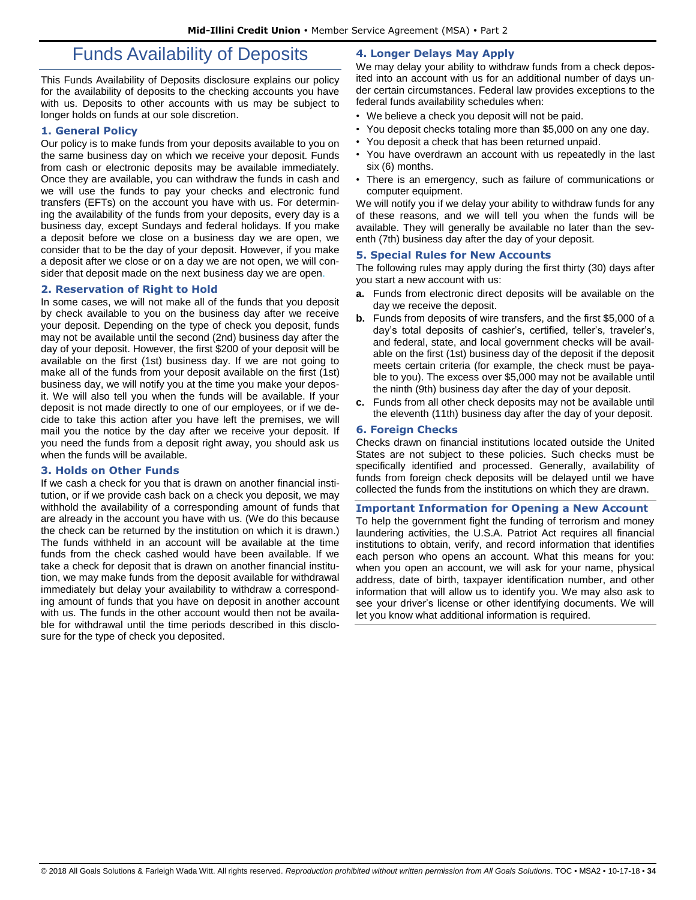# Funds Availability of Deposits

This Funds Availability of Deposits disclosure explains our policy for the availability of deposits to the checking accounts you have with us. Deposits to other accounts with us may be subject to longer holds on funds at our sole discretion.

### 1. General Policy

Our policy is to make funds from your deposits available to you on the same business day on which we receive your deposit. Funds from cash or electronic deposits may be available immediately. Once they are available, you can withdraw the funds in cash and we will use the funds to pay your checks and electronic fund transfers (EFTs) on the account you have with us. For determining the availability of the funds from your deposits, every day is a business day, except Sundays and federal holidays. If you make a deposit before we close on a business day we are open, we consider that to be the day of your deposit. However, if you make a deposit after we close or on a day we are not open, we will consider that deposit made on the next business day we are open.

### 2. Reservation of Right to Hold

In some cases, we will not make all of the funds that you deposit by check available to you on the business day after we receive your deposit. Depending on the type of check you deposit, funds may not be available until the second (2nd) business day after the day of your deposit. However, the first $200 of your deposit will be available on the first (1st) business day. If we are not going to make all of the funds from your deposit available on the first (1st) business day, we will notify you at the time you make your deposit. We will also tell you when the funds will be available. If your deposit is not made directly to one of our employees, or if we decide to take this action after you have left the premises, we will mail you the notice by the day after we receive your deposit. If you need the funds from a deposit right away, you should ask us when the funds will be available.

### 3. Holds on Other Funds

If we cash a check for you that is drawn on another financial institution, or if we provide cash back on a check you deposit, we may withhold the availability of a corresponding amount of funds that are already in the account you have with us. (We do this because the check can be returned by the institution on which it is drawn.) The funds withheld in an account will be available at the time funds from the check cashed would have been available. If we take a check for deposit that is drawn on another financial institution, we may make funds from the deposit available for withdrawal immediately but delay your availability to withdraw a corresponding amount of funds that you have on deposit in another account with us. The funds in the other account would then not be available for withdrawal until the time periods described in this disclosure for the type of check you deposited.

### 4. Longer Delays May Apply

We may delay your ability to withdraw funds from a check deposited into an account with us for an additional number of days under certain circumstances. Federal law provides exceptions to the federal funds availability schedules when:

- We believe a check you deposit will not be paid.
- You deposit checks totaling more than $5,000 on any one day.
- You deposit a check that has been returned unpaid.
- You have overdrawn an account with us repeatedly in the last six (6) months.
- There is an emergency, such as failure of communications or computer equipment.

We will notify you if we delay your ability to withdraw funds for any of these reasons, and we will tell you when the funds will be available. They will generally be available no later than the seventh (7th) business day after the day of your deposit.

### 5. Special Rules for New Accounts

The following rules may apply during the first thirty (30) days after you start a new account with us:

**a.** Funds from electronic direct deposits will be available on the day we receive the deposit.

**b.** Funds from deposits of wire transfers, and the first $5,000 of a day's total deposits of cashier's, certified, teller's, traveler's, and federal, state, and local government checks will be available on the first (1st) business day of the deposit if the deposit meets certain criteria (for example, the check must be payable to you). The excess over $5,000 may not be available until the ninth (9th) business day after the day of your deposit.

**c.** Funds from all other check deposits may not be available until the eleventh (11th) business day after the day of your deposit.

### 6. Foreign Checks

Checks drawn on financial institutions located outside the United States are not subject to these policies. Such checks must be specifically identified and processed. Generally, availability of funds from foreign check deposits will be delayed until we have collected the funds from the institutions on which they are drawn.

### Important Information for Opening a New Account

To help the government fight the funding of terrorism and money laundering activities, the U.S.A. Patriot Act requires all financial institutions to obtain, verify, and record information that identifies each person who opens an account. What this means for you: when you open an account, we will ask for your name, physical address, date of birth, taxpayer identification number, and other information that will allow us to identify you. We may also ask to see your driver's license or other identifying documents. We will let you know what additional information is required.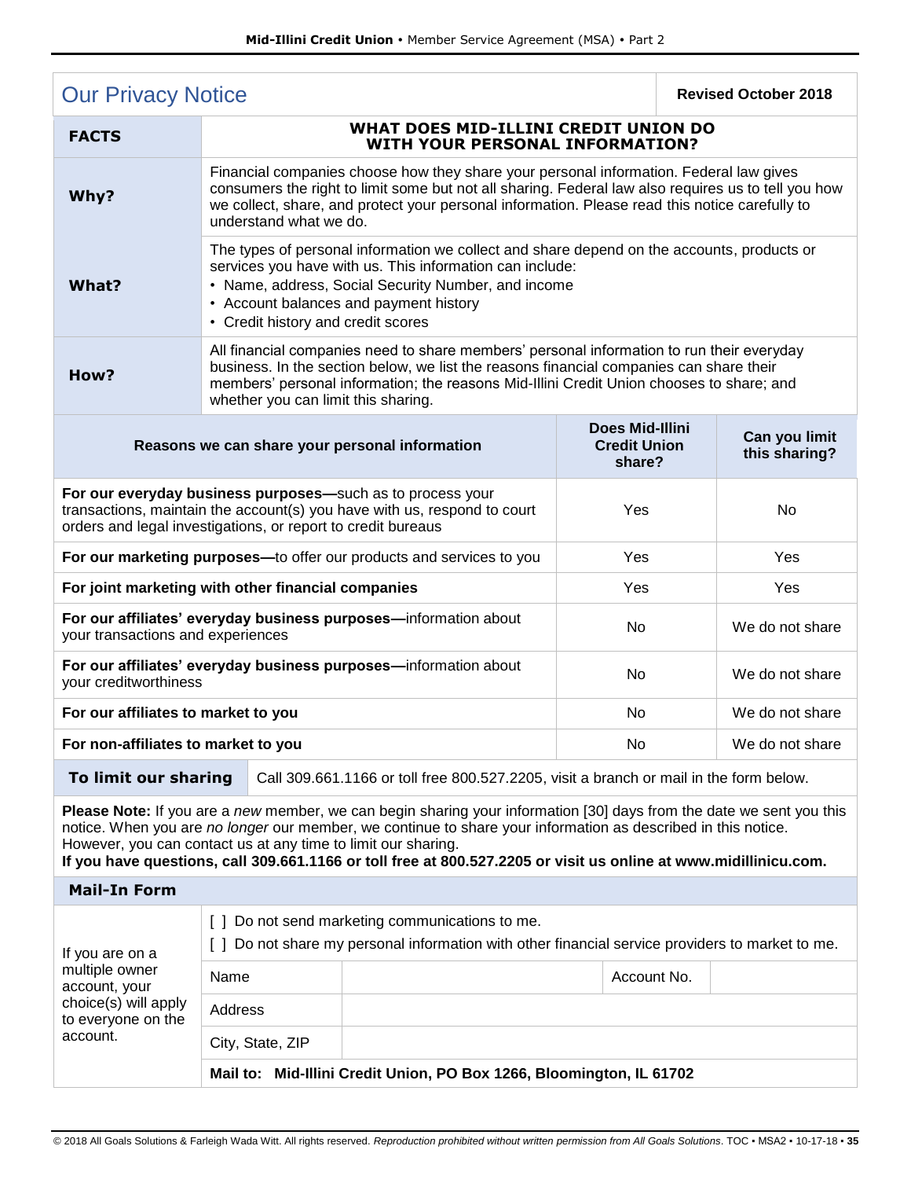## Our Privacy Notice

**Revised October 2018**

| **FACTS** | **WHAT DOES MID-ILLINI CREDIT UNION DO WITH YOUR PERSONAL INFORMATION?** |
|---|---|
| **Why?** | Financial companies choose how they share your personal information. Federal law gives consumers the right to limit some but not all sharing. Federal law also requires us to tell you how we collect, share, and protect your personal information. Please read this notice carefully to understand what we do. |
| **What?** | The types of personal information we collect and share depend on the accounts, products or services you have with us. This information can include:<br>• Name, address, Social Security Number, and income<br>• Account balances and payment history<br>• Credit history and credit scores |
| **How?** | All financial companies need to share members' personal information to run their everyday business. In the section below, we list the reasons financial companies can share their members' personal information; the reasons Mid-Illini Credit Union chooses to share; and whether you can limit this sharing. |

| Reasons we can share your personal information | Does Mid-Illini Credit Union share? | Can you limit this sharing? |
|---|---|---|
| **For our everyday business purposes—**such as to process your transactions, maintain the account(s) you have with us, respond to court orders and legal investigations, or report to credit bureaus | Yes | No |
| **For our marketing purposes—**to offer our products and services to you | Yes | Yes |
| **For joint marketing with other financial companies** | Yes | Yes |
| **For our affiliates' everyday business purposes—**information about your transactions and experiences | No | We do not share |
| **For our affiliates' everyday business purposes—**information about your creditworthiness | No | We do not share |
| **For our affiliates to market to you** | No | We do not share |
| **For non-affiliates to market to you** | No | We do not share |

| **To limit our sharing** | Call 309.661.1166 or toll free 800.527.2205, visit a branch or mail in the form below. |
|---|---|

**Please Note:** If you are a *new* member, we can begin sharing your information [30] days from the date we sent you this notice. When you are *no longer* our member, we continue to share your information as described in this notice. However, you can contact us at any time to limit our sharing.

**If you have questions, call 309.661.1166 or toll free at 800.527.2205 or visit us online at www.midillinicu.com.**

### Mail-In Form

If you are on a multiple owner account, your choice(s) will apply to everyone on the account.

[ ] Do not send marketing communications to me.

[ ] Do not share my personal information with other financial service providers to market to me.

| Name | | Account No. | |
|---|---|---|---|
| Address | | | |
| City, State, ZIP | | | |

**Mail to: Mid-Illini Credit Union, PO Box 1266, Bloomington, IL 61702**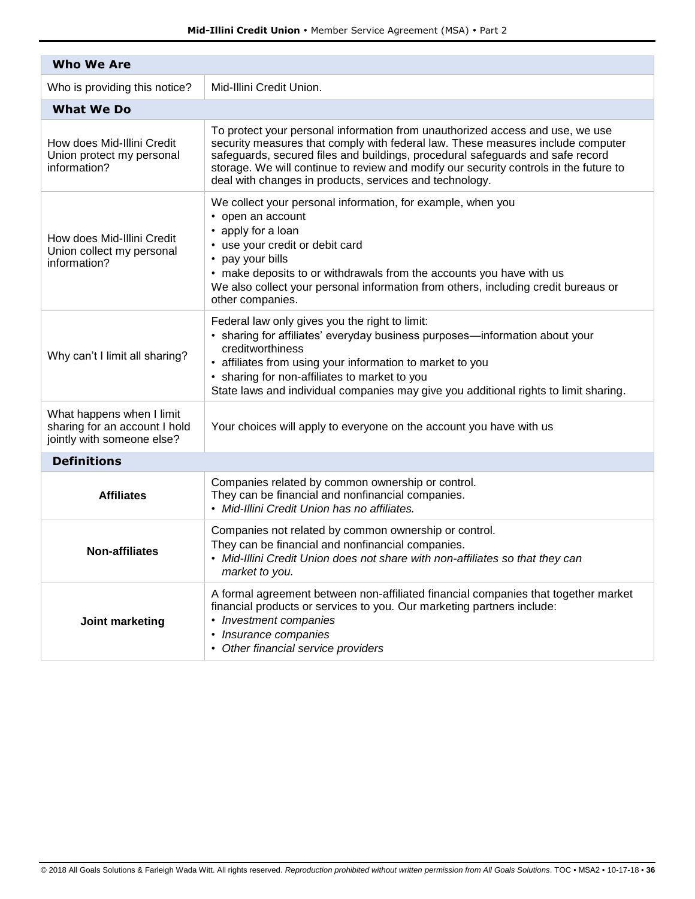| Who We Are | |
|---|---|
| Who is providing this notice? | Mid-Illini Credit Union. |
| **What We Do** | |
| How does Mid-Illini Credit Union protect my personal information? | To protect your personal information from unauthorized access and use, we use security measures that comply with federal law. These measures include computer safeguards, secured files and buildings, procedural safeguards and safe record storage. We will continue to review and modify our security controls in the future to deal with changes in products, services and technology. |
| How does Mid-Illini Credit Union collect my personal information? | We collect your personal information, for example, when you<br>• open an account<br>• apply for a loan<br>• use your credit or debit card<br>• pay your bills<br>• make deposits to or withdrawals from the accounts you have with us<br>We also collect your personal information from others, including credit bureaus or other companies. |
| Why can't I limit all sharing? | Federal law only gives you the right to limit:<br>• sharing for affiliates' everyday business purposes—information about your creditworthiness<br>• affiliates from using your information to market to you<br>• sharing for non-affiliates to market to you<br>State laws and individual companies may give you additional rights to limit sharing. |
| What happens when I limit sharing for an account I hold jointly with someone else? | Your choices will apply to everyone on the account you have with us |
| **Definitions** | |
| **Affiliates** | Companies related by common ownership or control.<br>They can be financial and nonfinancial companies.<br>• *Mid-Illini Credit Union has no affiliates.* |
| **Non-affiliates** | Companies not related by common ownership or control.<br>They can be financial and nonfinancial companies.<br>• *Mid-Illini Credit Union does not share with non-affiliates so that they can market to you.* |
| **Joint marketing** | A formal agreement between non-affiliated financial companies that together market financial products or services to you. Our marketing partners include:<br>• *Investment companies*<br>• *Insurance companies*<br>• *Other financial service providers* |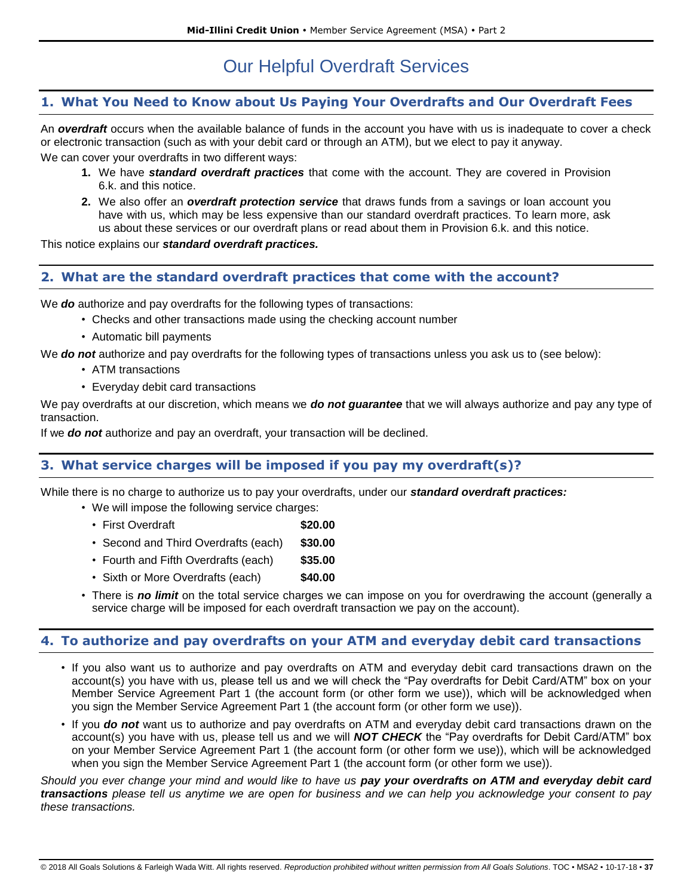# Our Helpful Overdraft Services

## 1. What You Need to Know about Us Paying Your Overdrafts and Our Overdraft Fees

An ***overdraft*** occurs when the available balance of funds in the account you have with us is inadequate to cover a check or electronic transaction (such as with your debit card or through an ATM), but we elect to pay it anyway.

We can cover your overdrafts in two different ways:

1. We have ***standard overdraft practices*** that come with the account. They are covered in Provision 6.k. and this notice.
2. We also offer an ***overdraft protection service*** that draws funds from a savings or loan account you have with us, which may be less expensive than our standard overdraft practices. To learn more, ask us about these services or our overdraft plans or read about them in Provision 6.k. and this notice.

This notice explains our ***standard overdraft practices.***

## 2. What are the standard overdraft practices that come with the account?

We ***do*** authorize and pay overdrafts for the following types of transactions:

- Checks and other transactions made using the checking account number
- Automatic bill payments

We ***do not*** authorize and pay overdrafts for the following types of transactions unless you ask us to (see below):

- ATM transactions
- Everyday debit card transactions

We pay overdrafts at our discretion, which means we ***do not guarantee*** that we will always authorize and pay any type of transaction.

If we ***do not*** authorize and pay an overdraft, your transaction will be declined.

## 3. What service charges will be imposed if you pay my overdraft(s)?

While there is no charge to authorize us to pay your overdrafts, under our ***standard overdraft practices:***

- We will impose the following service charges:
  - First Overdraft **$20.00**
  - Second and Third Overdrafts (each) **$30.00**
  - Fourth and Fifth Overdrafts (each) **$35.00**
  - Sixth or More Overdrafts (each) **$40.00**
- There is ***no limit*** on the total service charges we can impose on you for overdrawing the account (generally a service charge will be imposed for each overdraft transaction we pay on the account).

## 4. To authorize and pay overdrafts on your ATM and everyday debit card transactions

- If you also want us to authorize and pay overdrafts on ATM and everyday debit card transactions drawn on the account(s) you have with us, please tell us and we will check the "Pay overdrafts for Debit Card/ATM" box on your Member Service Agreement Part 1 (the account form (or other form we use)), which will be acknowledged when you sign the Member Service Agreement Part 1 (the account form (or other form we use)).
- If you ***do not*** want us to authorize and pay overdrafts on ATM and everyday debit card transactions drawn on the account(s) you have with us, please tell us and we will ***NOT CHECK*** the "Pay overdrafts for Debit Card/ATM" box on your Member Service Agreement Part 1 (the account form (or other form we use)), which will be acknowledged when you sign the Member Service Agreement Part 1 (the account form (or other form we use)).

*Should you ever change your mind and would like to have us* ***pay your overdrafts on ATM and everyday debit card transactions*** *please tell us anytime we are open for business and we can help you acknowledge your consent to pay these transactions.*